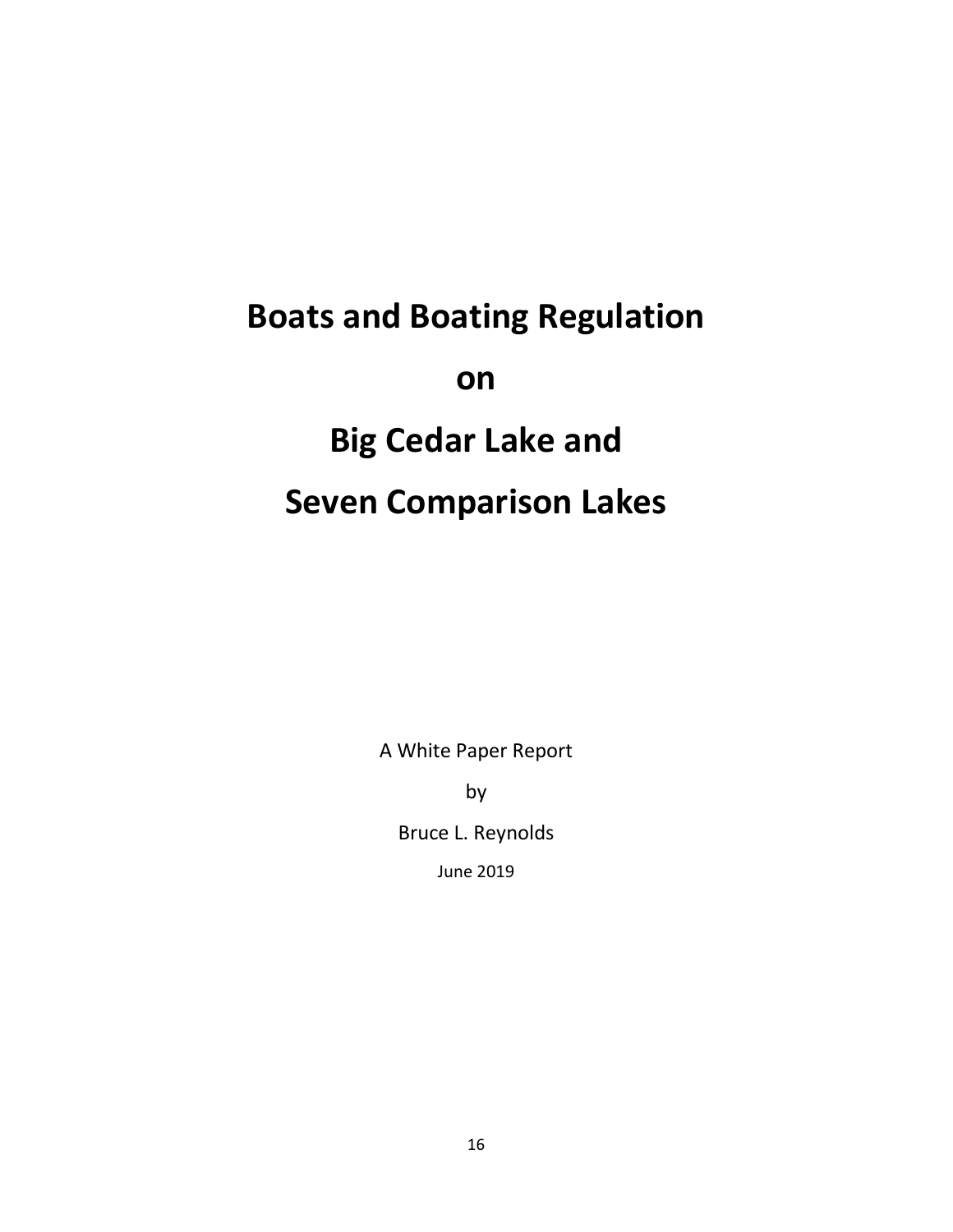# Boats and Boating Regulation

# on

# Big Cedar Lake and

# Seven Comparison Lakes

A White Paper Report

by

Bruce L. Reynolds

June 2019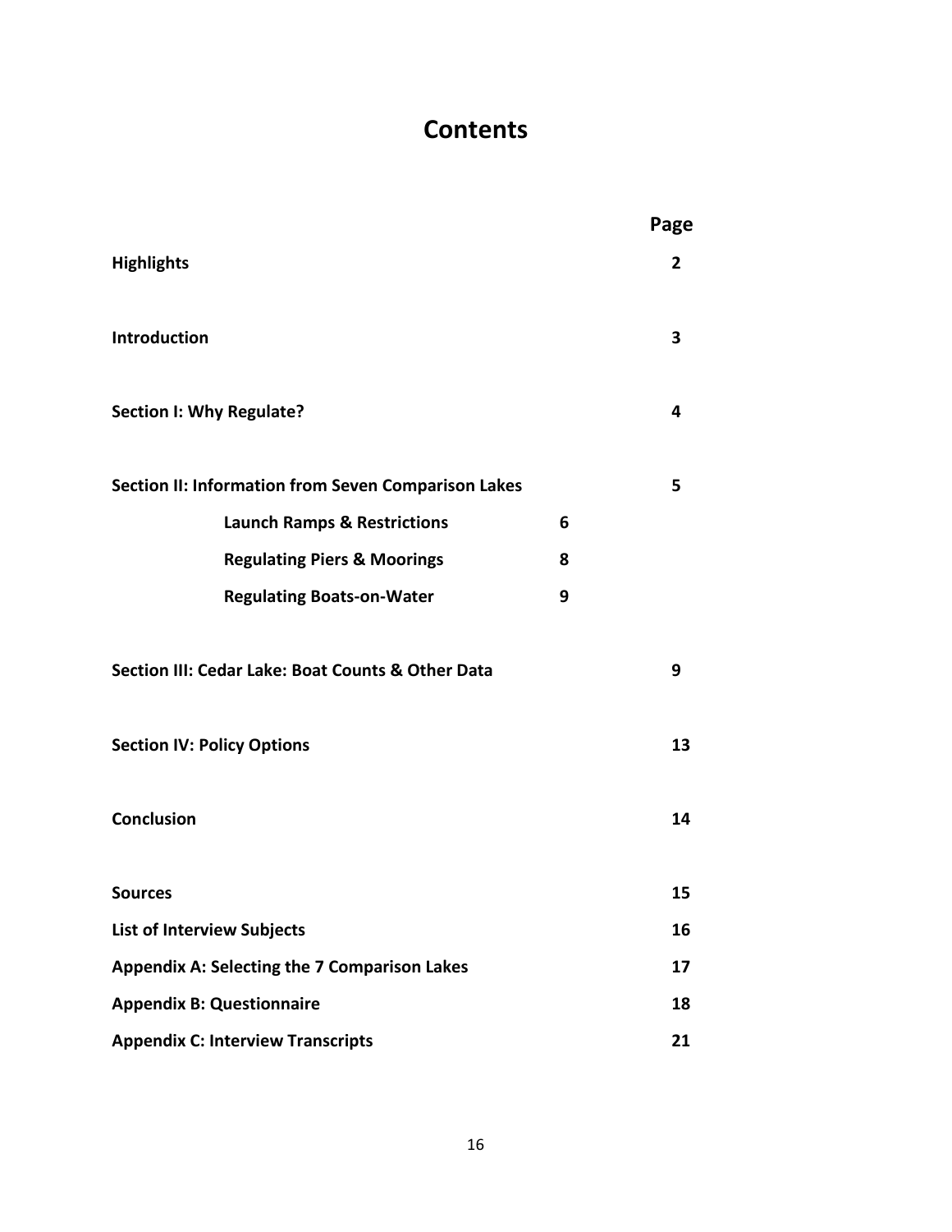# Contents

| | | Page |
|---|---|---|
| **Highlights** | | **2** |
| **Introduction** | | **3** |
| **Section I: Why Regulate?** | | **4** |
| **Section II: Information from Seven Comparison Lakes** | | **5** |
| **Launch Ramps & Restrictions** | **6** | |
| **Regulating Piers & Moorings** | **8** | |
| **Regulating Boats-on-Water** | **9** | |
| **Section III: Cedar Lake: Boat Counts & Other Data** | | **9** |
| **Section IV: Policy Options** | | **13** |
| **Conclusion** | | **14** |
| **Sources** | | **15** |
| **List of Interview Subjects** | | **16** |
| **Appendix A: Selecting the 7 Comparison Lakes** | | **17** |
| **Appendix B: Questionnaire** | | **18** |
| **Appendix C: Interview Transcripts** | | **21** |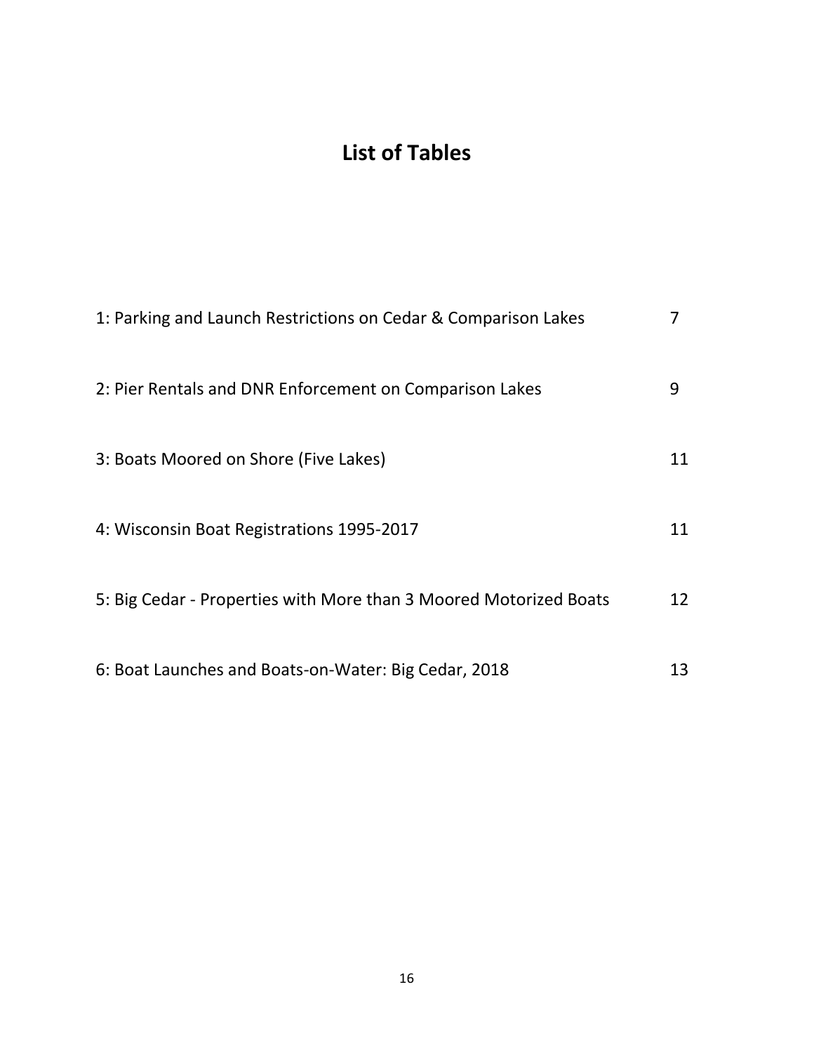# List of Tables

| | |
|---|---|
| 1: Parking and Launch Restrictions on Cedar & Comparison Lakes | 7 |
| 2: Pier Rentals and DNR Enforcement on Comparison Lakes | 9 |
| 3: Boats Moored on Shore (Five Lakes) | 11 |
| 4: Wisconsin Boat Registrations 1995-2017 | 11 |
| 5: Big Cedar - Properties with More than 3 Moored Motorized Boats | 12 |
| 6: Boat Launches and Boats-on-Water: Big Cedar, 2018 | 13 |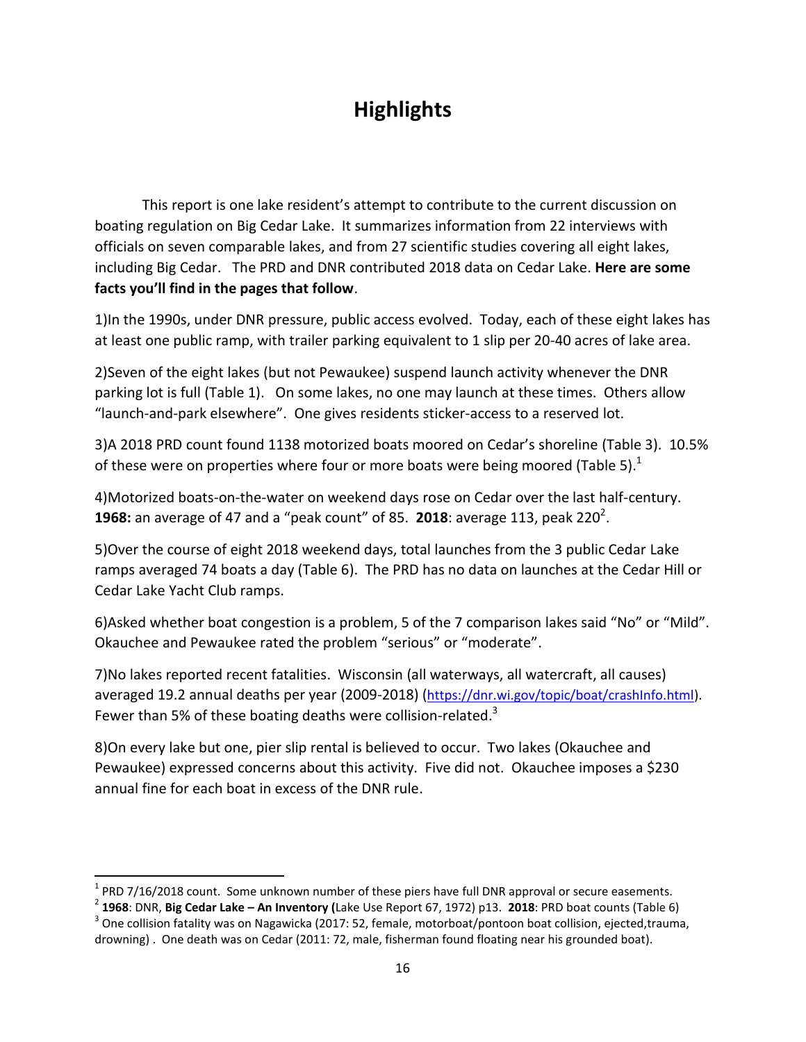# Highlights

This report is one lake resident's attempt to contribute to the current discussion on boating regulation on Big Cedar Lake. It summarizes information from 22 interviews with officials on seven comparable lakes, and from 27 scientific studies covering all eight lakes, including Big Cedar. The PRD and DNR contributed 2018 data on Cedar Lake. **Here are some facts you'll find in the pages that follow**.

1)In the 1990s, under DNR pressure, public access evolved. Today, each of these eight lakes has at least one public ramp, with trailer parking equivalent to 1 slip per 20-40 acres of lake area.

2)Seven of the eight lakes (but not Pewaukee) suspend launch activity whenever the DNR parking lot is full (Table 1). On some lakes, no one may launch at these times. Others allow "launch-and-park elsewhere". One gives residents sticker-access to a reserved lot.

3)A 2018 PRD count found 1138 motorized boats moored on Cedar's shoreline (Table 3). 10.5% of these were on properties where four or more boats were being moored (Table 5).[1]

4)Motorized boats-on-the-water on weekend days rose on Cedar over the last half-century. **1968:** an average of 47 and a "peak count" of 85. **2018**: average 113, peak 220[2].

5)Over the course of eight 2018 weekend days, total launches from the 3 public Cedar Lake ramps averaged 74 boats a day (Table 6). The PRD has no data on launches at the Cedar Hill or Cedar Lake Yacht Club ramps.

6)Asked whether boat congestion is a problem, 5 of the 7 comparison lakes said "No" or "Mild". Okauchee and Pewaukee rated the problem "serious" or "moderate".

7)No lakes reported recent fatalities. Wisconsin (all waterways, all watercraft, all causes) averaged 19.2 annual deaths per year (2009-2018) (https://dnr.wi.gov/topic/boat/crashInfo.html). Fewer than 5% of these boating deaths were collision-related.[3]

8)On every lake but one, pier slip rental is believed to occur. Two lakes (Okauchee and Pewaukee) expressed concerns about this activity. Five did not. Okauchee imposes a $230 annual fine for each boat in excess of the DNR rule.

---

[1] PRD 7/16/2018 count. Some unknown number of these piers have full DNR approval or secure easements.

[2] **1968**: DNR, **Big Cedar Lake – An Inventory (**Lake Use Report 67, 1972) p13. **2018**: PRD boat counts (Table 6)

[3] One collision fatality was on Nagawicka (2017: 52, female, motorboat/pontoon boat collision, ejected,trauma, drowning) . One death was on Cedar (2011: 72, male, fisherman found floating near his grounded boat).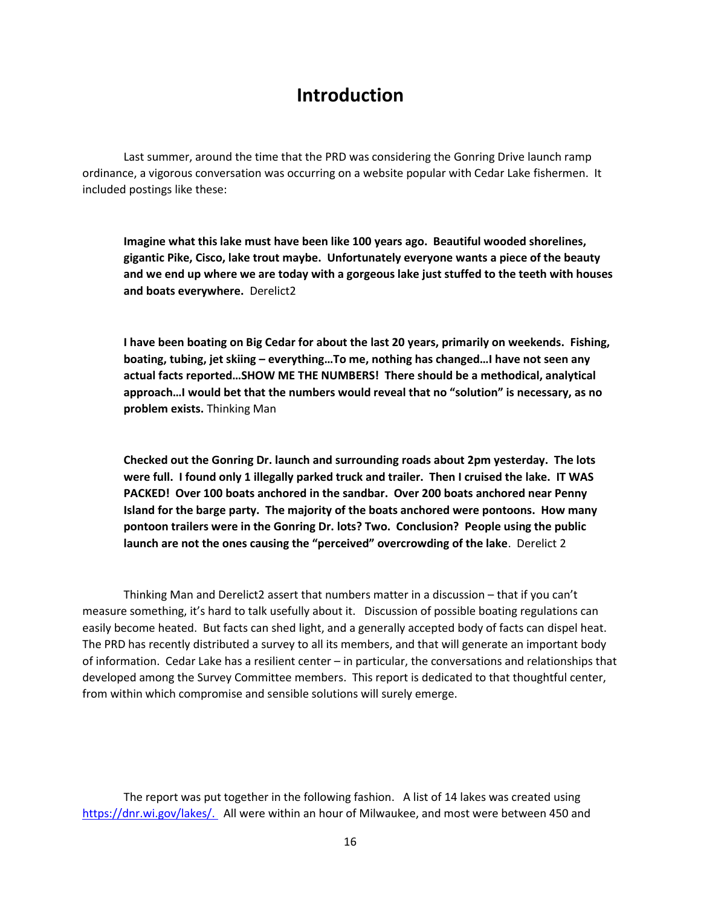# Introduction

Last summer, around the time that the PRD was considering the Gonring Drive launch ramp ordinance, a vigorous conversation was occurring on a website popular with Cedar Lake fishermen. It included postings like these:

> **Imagine what this lake must have been like 100 years ago. Beautiful wooded shorelines, gigantic Pike, Cisco, lake trout maybe. Unfortunately everyone wants a piece of the beauty and we end up where we are today with a gorgeous lake just stuffed to the teeth with houses and boats everywhere.** Derelict2

> **I have been boating on Big Cedar for about the last 20 years, primarily on weekends. Fishing, boating, tubing, jet skiing – everything…To me, nothing has changed…I have not seen any actual facts reported…SHOW ME THE NUMBERS! There should be a methodical, analytical approach…I would bet that the numbers would reveal that no "solution" is necessary, as no problem exists.** Thinking Man

> **Checked out the Gonring Dr. launch and surrounding roads about 2pm yesterday. The lots were full. I found only 1 illegally parked truck and trailer. Then I cruised the lake. IT WAS PACKED! Over 100 boats anchored in the sandbar. Over 200 boats anchored near Penny Island for the barge party. The majority of the boats anchored were pontoons. How many pontoon trailers were in the Gonring Dr. lots? Two. Conclusion? People using the public launch are not the ones causing the "perceived" overcrowding of the lake**. Derelict 2

Thinking Man and Derelict2 assert that numbers matter in a discussion – that if you can't measure something, it's hard to talk usefully about it. Discussion of possible boating regulations can easily become heated. But facts can shed light, and a generally accepted body of facts can dispel heat. The PRD has recently distributed a survey to all its members, and that will generate an important body of information. Cedar Lake has a resilient center – in particular, the conversations and relationships that developed among the Survey Committee members. This report is dedicated to that thoughtful center, from within which compromise and sensible solutions will surely emerge.

The report was put together in the following fashion. A list of 14 lakes was created using [https://dnr.wi.gov/lakes/.](https://dnr.wi.gov/lakes/) All were within an hour of Milwaukee, and most were between 450 and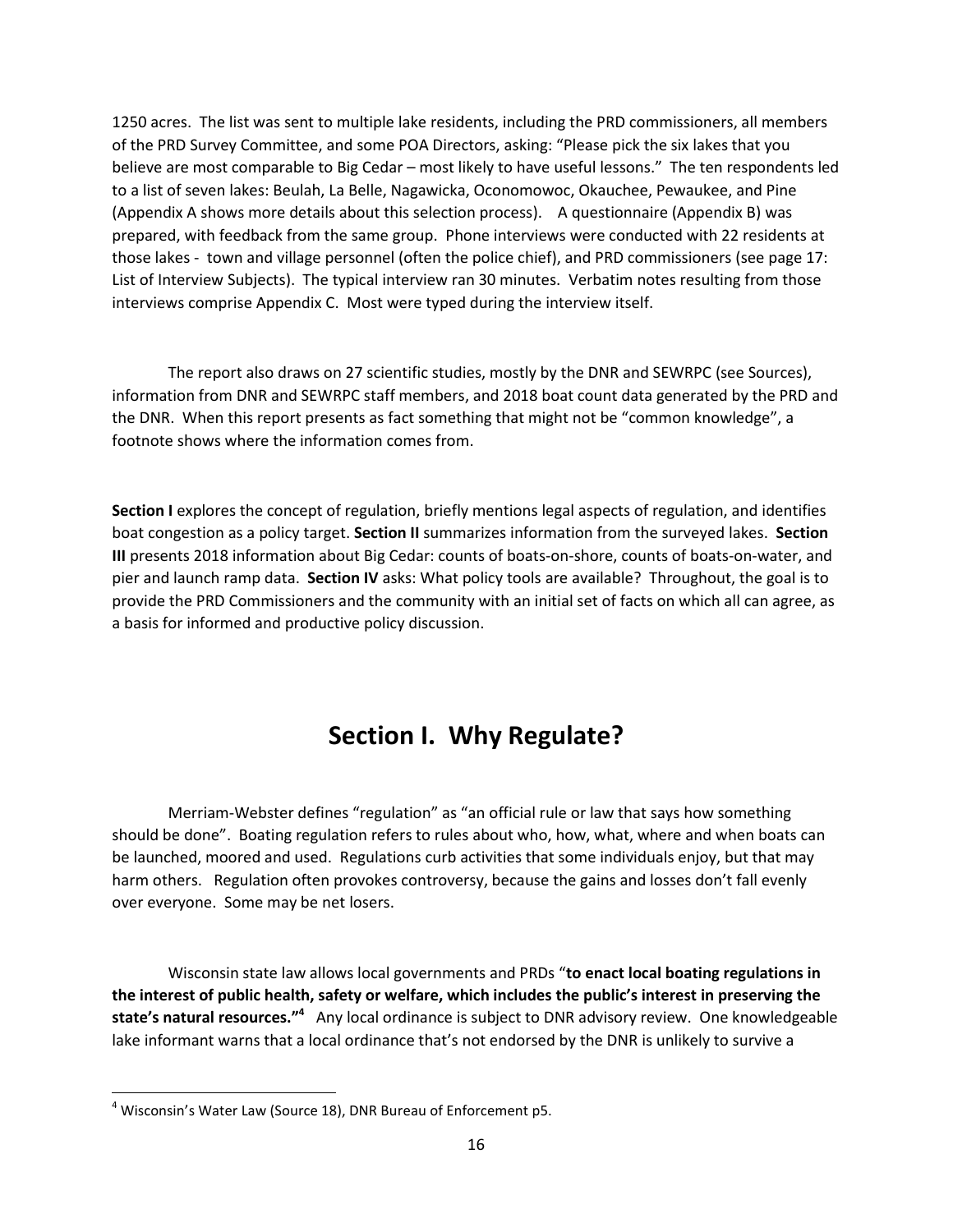1250 acres. The list was sent to multiple lake residents, including the PRD commissioners, all members of the PRD Survey Committee, and some POA Directors, asking: "Please pick the six lakes that you believe are most comparable to Big Cedar – most likely to have useful lessons." The ten respondents led to a list of seven lakes: Beulah, La Belle, Nagawicka, Oconomowoc, Okauchee, Pewaukee, and Pine (Appendix A shows more details about this selection process). A questionnaire (Appendix B) was prepared, with feedback from the same group. Phone interviews were conducted with 22 residents at those lakes - town and village personnel (often the police chief), and PRD commissioners (see page 17: List of Interview Subjects). The typical interview ran 30 minutes. Verbatim notes resulting from those interviews comprise Appendix C. Most were typed during the interview itself.

The report also draws on 27 scientific studies, mostly by the DNR and SEWRPC (see Sources), information from DNR and SEWRPC staff members, and 2018 boat count data generated by the PRD and the DNR. When this report presents as fact something that might not be "common knowledge", a footnote shows where the information comes from.

**Section I** explores the concept of regulation, briefly mentions legal aspects of regulation, and identifies boat congestion as a policy target. **Section II** summarizes information from the surveyed lakes. **Section III** presents 2018 information about Big Cedar: counts of boats-on-shore, counts of boats-on-water, and pier and launch ramp data. **Section IV** asks: What policy tools are available? Throughout, the goal is to provide the PRD Commissioners and the community with an initial set of facts on which all can agree, as a basis for informed and productive policy discussion.

# Section I. Why Regulate?

Merriam-Webster defines "regulation" as "an official rule or law that says how something should be done". Boating regulation refers to rules about who, how, what, where and when boats can be launched, moored and used. Regulations curb activities that some individuals enjoy, but that may harm others. Regulation often provokes controversy, because the gains and losses don't fall evenly over everyone. Some may be net losers.

Wisconsin state law allows local governments and PRDs "**to enact local boating regulations in the interest of public health, safety or welfare, which includes the public's interest in preserving the state's natural resources."**[4] Any local ordinance is subject to DNR advisory review. One knowledgeable lake informant warns that a local ordinance that's not endorsed by the DNR is unlikely to survive a

[4] Wisconsin's Water Law (Source 18), DNR Bureau of Enforcement p5.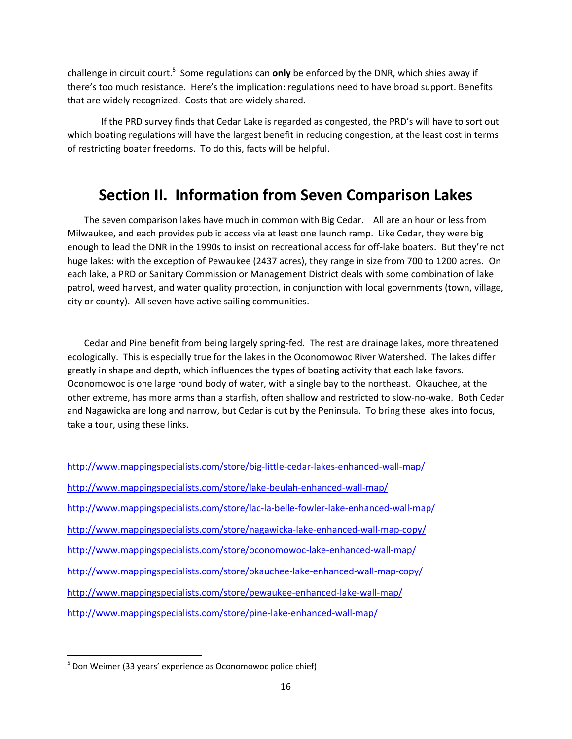challenge in circuit court.[5] Some regulations can **only** be enforced by the DNR, which shies away if there's too much resistance. Here's the implication: regulations need to have broad support. Benefits that are widely recognized. Costs that are widely shared.

If the PRD survey finds that Cedar Lake is regarded as congested, the PRD's will have to sort out which boating regulations will have the largest benefit in reducing congestion, at the least cost in terms of restricting boater freedoms. To do this, facts will be helpful.

## Section II. Information from Seven Comparison Lakes

The seven comparison lakes have much in common with Big Cedar. All are an hour or less from Milwaukee, and each provides public access via at least one launch ramp. Like Cedar, they were big enough to lead the DNR in the 1990s to insist on recreational access for off-lake boaters. But they're not huge lakes: with the exception of Pewaukee (2437 acres), they range in size from 700 to 1200 acres. On each lake, a PRD or Sanitary Commission or Management District deals with some combination of lake patrol, weed harvest, and water quality protection, in conjunction with local governments (town, village, city or county). All seven have active sailing communities.

Cedar and Pine benefit from being largely spring-fed. The rest are drainage lakes, more threatened ecologically. This is especially true for the lakes in the Oconomowoc River Watershed. The lakes differ greatly in shape and depth, which influences the types of boating activity that each lake favors. Oconomowoc is one large round body of water, with a single bay to the northeast. Okauchee, at the other extreme, has more arms than a starfish, often shallow and restricted to slow-no-wake. Both Cedar and Nagawicka are long and narrow, but Cedar is cut by the Peninsula. To bring these lakes into focus, take a tour, using these links.

http://www.mappingspecialists.com/store/big-little-cedar-lakes-enhanced-wall-map/

http://www.mappingspecialists.com/store/lake-beulah-enhanced-wall-map/

http://www.mappingspecialists.com/store/lac-la-belle-fowler-lake-enhanced-wall-map/

http://www.mappingspecialists.com/store/nagawicka-lake-enhanced-wall-map-copy/

http://www.mappingspecialists.com/store/oconomowoc-lake-enhanced-wall-map/

http://www.mappingspecialists.com/store/okauchee-lake-enhanced-wall-map-copy/

http://www.mappingspecialists.com/store/pewaukee-enhanced-lake-wall-map/

http://www.mappingspecialists.com/store/pine-lake-enhanced-wall-map/

---

[5] Don Weimer (33 years' experience as Oconomowoc police chief)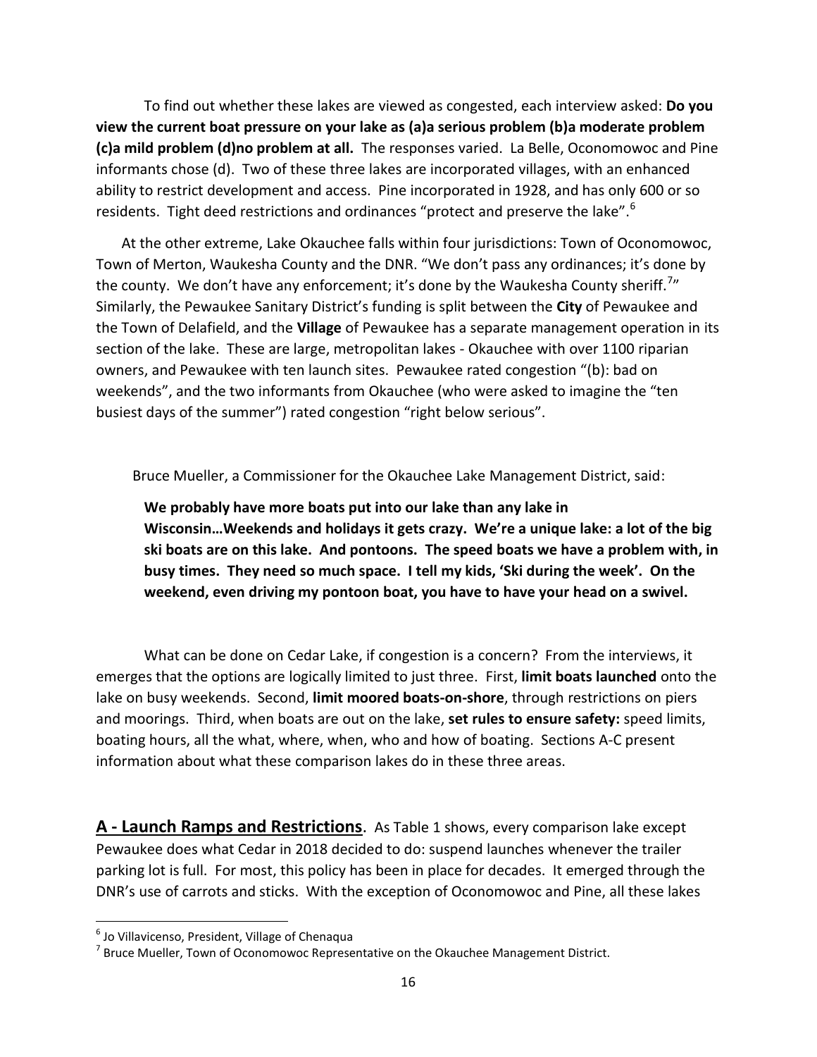To find out whether these lakes are viewed as congested, each interview asked: **Do you view the current boat pressure on your lake as (a)a serious problem (b)a moderate problem (c)a mild problem (d)no problem at all.** The responses varied. La Belle, Oconomowoc and Pine informants chose (d). Two of these three lakes are incorporated villages, with an enhanced ability to restrict development and access. Pine incorporated in 1928, and has only 600 or so residents. Tight deed restrictions and ordinances "protect and preserve the lake".[6]

At the other extreme, Lake Okauchee falls within four jurisdictions: Town of Oconomowoc, Town of Merton, Waukesha County and the DNR. "We don't pass any ordinances; it's done by the county. We don't have any enforcement; it's done by the Waukesha County sheriff.[7]" Similarly, the Pewaukee Sanitary District's funding is split between the **City** of Pewaukee and the Town of Delafield, and the **Village** of Pewaukee has a separate management operation in its section of the lake. These are large, metropolitan lakes - Okauchee with over 1100 riparian owners, and Pewaukee with ten launch sites. Pewaukee rated congestion "(b): bad on weekends", and the two informants from Okauchee (who were asked to imagine the "ten busiest days of the summer") rated congestion "right below serious".

Bruce Mueller, a Commissioner for the Okauchee Lake Management District, said:

> **We probably have more boats put into our lake than any lake in Wisconsin…Weekends and holidays it gets crazy. We're a unique lake: a lot of the big ski boats are on this lake. And pontoons. The speed boats we have a problem with, in busy times. They need so much space. I tell my kids, 'Ski during the week'. On the weekend, even driving my pontoon boat, you have to have your head on a swivel.**

What can be done on Cedar Lake, if congestion is a concern? From the interviews, it emerges that the options are logically limited to just three. First, **limit boats launched** onto the lake on busy weekends. Second, **limit moored boats-on-shore**, through restrictions on piers and moorings. Third, when boats are out on the lake, **set rules to ensure safety:** speed limits, boating hours, all the what, where, when, who and how of boating. Sections A-C present information about what these comparison lakes do in these three areas.

**A - Launch Ramps and Restrictions**. As Table 1 shows, every comparison lake except Pewaukee does what Cedar in 2018 decided to do: suspend launches whenever the trailer parking lot is full. For most, this policy has been in place for decades. It emerged through the DNR's use of carrots and sticks. With the exception of Oconomowoc and Pine, all these lakes

[6] Jo Villavicenso, President, Village of Chenaqua

[7] Bruce Mueller, Town of Oconomowoc Representative on the Okauchee Management District.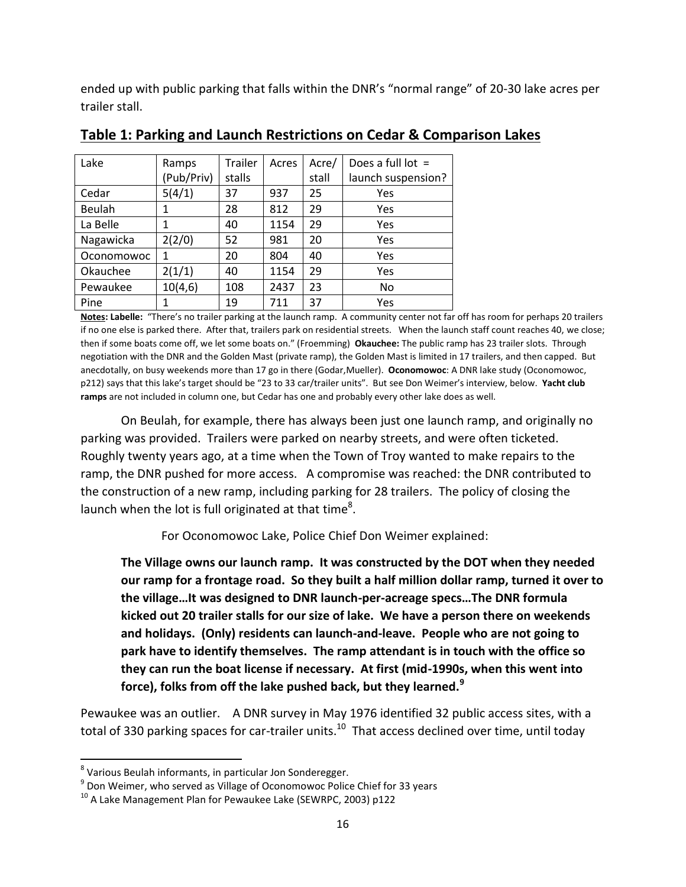ended up with public parking that falls within the DNR's "normal range" of 20-30 lake acres per trailer stall.

## Table 1: Parking and Launch Restrictions on Cedar & Comparison Lakes

| Lake | Ramps (Pub/Priv) | Trailer stalls | Acres | Acre/ stall | Does a full lot = launch suspension? |
|---|---|---|---|---|---|
| Cedar | 5(4/1) | 37 | 937 | 25 | Yes |
| Beulah | 1 | 28 | 812 | 29 | Yes |
| La Belle | 1 | 40 | 1154 | 29 | Yes |
| Nagawicka | 2(2/0) | 52 | 981 | 20 | Yes |
| Oconomowoc | 1 | 20 | 804 | 40 | Yes |
| Okauchee | 2(1/1) | 40 | 1154 | 29 | Yes |
| Pewaukee | 10(4,6) | 108 | 2437 | 23 | No |
| Pine | 1 | 19 | 711 | 37 | Yes |

**Notes: Labelle:** "There's no trailer parking at the launch ramp. A community center not far off has room for perhaps 20 trailers if no one else is parked there. After that, trailers park on residential streets. When the launch staff count reaches 40, we close; then if some boats come off, we let some boats on." (Froemming) **Okauchee:** The public ramp has 23 trailer slots. Through negotiation with the DNR and the Golden Mast (private ramp), the Golden Mast is limited in 17 trailers, and then capped. But anecdotally, on busy weekends more than 17 go in there (Godar,Mueller). **Oconomowoc**: A DNR lake study (Oconomowoc, p212) says that this lake's target should be "23 to 33 car/trailer units". But see Don Weimer's interview, below. **Yacht club ramps** are not included in column one, but Cedar has one and probably every other lake does as well.

On Beulah, for example, there has always been just one launch ramp, and originally no parking was provided. Trailers were parked on nearby streets, and were often ticketed. Roughly twenty years ago, at a time when the Town of Troy wanted to make repairs to the ramp, the DNR pushed for more access. A compromise was reached: the DNR contributed to the construction of a new ramp, including parking for 28 trailers. The policy of closing the launch when the lot is full originated at that time[8].

For Oconomowoc Lake, Police Chief Don Weimer explained:

> **The Village owns our launch ramp. It was constructed by the DOT when they needed our ramp for a frontage road. So they built a half million dollar ramp, turned it over to the village…It was designed to DNR launch-per-acreage specs…The DNR formula kicked out 20 trailer stalls for our size of lake. We have a person there on weekends and holidays. (Only) residents can launch-and-leave. People who are not going to park have to identify themselves. The ramp attendant is in touch with the office so they can run the boat license if necessary. At first (mid-1990s, when this went into force), folks from off the lake pushed back, but they learned.[9]**

Pewaukee was an outlier. A DNR survey in May 1976 identified 32 public access sites, with a total of 330 parking spaces for car-trailer units.[10] That access declined over time, until today

---

[8] Various Beulah informants, in particular Jon Sonderegger.

[9] Don Weimer, who served as Village of Oconomowoc Police Chief for 33 years

[10] A Lake Management Plan for Pewaukee Lake (SEWRPC, 2003) p122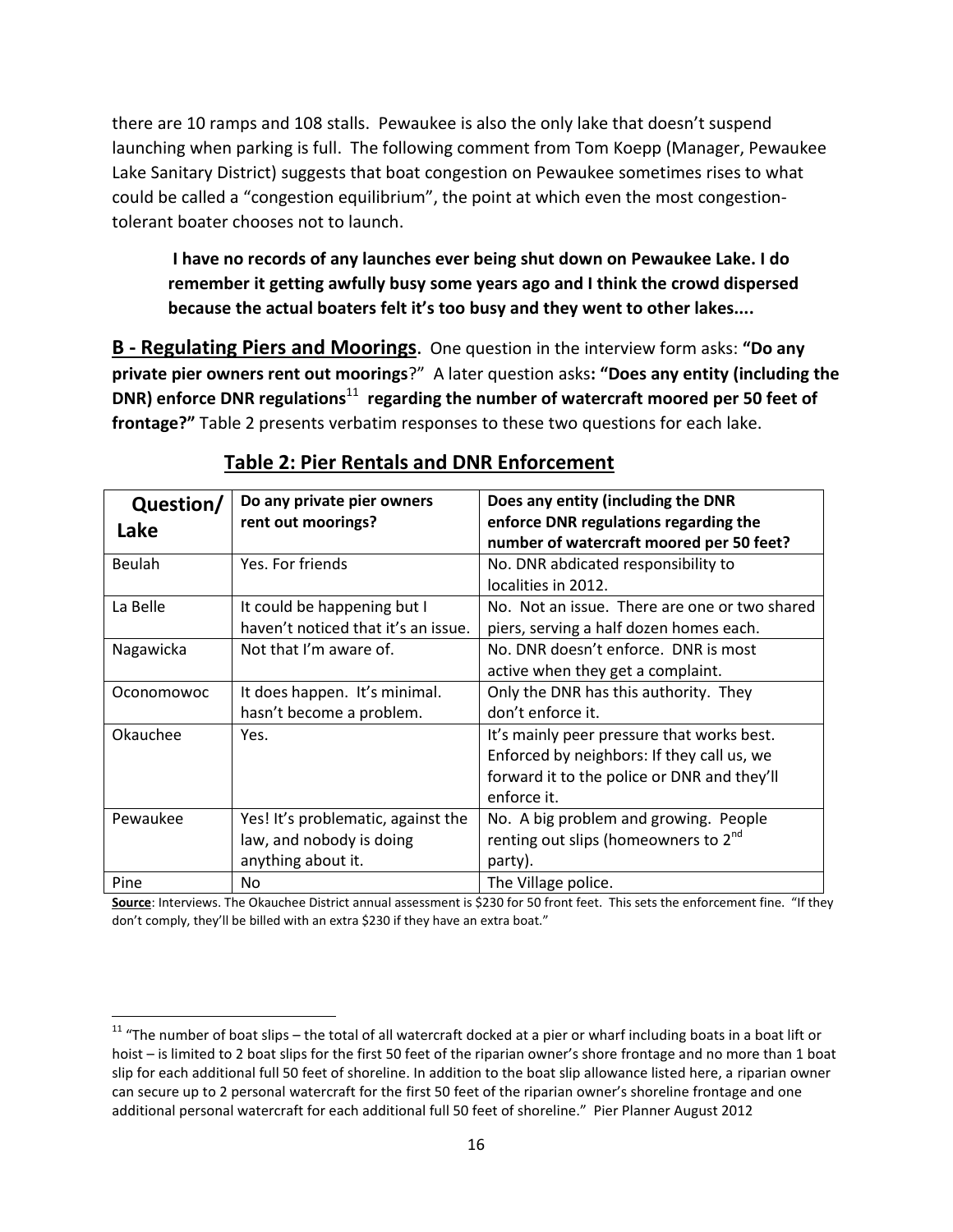there are 10 ramps and 108 stalls. Pewaukee is also the only lake that doesn't suspend launching when parking is full. The following comment from Tom Koepp (Manager, Pewaukee Lake Sanitary District) suggests that boat congestion on Pewaukee sometimes rises to what could be called a "congestion equilibrium", the point at which even the most congestion-tolerant boater chooses not to launch.

> **I have no records of any launches ever being shut down on Pewaukee Lake. I do remember it getting awfully busy some years ago and I think the crowd dispersed because the actual boaters felt it's too busy and they went to other lakes....**

**B - Regulating Piers and Moorings**. One question in the interview form asks: **"Do any private pier owners rent out moorings**?" A later question asks**: "Does any entity (including the DNR) enforce DNR regulations**[11] **regarding the number of watercraft moored per 50 feet of frontage?"** Table 2 presents verbatim responses to these two questions for each lake.

## Table 2: Pier Rentals and DNR Enforcement

| Question/ Lake | Do any private pier owners rent out moorings? | Does any entity (including the DNR enforce DNR regulations regarding the number of watercraft moored per 50 feet? |
|---|---|---|
| Beulah | Yes. For friends | No. DNR abdicated responsibility to localities in 2012. |
| La Belle | It could be happening but I haven't noticed that it's an issue. | No. Not an issue. There are one or two shared piers, serving a half dozen homes each. |
| Nagawicka | Not that I'm aware of. | No. DNR doesn't enforce. DNR is most active when they get a complaint. |
| Oconomowoc | It does happen. It's minimal. hasn't become a problem. | Only the DNR has this authority. They don't enforce it. |
| Okauchee | Yes. | It's mainly peer pressure that works best. Enforced by neighbors: If they call us, we forward it to the police or DNR and they'll enforce it. |
| Pewaukee | Yes! It's problematic, against the law, and nobody is doing anything about it. | No. A big problem and growing. People renting out slips (homeowners to 2nd party). |
| Pine | No | The Village police. |

**Source**: Interviews. The Okauchee District annual assessment is $230 for 50 front feet. This sets the enforcement fine. "If they don't comply, they'll be billed with an extra $230 if they have an extra boat."

[11] "The number of boat slips – the total of all watercraft docked at a pier or wharf including boats in a boat lift or hoist – is limited to 2 boat slips for the first 50 feet of the riparian owner's shore frontage and no more than 1 boat slip for each additional full 50 feet of shoreline. In addition to the boat slip allowance listed here, a riparian owner can secure up to 2 personal watercraft for the first 50 feet of the riparian owner's shoreline frontage and one additional personal watercraft for each additional full 50 feet of shoreline." Pier Planner August 2012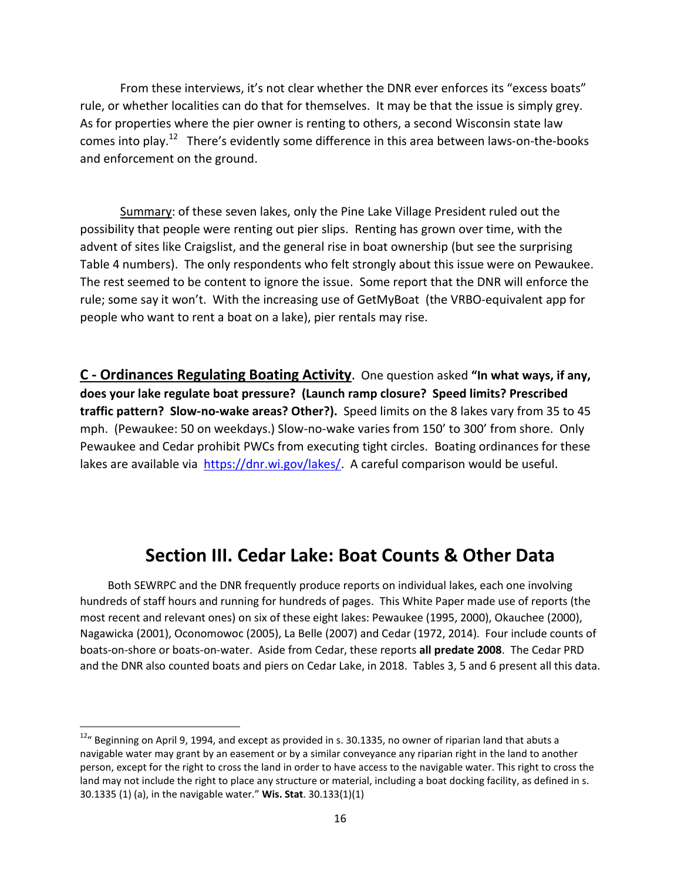From these interviews, it's not clear whether the DNR ever enforces its "excess boats" rule, or whether localities can do that for themselves. It may be that the issue is simply grey. As for properties where the pier owner is renting to others, a second Wisconsin state law comes into play.[12] There's evidently some difference in this area between laws-on-the-books and enforcement on the ground.

Summary: of these seven lakes, only the Pine Lake Village President ruled out the possibility that people were renting out pier slips. Renting has grown over time, with the advent of sites like Craigslist, and the general rise in boat ownership (but see the surprising Table 4 numbers). The only respondents who felt strongly about this issue were on Pewaukee. The rest seemed to be content to ignore the issue. Some report that the DNR will enforce the rule; some say it won't. With the increasing use of GetMyBoat (the VRBO-equivalent app for people who want to rent a boat on a lake), pier rentals may rise.

**C - Ordinances Regulating Boating Activity**. One question asked **"In what ways, if any, does your lake regulate boat pressure? (Launch ramp closure? Speed limits? Prescribed traffic pattern? Slow-no-wake areas? Other?).** Speed limits on the 8 lakes vary from 35 to 45 mph. (Pewaukee: 50 on weekdays.) Slow-no-wake varies from 150' to 300' from shore. Only Pewaukee and Cedar prohibit PWCs from executing tight circles. Boating ordinances for these lakes are available via https://dnr.wi.gov/lakes/. A careful comparison would be useful.

## Section III. Cedar Lake: Boat Counts & Other Data

Both SEWRPC and the DNR frequently produce reports on individual lakes, each one involving hundreds of staff hours and running for hundreds of pages. This White Paper made use of reports (the most recent and relevant ones) on six of these eight lakes: Pewaukee (1995, 2000), Okauchee (2000), Nagawicka (2001), Oconomowoc (2005), La Belle (2007) and Cedar (1972, 2014). Four include counts of boats-on-shore or boats-on-water. Aside from Cedar, these reports **all predate 2008**. The Cedar PRD and the DNR also counted boats and piers on Cedar Lake, in 2018. Tables 3, 5 and 6 present all this data.

[12] " Beginning on April 9, 1994, and except as provided in s. 30.1335, no owner of riparian land that abuts a navigable water may grant by an easement or by a similar conveyance any riparian right in the land to another person, except for the right to cross the land in order to have access to the navigable water. This right to cross the land may not include the right to place any structure or material, including a boat docking facility, as defined in s. 30.1335 (1) (a), in the navigable water." **Wis. Stat**. 30.133(1)(1)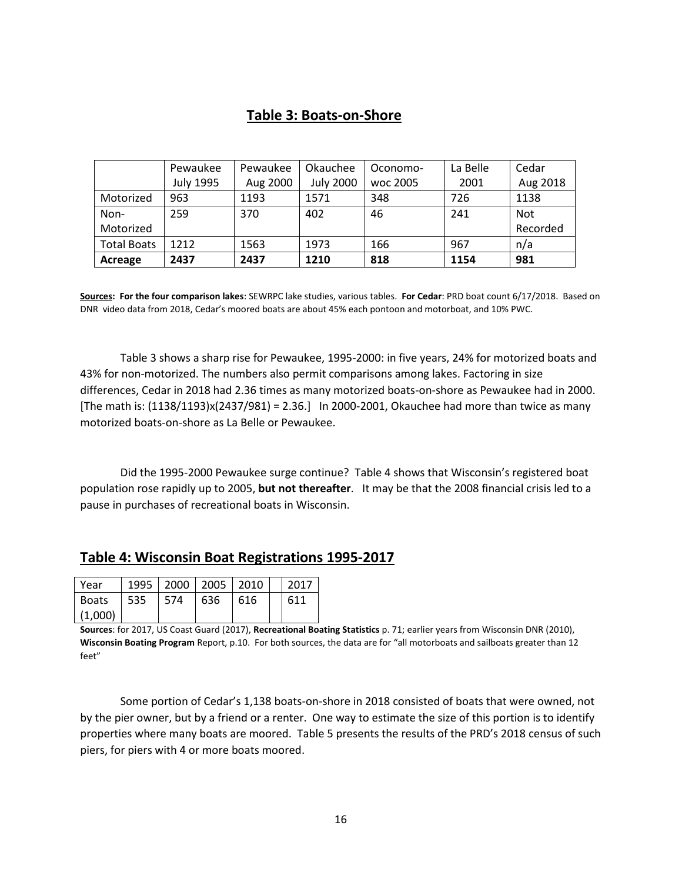## Table 3: Boats-on-Shore

| | Pewaukee July 1995 | Pewaukee Aug 2000 | Okauchee July 2000 | Oconomo-woc 2005 | La Belle 2001 | Cedar Aug 2018 |
|---|---|---|---|---|---|---|
| Motorized | 963 | 1193 | 1571 | 348 | 726 | 1138 |
| Non-Motorized | 259 | 370 | 402 | 46 | 241 | Not Recorded |
| Total Boats | 1212 | 1563 | 1973 | 166 | 967 | n/a |
| **Acreage** | **2437** | **2437** | **1210** | **818** | **1154** | **981** |

**Sources: For the four comparison lakes**: SEWRPC lake studies, various tables. **For Cedar**: PRD boat count 6/17/2018. Based on DNR video data from 2018, Cedar's moored boats are about 45% each pontoon and motorboat, and 10% PWC.

Table 3 shows a sharp rise for Pewaukee, 1995-2000: in five years, 24% for motorized boats and 43% for non-motorized. The numbers also permit comparisons among lakes. Factoring in size differences, Cedar in 2018 had 2.36 times as many motorized boats-on-shore as Pewaukee had in 2000. [The math is: (1138/1193)x(2437/981) = 2.36.] In 2000-2001, Okauchee had more than twice as many motorized boats-on-shore as La Belle or Pewaukee.

Did the 1995-2000 Pewaukee surge continue? Table 4 shows that Wisconsin's registered boat population rose rapidly up to 2005, **but not thereafter**. It may be that the 2008 financial crisis led to a pause in purchases of recreational boats in Wisconsin.

## Table 4: Wisconsin Boat Registrations 1995-2017

| Year | 1995 | 2000 | 2005 | 2010 | | 2017 |
|---|---|---|---|---|---|---|
| Boats (1,000) | 535 | 574 | 636 | 616 | | 611 |

**Sources**: for 2017, US Coast Guard (2017), **Recreational Boating Statistics** p. 71; earlier years from Wisconsin DNR (2010), **Wisconsin Boating Program** Report, p.10. For both sources, the data are for "all motorboats and sailboats greater than 12 feet"

Some portion of Cedar's 1,138 boats-on-shore in 2018 consisted of boats that were owned, not by the pier owner, but by a friend or a renter. One way to estimate the size of this portion is to identify properties where many boats are moored. Table 5 presents the results of the PRD's 2018 census of such piers, for piers with 4 or more boats moored.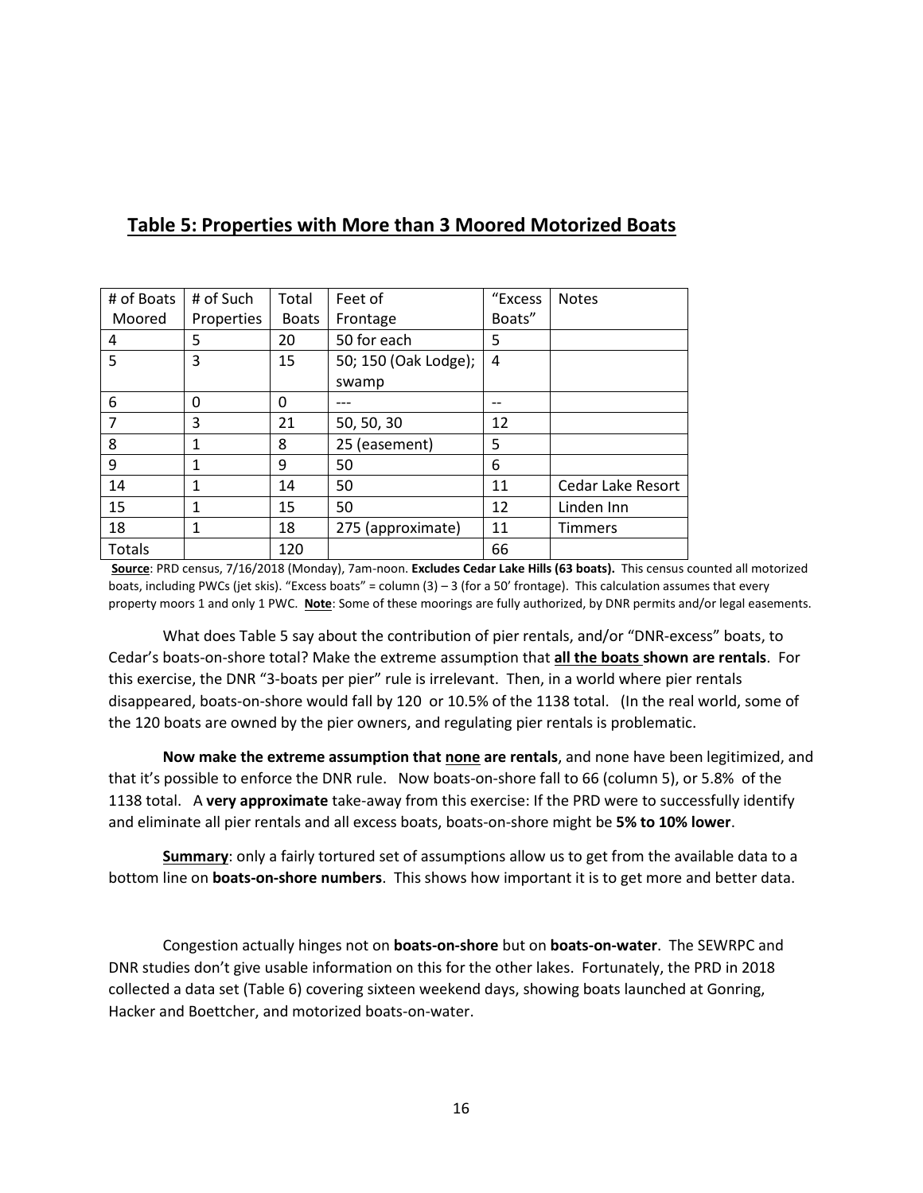## Table 5: Properties with More than 3 Moored Motorized Boats

| # of Boats Moored | # of Such Properties | Total Boats | Feet of Frontage | "Excess Boats" | Notes |
|---|---|---|---|---|---|
| 4 | 5 | 20 | 50 for each | 5 | |
| 5 | 3 | 15 | 50; 150 (Oak Lodge); swamp | 4 | |
| 6 | 0 | 0 | --- | -- | |
| 7 | 3 | 21 | 50, 50, 30 | 12 | |
| 8 | 1 | 8 | 25 (easement) | 5 | |
| 9 | 1 | 9 | 50 | 6 | |
| 14 | 1 | 14 | 50 | 11 | Cedar Lake Resort |
| 15 | 1 | 15 | 50 | 12 | Linden Inn |
| 18 | 1 | 18 | 275 (approximate) | 11 | Timmers |
| Totals | | 120 | | 66 | |

**Source**: PRD census, 7/16/2018 (Monday), 7am-noon. **Excludes Cedar Lake Hills (63 boats).** This census counted all motorized boats, including PWCs (jet skis). "Excess boats" = column (3) – 3 (for a 50' frontage). This calculation assumes that every property moors 1 and only 1 PWC. **Note**: Some of these moorings are fully authorized, by DNR permits and/or legal easements.

What does Table 5 say about the contribution of pier rentals, and/or "DNR-excess" boats, to Cedar's boats-on-shore total? Make the extreme assumption that **all the boats shown are rentals**. For this exercise, the DNR "3-boats per pier" rule is irrelevant. Then, in a world where pier rentals disappeared, boats-on-shore would fall by 120 or 10.5% of the 1138 total. (In the real world, some of the 120 boats are owned by the pier owners, and regulating pier rentals is problematic.

**Now make the extreme assumption that none are rentals**, and none have been legitimized, and that it's possible to enforce the DNR rule. Now boats-on-shore fall to 66 (column 5), or 5.8% of the 1138 total. A **very approximate** take-away from this exercise: If the PRD were to successfully identify and eliminate all pier rentals and all excess boats, boats-on-shore might be **5% to 10% lower**.

**Summary**: only a fairly tortured set of assumptions allow us to get from the available data to a bottom line on **boats-on-shore numbers**. This shows how important it is to get more and better data.

Congestion actually hinges not on **boats-on-shore** but on **boats-on-water**. The SEWRPC and DNR studies don't give usable information on this for the other lakes. Fortunately, the PRD in 2018 collected a data set (Table 6) covering sixteen weekend days, showing boats launched at Gonring, Hacker and Boettcher, and motorized boats-on-water.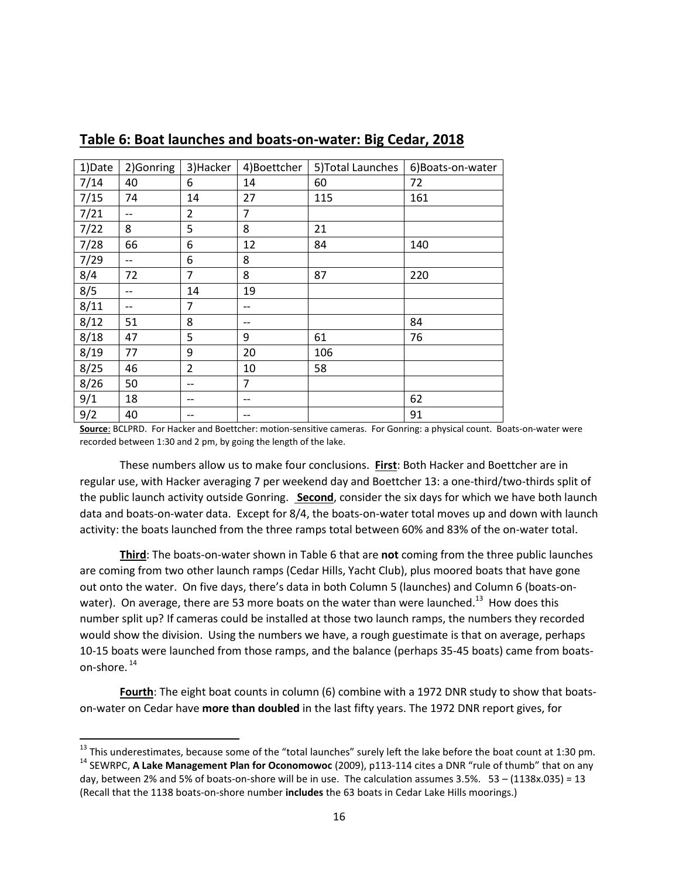## Table 6: Boat launches and boats-on-water: Big Cedar, 2018

| 1)Date | 2)Gonring | 3)Hacker | 4)Boettcher | 5)Total Launches | 6)Boats-on-water |
|---|---|---|---|---|---|
| 7/14 | 40 | 6 | 14 | 60 | 72 |
| 7/15 | 74 | 14 | 27 | 115 | 161 |
| 7/21 | -- | 2 | 7 | | |
| 7/22 | 8 | 5 | 8 | 21 | |
| 7/28 | 66 | 6 | 12 | 84 | 140 |
| 7/29 | -- | 6 | 8 | | |
| 8/4 | 72 | 7 | 8 | 87 | 220 |
| 8/5 | -- | 14 | 19 | | |
| 8/11 | -- | 7 | -- | | |
| 8/12 | 51 | 8 | -- | | 84 |
| 8/18 | 47 | 5 | 9 | 61 | 76 |
| 8/19 | 77 | 9 | 20 | 106 | |
| 8/25 | 46 | 2 | 10 | 58 | |
| 8/26 | 50 | -- | 7 | | |
| 9/1 | 18 | -- | -- | | 62 |
| 9/2 | 40 | -- | -- | | 91 |

**Source**: BCLPRD. For Hacker and Boettcher: motion-sensitive cameras. For Gonring: a physical count. Boats-on-water were recorded between 1:30 and 2 pm, by going the length of the lake.

These numbers allow us to make four conclusions. **First**: Both Hacker and Boettcher are in regular use, with Hacker averaging 7 per weekend day and Boettcher 13: a one-third/two-thirds split of the public launch activity outside Gonring. **Second**, consider the six days for which we have both launch data and boats-on-water data. Except for 8/4, the boats-on-water total moves up and down with launch activity: the boats launched from the three ramps total between 60% and 83% of the on-water total.

**Third**: The boats-on-water shown in Table 6 that are **not** coming from the three public launches are coming from two other launch ramps (Cedar Hills, Yacht Club), plus moored boats that have gone out onto the water. On five days, there's data in both Column 5 (launches) and Column 6 (boats-on-water). On average, there are 53 more boats on the water than were launched.[13] How does this number split up? If cameras could be installed at those two launch ramps, the numbers they recorded would show the division. Using the numbers we have, a rough guestimate is that on average, perhaps 10-15 boats were launched from those ramps, and the balance (perhaps 35-45 boats) came from boats-on-shore.[14]

**Fourth**: The eight boat counts in column (6) combine with a 1972 DNR study to show that boats-on-water on Cedar have **more than doubled** in the last fifty years. The 1972 DNR report gives, for

[13] This underestimates, because some of the "total launches" surely left the lake before the boat count at 1:30 pm.

[14] SEWRPC, **A Lake Management Plan for Oconomowoc** (2009), p113-114 cites a DNR "rule of thumb" that on any day, between 2% and 5% of boats-on-shore will be in use. The calculation assumes 3.5%. 53 – (1138x.035) = 13 (Recall that the 1138 boats-on-shore number **includes** the 63 boats in Cedar Lake Hills moorings.)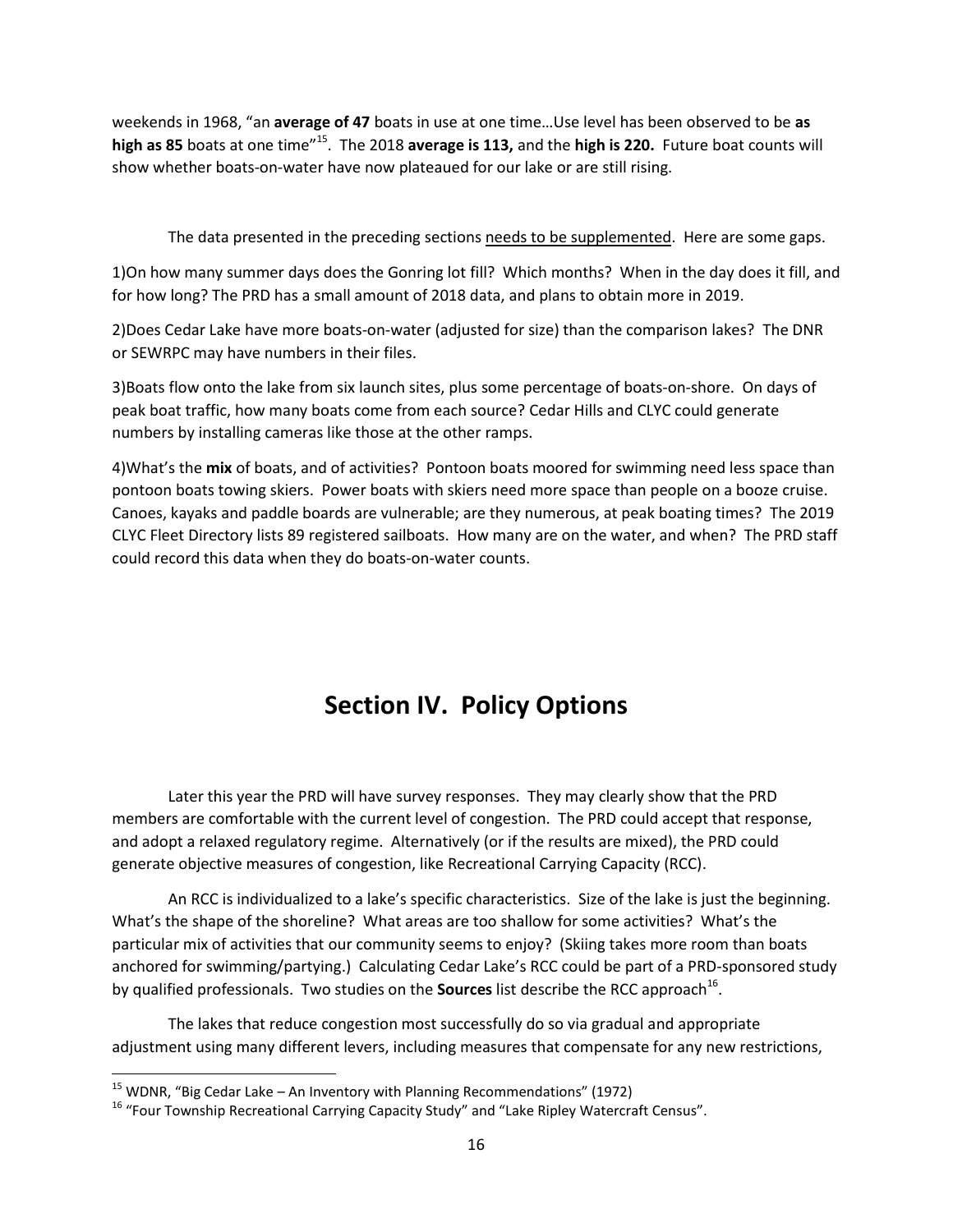weekends in 1968, "an **average of 47** boats in use at one time…Use level has been observed to be **as high as 85** boats at one time"[15]. The 2018 **average is 113,** and the **high is 220.** Future boat counts will show whether boats-on-water have now plateaued for our lake or are still rising.

The data presented in the preceding sections <u>needs to be supplemented</u>. Here are some gaps.

1)On how many summer days does the Gonring lot fill? Which months? When in the day does it fill, and for how long? The PRD has a small amount of 2018 data, and plans to obtain more in 2019.

2)Does Cedar Lake have more boats-on-water (adjusted for size) than the comparison lakes? The DNR or SEWRPC may have numbers in their files.

3)Boats flow onto the lake from six launch sites, plus some percentage of boats-on-shore. On days of peak boat traffic, how many boats come from each source? Cedar Hills and CLYC could generate numbers by installing cameras like those at the other ramps.

4)What's the **mix** of boats, and of activities? Pontoon boats moored for swimming need less space than pontoon boats towing skiers. Power boats with skiers need more space than people on a booze cruise. Canoes, kayaks and paddle boards are vulnerable; are they numerous, at peak boating times? The 2019 CLYC Fleet Directory lists 89 registered sailboats. How many are on the water, and when? The PRD staff could record this data when they do boats-on-water counts.

# Section IV. Policy Options

Later this year the PRD will have survey responses. They may clearly show that the PRD members are comfortable with the current level of congestion. The PRD could accept that response, and adopt a relaxed regulatory regime. Alternatively (or if the results are mixed), the PRD could generate objective measures of congestion, like Recreational Carrying Capacity (RCC).

An RCC is individualized to a lake's specific characteristics. Size of the lake is just the beginning. What's the shape of the shoreline? What areas are too shallow for some activities? What's the particular mix of activities that our community seems to enjoy? (Skiing takes more room than boats anchored for swimming/partying.) Calculating Cedar Lake's RCC could be part of a PRD-sponsored study by qualified professionals. Two studies on the **Sources** list describe the RCC approach[16].

The lakes that reduce congestion most successfully do so via gradual and appropriate adjustment using many different levers, including measures that compensate for any new restrictions,

---

[15] WDNR, "Big Cedar Lake – An Inventory with Planning Recommendations" (1972)

[16] "Four Township Recreational Carrying Capacity Study" and "Lake Ripley Watercraft Census".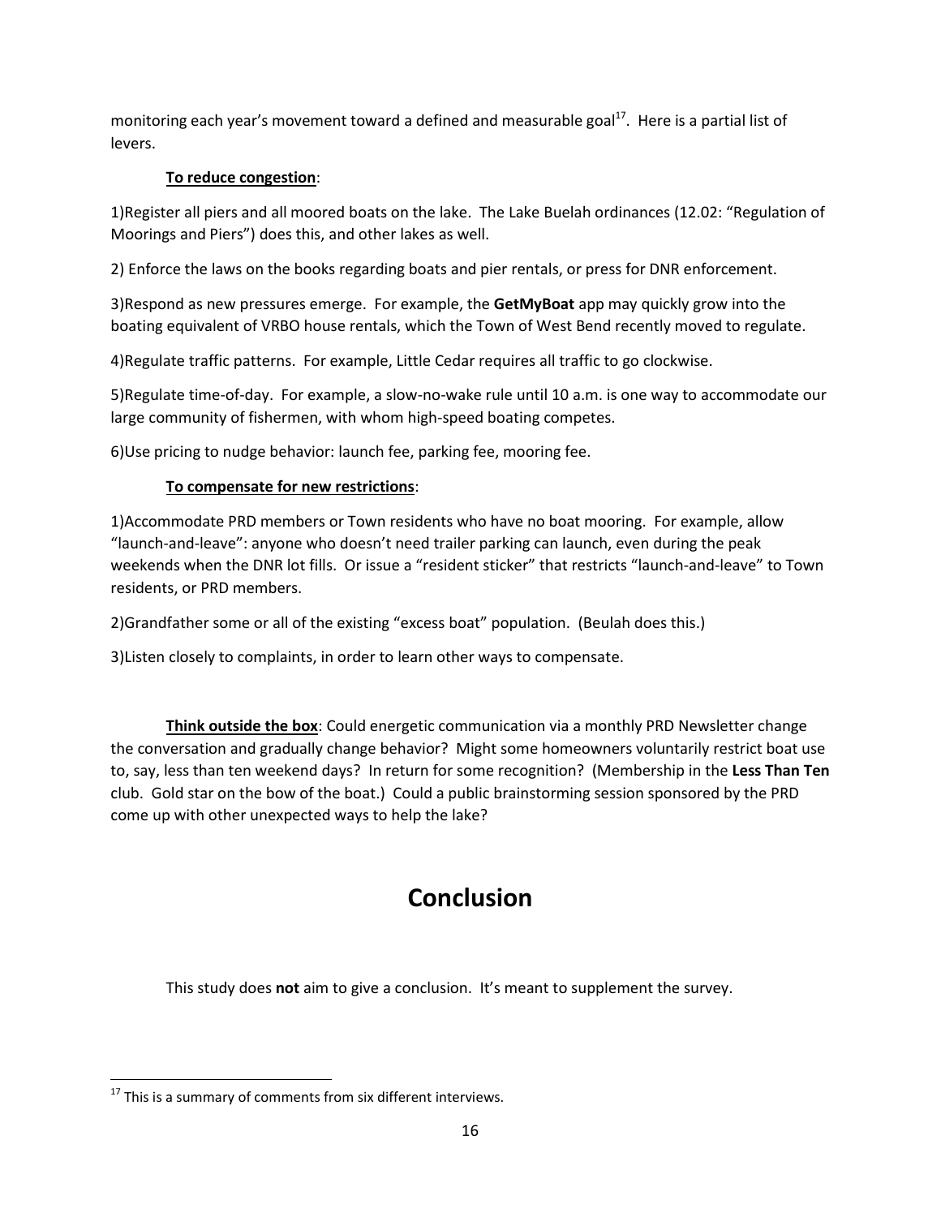monitoring each year's movement toward a defined and measurable goal[17]. Here is a partial list of levers.

**To reduce congestion**:

1)Register all piers and all moored boats on the lake. The Lake Buelah ordinances (12.02: "Regulation of Moorings and Piers") does this, and other lakes as well.

2) Enforce the laws on the books regarding boats and pier rentals, or press for DNR enforcement.

3)Respond as new pressures emerge. For example, the **GetMyBoat** app may quickly grow into the boating equivalent of VRBO house rentals, which the Town of West Bend recently moved to regulate.

4)Regulate traffic patterns. For example, Little Cedar requires all traffic to go clockwise.

5)Regulate time-of-day. For example, a slow-no-wake rule until 10 a.m. is one way to accommodate our large community of fishermen, with whom high-speed boating competes.

6)Use pricing to nudge behavior: launch fee, parking fee, mooring fee.

**To compensate for new restrictions**:

1)Accommodate PRD members or Town residents who have no boat mooring. For example, allow "launch-and-leave": anyone who doesn't need trailer parking can launch, even during the peak weekends when the DNR lot fills. Or issue a "resident sticker" that restricts "launch-and-leave" to Town residents, or PRD members.

2)Grandfather some or all of the existing "excess boat" population. (Beulah does this.)

3)Listen closely to complaints, in order to learn other ways to compensate.

**Think outside the box**: Could energetic communication via a monthly PRD Newsletter change the conversation and gradually change behavior? Might some homeowners voluntarily restrict boat use to, say, less than ten weekend days? In return for some recognition? (Membership in the **Less Than Ten** club. Gold star on the bow of the boat.) Could a public brainstorming session sponsored by the PRD come up with other unexpected ways to help the lake?

# Conclusion

This study does **not** aim to give a conclusion. It's meant to supplement the survey.

---

[17] This is a summary of comments from six different interviews.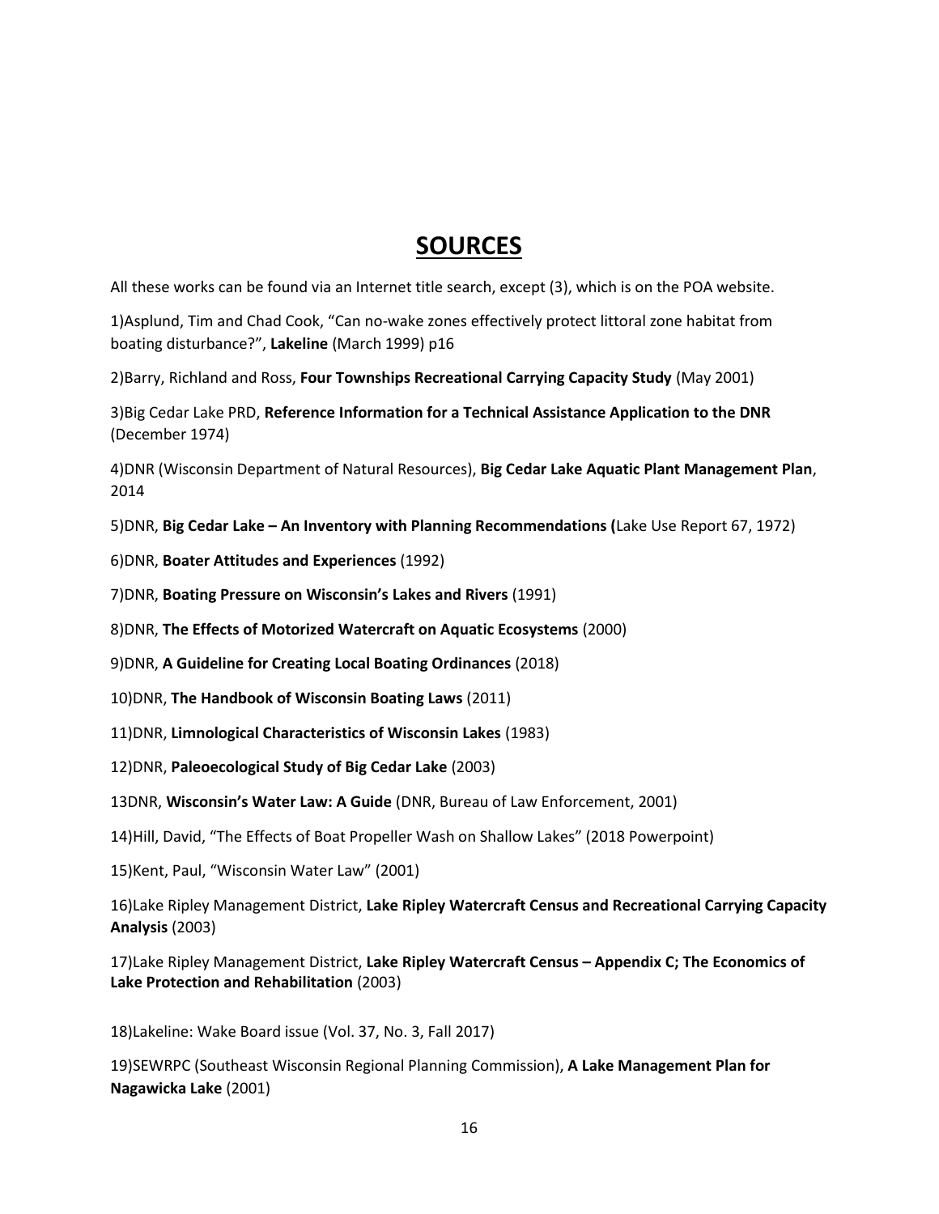# SOURCES

All these works can be found via an Internet title search, except (3), which is on the POA website.

1)Asplund, Tim and Chad Cook, "Can no-wake zones effectively protect littoral zone habitat from boating disturbance?", **Lakeline** (March 1999) p16

2)Barry, Richland and Ross, **Four Townships Recreational Carrying Capacity Study** (May 2001)

3)Big Cedar Lake PRD, **Reference Information for a Technical Assistance Application to the DNR** (December 1974)

4)DNR (Wisconsin Department of Natural Resources), **Big Cedar Lake Aquatic Plant Management Plan**, 2014

5)DNR, **Big Cedar Lake – An Inventory with Planning Recommendations (**Lake Use Report 67, 1972)

6)DNR, **Boater Attitudes and Experiences** (1992)

7)DNR, **Boating Pressure on Wisconsin's Lakes and Rivers** (1991)

8)DNR, **The Effects of Motorized Watercraft on Aquatic Ecosystems** (2000)

9)DNR, **A Guideline for Creating Local Boating Ordinances** (2018)

10)DNR, **The Handbook of Wisconsin Boating Laws** (2011)

11)DNR, **Limnological Characteristics of Wisconsin Lakes** (1983)

12)DNR, **Paleoecological Study of Big Cedar Lake** (2003)

13DNR, **Wisconsin's Water Law: A Guide** (DNR, Bureau of Law Enforcement, 2001)

14)Hill, David, "The Effects of Boat Propeller Wash on Shallow Lakes" (2018 Powerpoint)

15)Kent, Paul, "Wisconsin Water Law" (2001)

16)Lake Ripley Management District, **Lake Ripley Watercraft Census and Recreational Carrying Capacity Analysis** (2003)

17)Lake Ripley Management District, **Lake Ripley Watercraft Census – Appendix C; The Economics of Lake Protection and Rehabilitation** (2003)

18)Lakeline: Wake Board issue (Vol. 37, No. 3, Fall 2017)

19)SEWRPC (Southeast Wisconsin Regional Planning Commission), **A Lake Management Plan for Nagawicka Lake** (2001)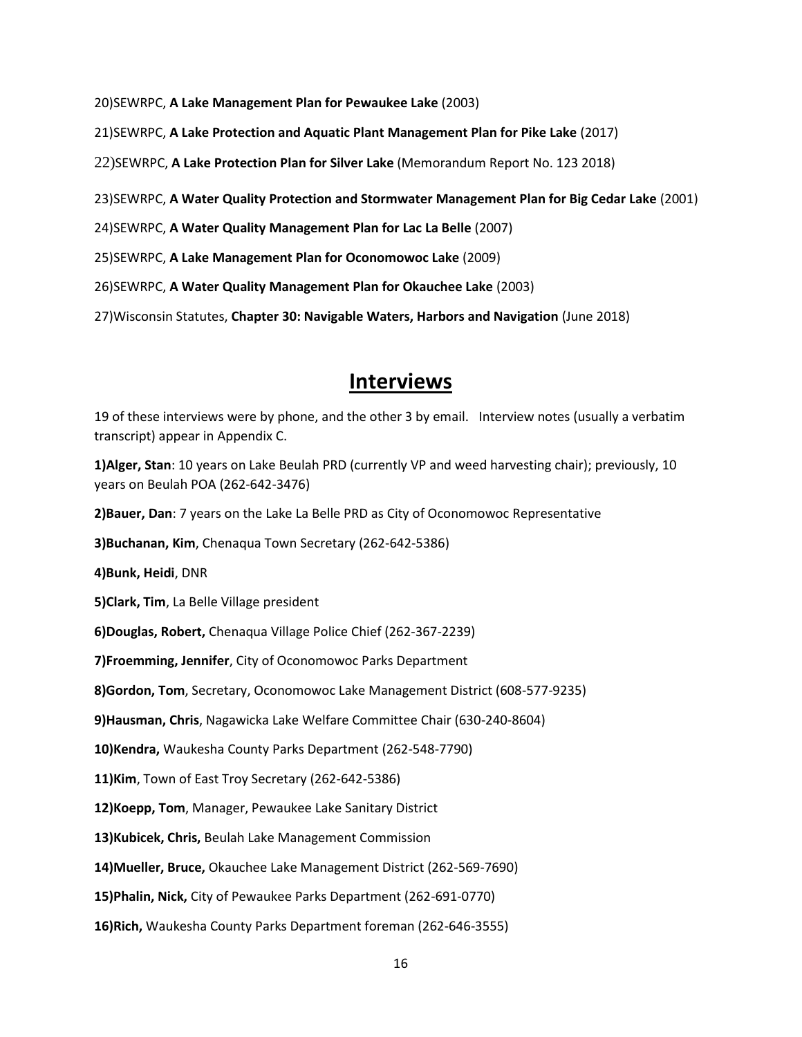20)SEWRPC, **A Lake Management Plan for Pewaukee Lake** (2003)

21)SEWRPC, **A Lake Protection and Aquatic Plant Management Plan for Pike Lake** (2017)

22)SEWRPC, **A Lake Protection Plan for Silver Lake** (Memorandum Report No. 123 2018)

23)SEWRPC, **A Water Quality Protection and Stormwater Management Plan for Big Cedar Lake** (2001)

24)SEWRPC, **A Water Quality Management Plan for Lac La Belle** (2007)

25)SEWRPC, **A Lake Management Plan for Oconomowoc Lake** (2009)

26)SEWRPC, **A Water Quality Management Plan for Okauchee Lake** (2003)

27)Wisconsin Statutes, **Chapter 30: Navigable Waters, Harbors and Navigation** (June 2018)

# Interviews

19 of these interviews were by phone, and the other 3 by email. Interview notes (usually a verbatim transcript) appear in Appendix C.

**1)Alger, Stan**: 10 years on Lake Beulah PRD (currently VP and weed harvesting chair); previously, 10 years on Beulah POA (262-642-3476)

**2)Bauer, Dan**: 7 years on the Lake La Belle PRD as City of Oconomowoc Representative

**3)Buchanan, Kim**, Chenaqua Town Secretary (262-642-5386)

**4)Bunk, Heidi**, DNR

**5)Clark, Tim**, La Belle Village president

**6)Douglas, Robert,** Chenaqua Village Police Chief (262-367-2239)

**7)Froemming, Jennifer**, City of Oconomowoc Parks Department

**8)Gordon, Tom**, Secretary, Oconomowoc Lake Management District (608-577-9235)

**9)Hausman, Chris**, Nagawicka Lake Welfare Committee Chair (630-240-8604)

**10)Kendra,** Waukesha County Parks Department (262-548-7790)

**11)Kim**, Town of East Troy Secretary (262-642-5386)

**12)Koepp, Tom**, Manager, Pewaukee Lake Sanitary District

**13)Kubicek, Chris,** Beulah Lake Management Commission

**14)Mueller, Bruce,** Okauchee Lake Management District (262-569-7690)

**15)Phalin, Nick,** City of Pewaukee Parks Department (262-691-0770)

**16)Rich,** Waukesha County Parks Department foreman (262-646-3555)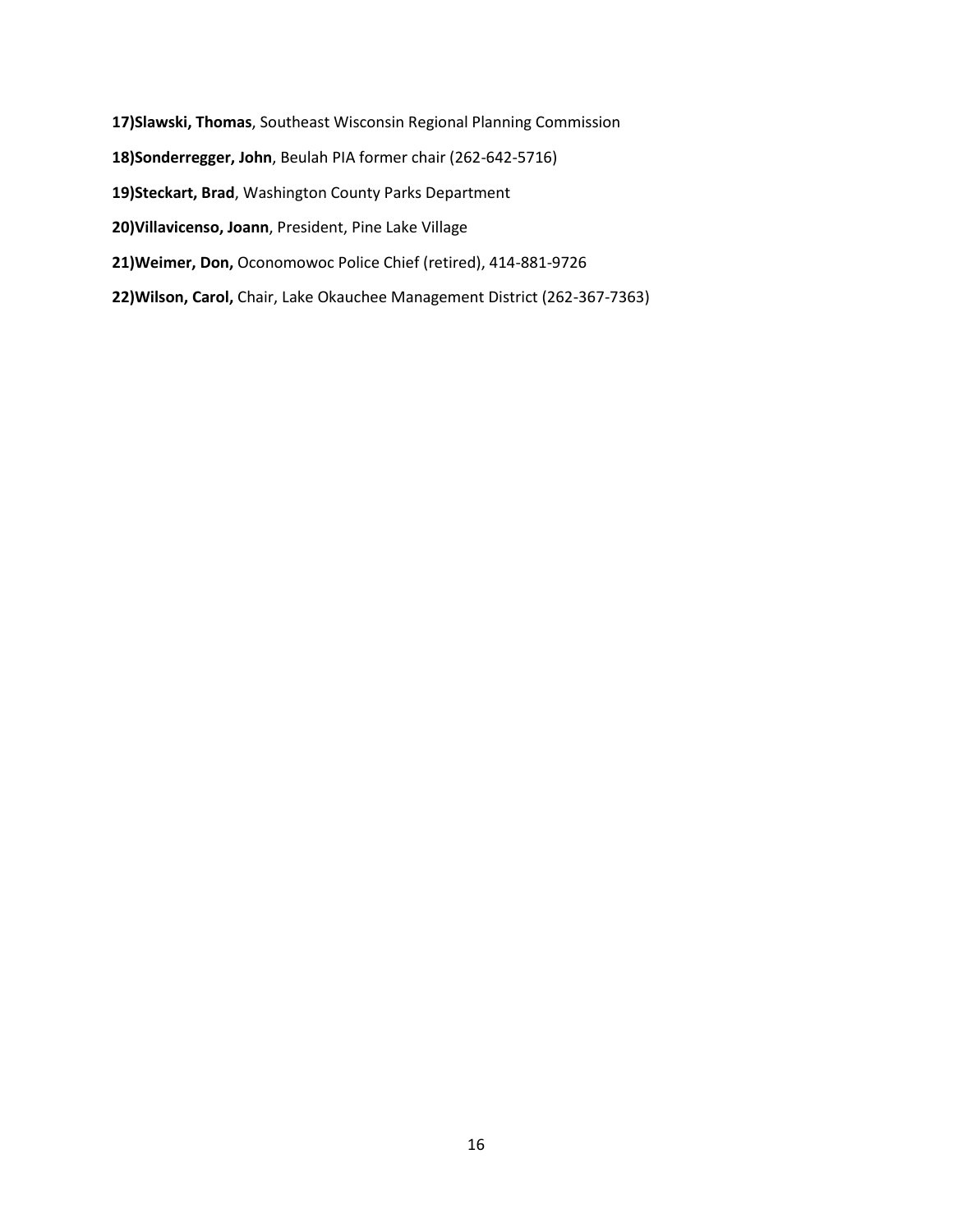**17)Slawski, Thomas**, Southeast Wisconsin Regional Planning Commission

**18)Sonderregger, John**, Beulah PIA former chair (262-642-5716)

**19)Steckart, Brad**, Washington County Parks Department

**20)Villavicenso, Joann**, President, Pine Lake Village

**21)Weimer, Don,** Oconomowoc Police Chief (retired), 414-881-9726

**22)Wilson, Carol,** Chair, Lake Okauchee Management District (262-367-7363)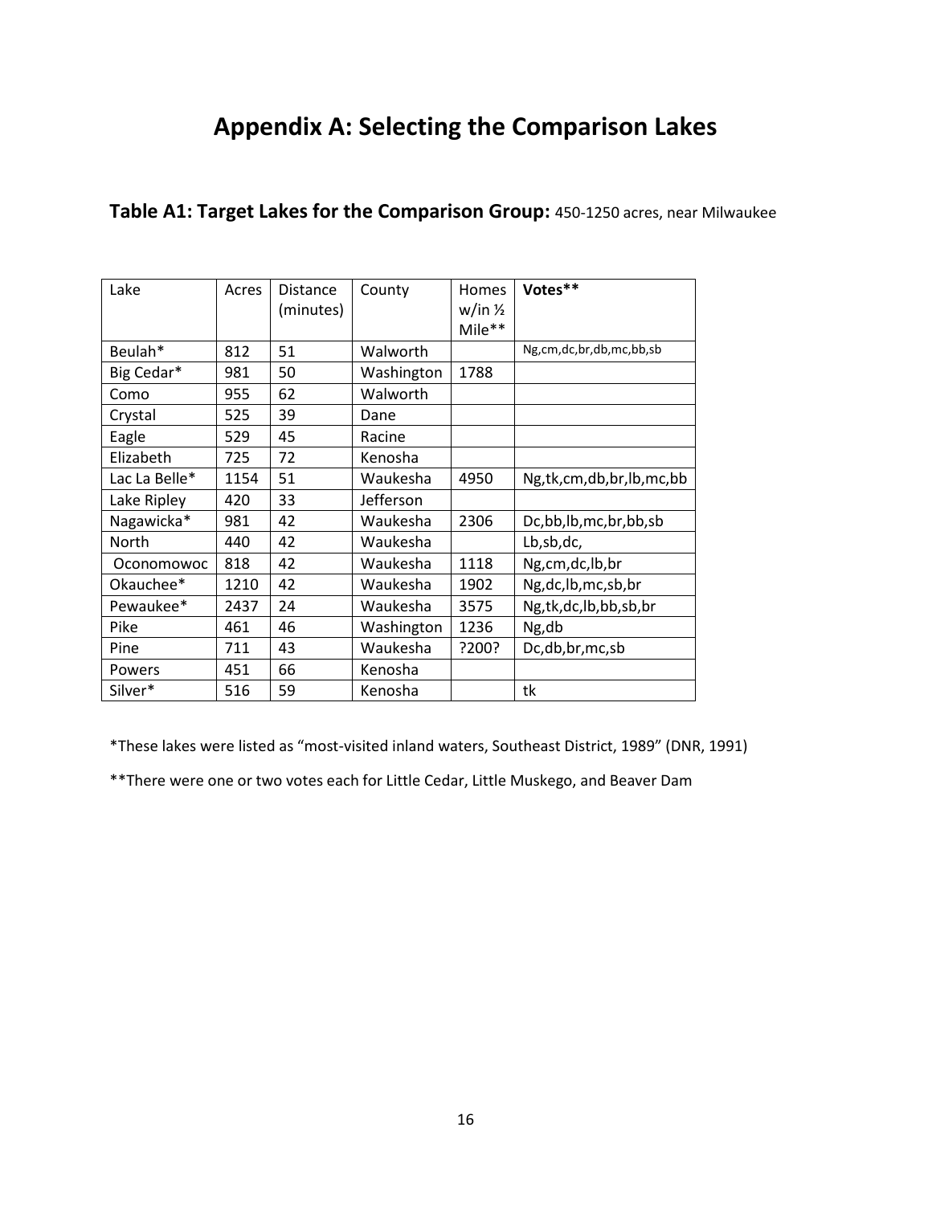# Appendix A: Selecting the Comparison Lakes

**Table A1: Target Lakes for the Comparison Group:** 450-1250 acres, near Milwaukee

| Lake | Acres | Distance (minutes) | County | Homes w/in ½ Mile** | **Votes**** |
|---|---|---|---|---|---|
| Beulah* | 812 | 51 | Walworth | | Ng,cm,dc,br,db,mc,bb,sb |
| Big Cedar* | 981 | 50 | Washington | 1788 | |
| Como | 955 | 62 | Walworth | | |
| Crystal | 525 | 39 | Dane | | |
| Eagle | 529 | 45 | Racine | | |
| Elizabeth | 725 | 72 | Kenosha | | |
| Lac La Belle* | 1154 | 51 | Waukesha | 4950 | Ng,tk,cm,db,br,lb,mc,bb |
| Lake Ripley | 420 | 33 | Jefferson | | |
| Nagawicka* | 981 | 42 | Waukesha | 2306 | Dc,bb,lb,mc,br,bb,sb |
| North | 440 | 42 | Waukesha | | Lb,sb,dc, |
| Oconomowoc | 818 | 42 | Waukesha | 1118 | Ng,cm,dc,lb,br |
| Okauchee* | 1210 | 42 | Waukesha | 1902 | Ng,dc,lb,mc,sb,br |
| Pewaukee* | 2437 | 24 | Waukesha | 3575 | Ng,tk,dc,lb,bb,sb,br |
| Pike | 461 | 46 | Washington | 1236 | Ng,db |
| Pine | 711 | 43 | Waukesha | ?200? | Dc,db,br,mc,sb |
| Powers | 451 | 66 | Kenosha | | |
| Silver* | 516 | 59 | Kenosha | | tk |

*These lakes were listed as "most-visited inland waters, Southeast District, 1989" (DNR, 1991)

**There were one or two votes each for Little Cedar, Little Muskego, and Beaver Dam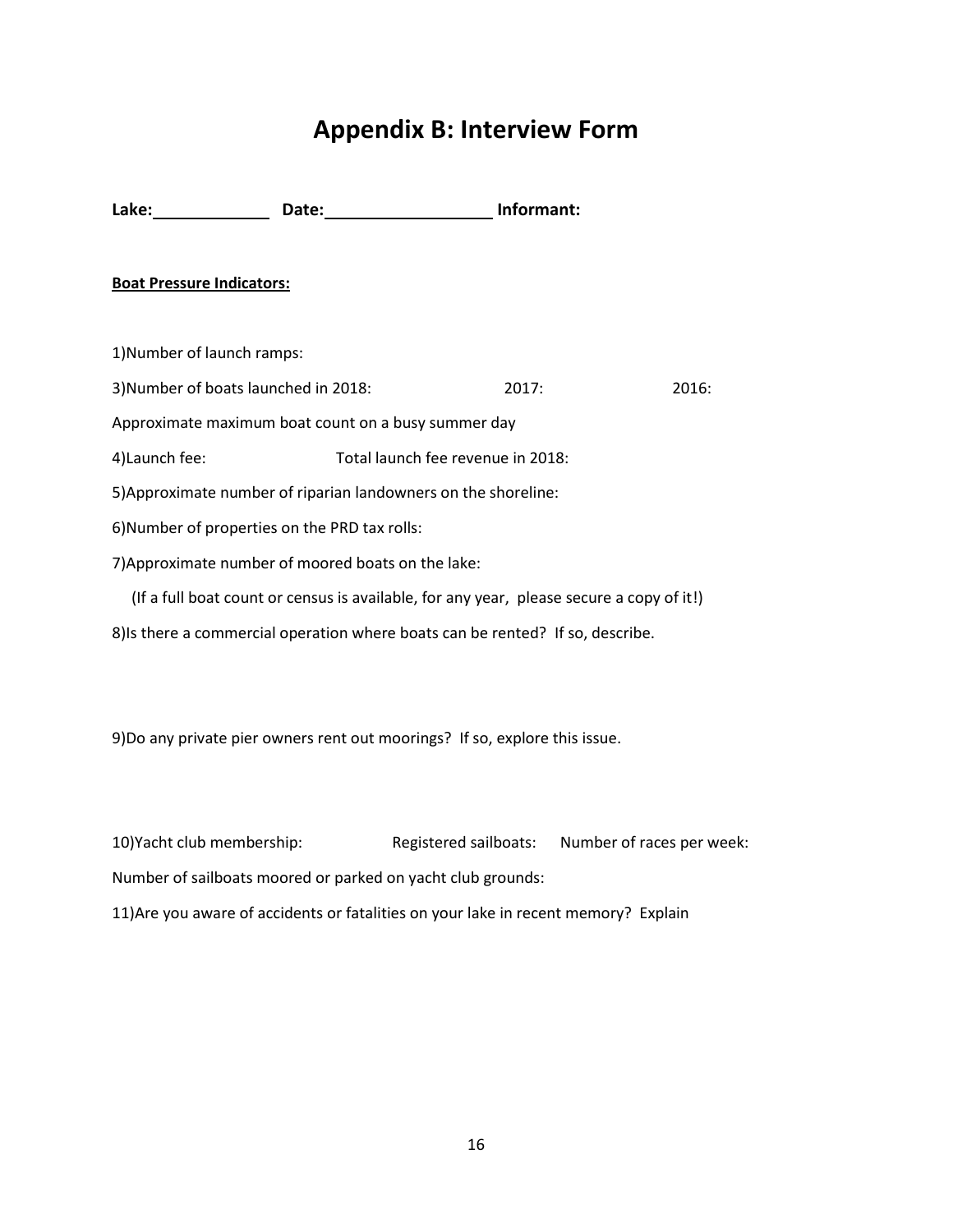# Appendix B: Interview Form

**Lake:** ____________ **Date:** __________________ **Informant:**

**Boat Pressure Indicators:**

1)Number of launch ramps:

3)Number of boats launched in 2018: 2017: 2016:

Approximate maximum boat count on a busy summer day

4)Launch fee: Total launch fee revenue in 2018:

5)Approximate number of riparian landowners on the shoreline:

6)Number of properties on the PRD tax rolls:

7)Approximate number of moored boats on the lake:

(If a full boat count or census is available, for any year, please secure a copy of it!)

8)Is there a commercial operation where boats can be rented? If so, describe.

9)Do any private pier owners rent out moorings? If so, explore this issue.

10)Yacht club membership: Registered sailboats: Number of races per week:

Number of sailboats moored or parked on yacht club grounds:

11)Are you aware of accidents or fatalities on your lake in recent memory? Explain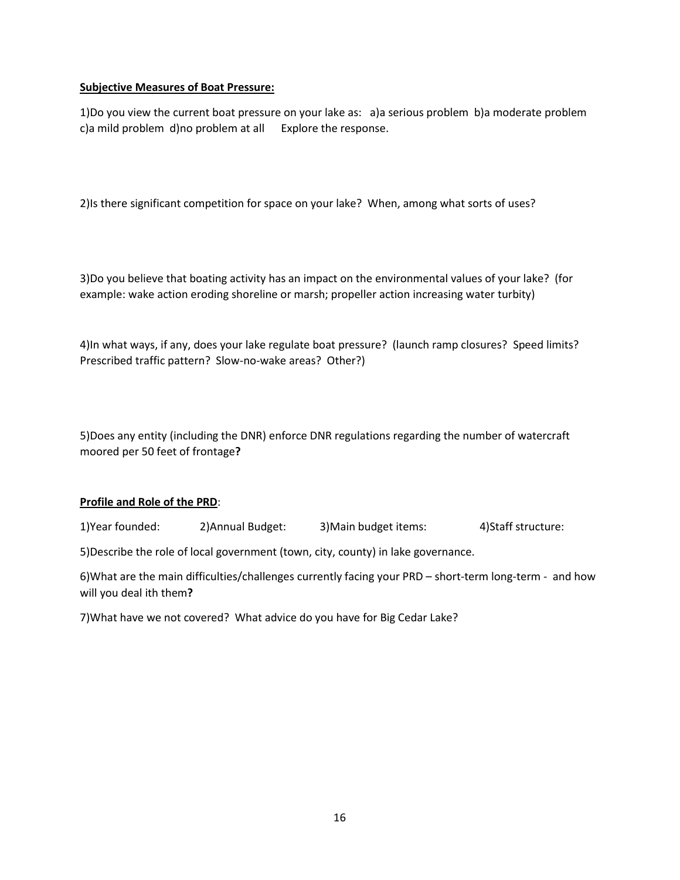**Subjective Measures of Boat Pressure:**

1)Do you view the current boat pressure on your lake as: a)a serious problem b)a moderate problem c)a mild problem d)no problem at all Explore the response.

2)Is there significant competition for space on your lake? When, among what sorts of uses?

3)Do you believe that boating activity has an impact on the environmental values of your lake? (for example: wake action eroding shoreline or marsh; propeller action increasing water turbity)

4)In what ways, if any, does your lake regulate boat pressure? (launch ramp closures? Speed limits? Prescribed traffic pattern? Slow-no-wake areas? Other?)

5)Does any entity (including the DNR) enforce DNR regulations regarding the number of watercraft moored per 50 feet of frontage**?**

**Profile and Role of the PRD**:

1)Year founded: 2)Annual Budget: 3)Main budget items: 4)Staff structure:

5)Describe the role of local government (town, city, county) in lake governance.

6)What are the main difficulties/challenges currently facing your PRD – short-term long-term - and how will you deal ith them**?**

7)What have we not covered? What advice do you have for Big Cedar Lake?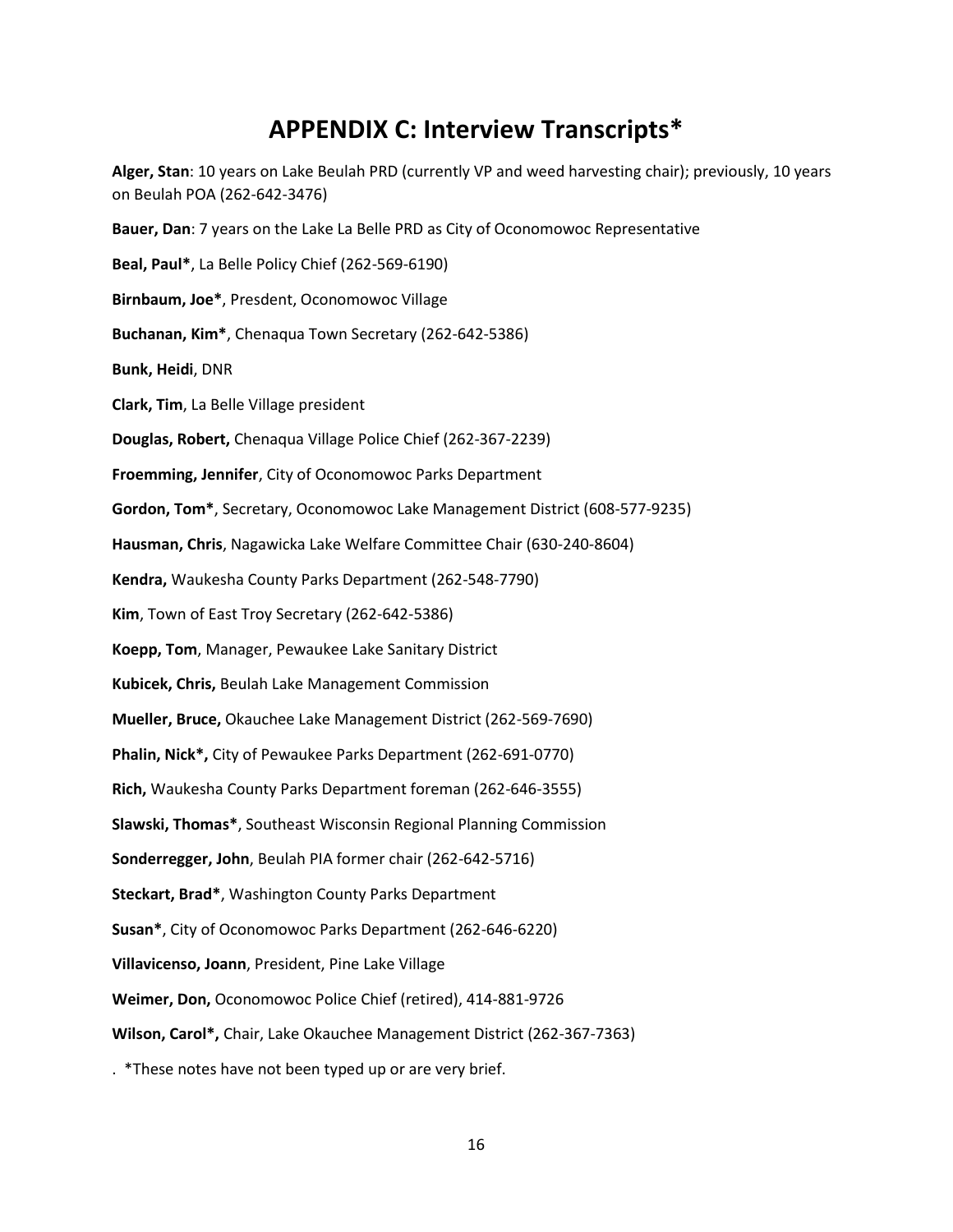# APPENDIX C: Interview Transcripts*

**Alger, Stan**: 10 years on Lake Beulah PRD (currently VP and weed harvesting chair); previously, 10 years on Beulah POA (262-642-3476)

**Bauer, Dan**: 7 years on the Lake La Belle PRD as City of Oconomowoc Representative

**Beal, Paul***, La Belle Policy Chief (262-569-6190)

**Birnbaum, Joe***, Presdent, Oconomowoc Village

**Buchanan, Kim***, Chenaqua Town Secretary (262-642-5386)

**Bunk, Heidi**, DNR

**Clark, Tim**, La Belle Village president

**Douglas, Robert,** Chenaqua Village Police Chief (262-367-2239)

**Froemming, Jennifer**, City of Oconomowoc Parks Department

**Gordon, Tom***, Secretary, Oconomowoc Lake Management District (608-577-9235)

**Hausman, Chris**, Nagawicka Lake Welfare Committee Chair (630-240-8604)

**Kendra,** Waukesha County Parks Department (262-548-7790)

**Kim**, Town of East Troy Secretary (262-642-5386)

**Koepp, Tom**, Manager, Pewaukee Lake Sanitary District

**Kubicek, Chris,** Beulah Lake Management Commission

**Mueller, Bruce,** Okauchee Lake Management District (262-569-7690)

**Phalin, Nick*,** City of Pewaukee Parks Department (262-691-0770)

**Rich,** Waukesha County Parks Department foreman (262-646-3555)

**Slawski, Thomas***, Southeast Wisconsin Regional Planning Commission

**Sonderregger, John**, Beulah PIA former chair (262-642-5716)

**Steckart, Brad***, Washington County Parks Department

**Susan***, City of Oconomowoc Parks Department (262-646-6220)

**Villavicenso, Joann**, President, Pine Lake Village

**Weimer, Don,** Oconomowoc Police Chief (retired), 414-881-9726

**Wilson, Carol*,** Chair, Lake Okauchee Management District (262-367-7363)

. *These notes have not been typed up or are very brief.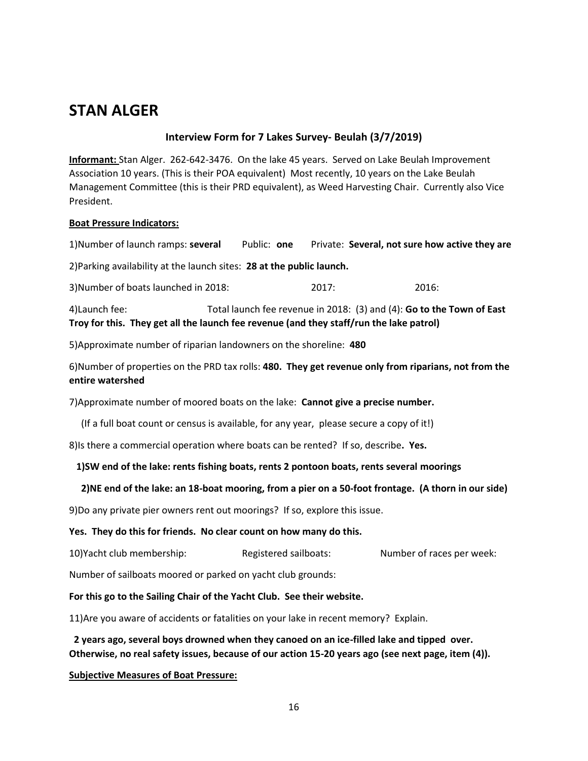# STAN ALGER

### Interview Form for 7 Lakes Survey- Beulah (3/7/2019)

**Informant:** Stan Alger. 262-642-3476. On the lake 45 years. Served on Lake Beulah Improvement Association 10 years. (This is their POA equivalent) Most recently, 10 years on the Lake Beulah Management Committee (this is their PRD equivalent), as Weed Harvesting Chair. Currently also Vice President.

**Boat Pressure Indicators:**

1)Number of launch ramps: **several** Public: **one** Private: **Several, not sure how active they are**

2)Parking availability at the launch sites: **28 at the public launch.**

3)Number of boats launched in 2018: 2017: 2016:

4)Launch fee: Total launch fee revenue in 2018: (3) and (4): **Go to the Town of East Troy for this. They get all the launch fee revenue (and they staff/run the lake patrol)**

5)Approximate number of riparian landowners on the shoreline: **480**

6)Number of properties on the PRD tax rolls: **480. They get revenue only from riparians, not from the entire watershed**

7)Approximate number of moored boats on the lake: **Cannot give a precise number.**

(If a full boat count or census is available, for any year, please secure a copy of it!)

8)Is there a commercial operation where boats can be rented? If so, describe**. Yes.**

**1)SW end of the lake: rents fishing boats, rents 2 pontoon boats, rents several moorings**

**2)NE end of the lake: an 18-boat mooring, from a pier on a 50-foot frontage. (A thorn in our side)**

9)Do any private pier owners rent out moorings? If so, explore this issue.

**Yes. They do this for friends. No clear count on how many do this.**

10)Yacht club membership: Registered sailboats: Number of races per week:

Number of sailboats moored or parked on yacht club grounds:

**For this go to the Sailing Chair of the Yacht Club. See their website.**

11)Are you aware of accidents or fatalities on your lake in recent memory? Explain.

**2 years ago, several boys drowned when they canoed on an ice-filled lake and tipped over. Otherwise, no real safety issues, because of our action 15-20 years ago (see next page, item (4)).**

**Subjective Measures of Boat Pressure:**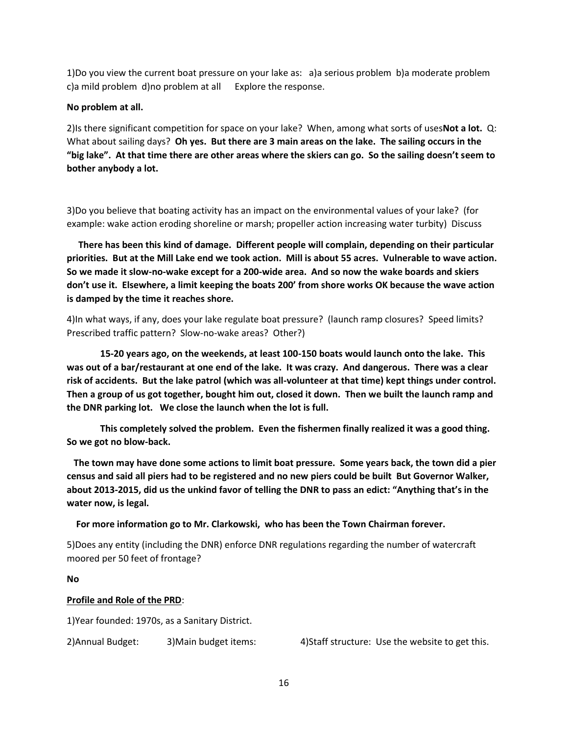1)Do you view the current boat pressure on your lake as: a)a serious problem b)a moderate problem c)a mild problem d)no problem at all Explore the response.

**No problem at all.**

2)Is there significant competition for space on your lake? When, among what sorts of uses**Not a lot.** Q: What about sailing days? **Oh yes. But there are 3 main areas on the lake. The sailing occurs in the "big lake". At that time there are other areas where the skiers can go. So the sailing doesn't seem to bother anybody a lot.**

3)Do you believe that boating activity has an impact on the environmental values of your lake? (for example: wake action eroding shoreline or marsh; propeller action increasing water turbity) Discuss

**There has been this kind of damage. Different people will complain, depending on their particular priorities. But at the Mill Lake end we took action. Mill is about 55 acres. Vulnerable to wave action. So we made it slow-no-wake except for a 200-wide area. And so now the wake boards and skiers don't use it. Elsewhere, a limit keeping the boats 200' from shore works OK because the wave action is damped by the time it reaches shore.**

4)In what ways, if any, does your lake regulate boat pressure? (launch ramp closures? Speed limits? Prescribed traffic pattern? Slow-no-wake areas? Other?)

**15-20 years ago, on the weekends, at least 100-150 boats would launch onto the lake. This was out of a bar/restaurant at one end of the lake. It was crazy. And dangerous. There was a clear risk of accidents. But the lake patrol (which was all-volunteer at that time) kept things under control. Then a group of us got together, bought him out, closed it down. Then we built the launch ramp and the DNR parking lot. We close the launch when the lot is full.**

**This completely solved the problem. Even the fishermen finally realized it was a good thing. So we got no blow-back.**

**The town may have done some actions to limit boat pressure. Some years back, the town did a pier census and said all piers had to be registered and no new piers could be built But Governor Walker, about 2013-2015, did us the unkind favor of telling the DNR to pass an edict: "Anything that's in the water now, is legal.**

**For more information go to Mr. Clarkowski, who has been the Town Chairman forever.**

5)Does any entity (including the DNR) enforce DNR regulations regarding the number of watercraft moored per 50 feet of frontage?

**No**

**Profile and Role of the PRD**:

1)Year founded: 1970s, as a Sanitary District.

2)Annual Budget: 3)Main budget items: 4)Staff structure: Use the website to get this.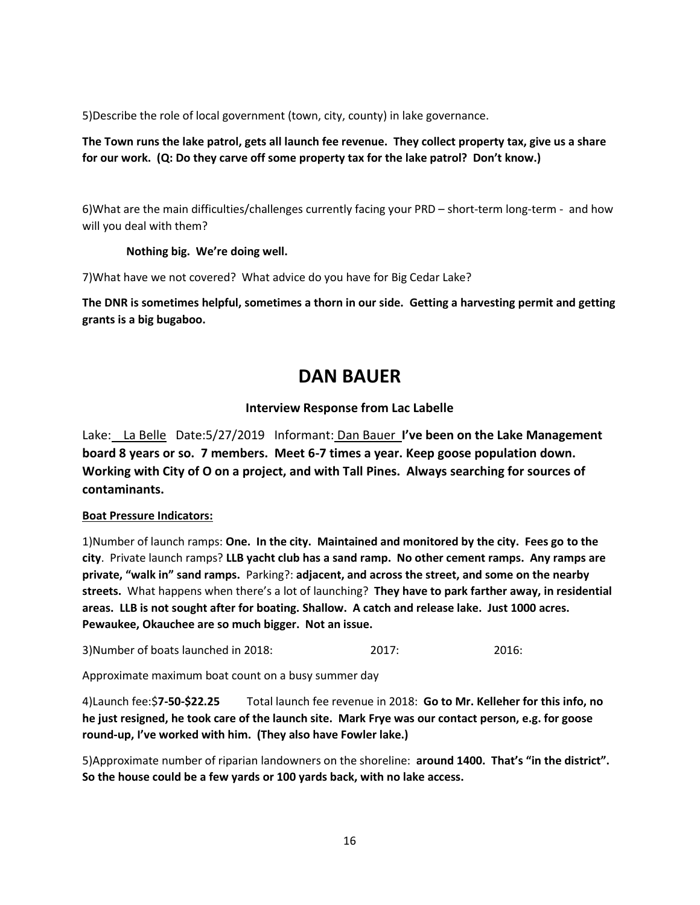5)Describe the role of local government (town, city, county) in lake governance.

**The Town runs the lake patrol, gets all launch fee revenue. They collect property tax, give us a share for our work. (Q: Do they carve off some property tax for the lake patrol? Don't know.)**

6)What are the main difficulties/challenges currently facing your PRD – short-term long-term - and how will you deal with them?

**Nothing big. We're doing well.**

7)What have we not covered? What advice do you have for Big Cedar Lake?

**The DNR is sometimes helpful, sometimes a thorn in our side. Getting a harvesting permit and getting grants is a big bugaboo.**

# DAN BAUER

### Interview Response from Lac Labelle

Lake: La Belle Date:5/27/2019 Informant: Dan Bauer **I've been on the Lake Management board 8 years or so. 7 members. Meet 6-7 times a year. Keep goose population down. Working with City of O on a project, and with Tall Pines. Always searching for sources of contaminants.**

**Boat Pressure Indicators:**

1)Number of launch ramps: **One. In the city. Maintained and monitored by the city. Fees go to the city**. Private launch ramps? **LLB yacht club has a sand ramp. No other cement ramps. Any ramps are private, "walk in" sand ramps.** Parking?: **adjacent, and across the street, and some on the nearby streets.** What happens when there's a lot of launching? **They have to park farther away, in residential areas. LLB is not sought after for boating. Shallow. A catch and release lake. Just 1000 acres. Pewaukee, Okauchee are so much bigger. Not an issue.**

3)Number of boats launched in 2018: 2017: 2016:

Approximate maximum boat count on a busy summer day

4)Launch fee:$**7-50-$22.25** Total launch fee revenue in 2018: **Go to Mr. Kelleher for this info, no he just resigned, he took care of the launch site. Mark Frye was our contact person, e.g. for goose round-up, I've worked with him. (They also have Fowler lake.)**

5)Approximate number of riparian landowners on the shoreline: **around 1400. That's "in the district". So the house could be a few yards or 100 yards back, with no lake access.**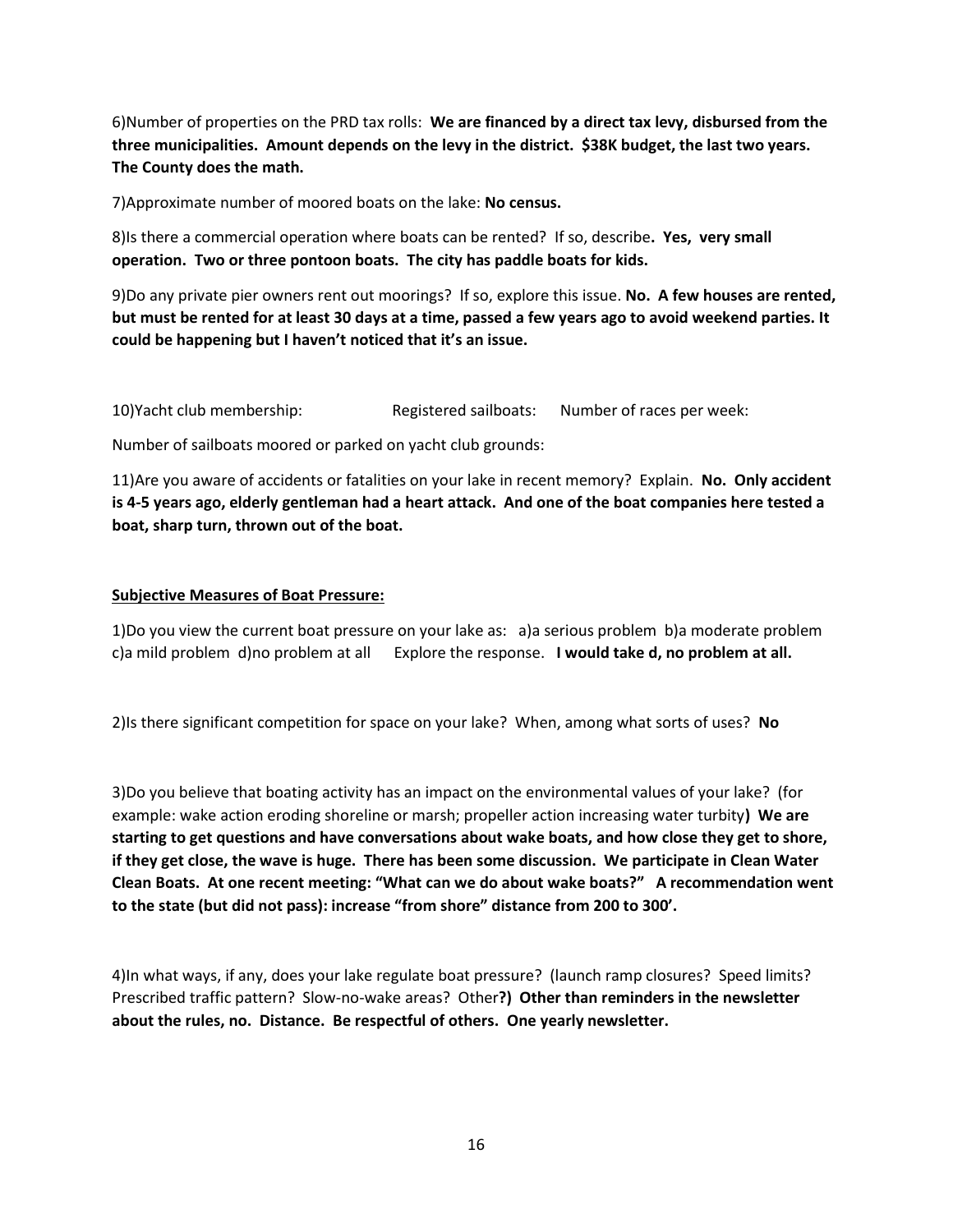6)Number of properties on the PRD tax rolls: **We are financed by a direct tax levy, disbursed from the three municipalities. Amount depends on the levy in the district. $38K budget, the last two years. The County does the math.**

7)Approximate number of moored boats on the lake: **No census.**

8)Is there a commercial operation where boats can be rented? If so, describe**. Yes, very small operation. Two or three pontoon boats. The city has paddle boats for kids.**

9)Do any private pier owners rent out moorings? If so, explore this issue. **No. A few houses are rented, but must be rented for at least 30 days at a time, passed a few years ago to avoid weekend parties. It could be happening but I haven't noticed that it's an issue.**

10)Yacht club membership: Registered sailboats: Number of races per week:

Number of sailboats moored or parked on yacht club grounds:

11)Are you aware of accidents or fatalities on your lake in recent memory? Explain. **No. Only accident is 4-5 years ago, elderly gentleman had a heart attack. And one of the boat companies here tested a boat, sharp turn, thrown out of the boat.**

<u>**Subjective Measures of Boat Pressure:**</u>

1)Do you view the current boat pressure on your lake as: a)a serious problem b)a moderate problem c)a mild problem d)no problem at all Explore the response. **I would take d, no problem at all.**

2)Is there significant competition for space on your lake? When, among what sorts of uses? **No**

3)Do you believe that boating activity has an impact on the environmental values of your lake? (for example: wake action eroding shoreline or marsh; propeller action increasing water turbity**) We are starting to get questions and have conversations about wake boats, and how close they get to shore, if they get close, the wave is huge. There has been some discussion. We participate in Clean Water Clean Boats. At one recent meeting: "What can we do about wake boats?" A recommendation went to the state (but did not pass): increase "from shore" distance from 200 to 300'.**

4)In what ways, if any, does your lake regulate boat pressure? (launch ramp closures? Speed limits? Prescribed traffic pattern? Slow-no-wake areas? Other**?) Other than reminders in the newsletter about the rules, no. Distance. Be respectful of others. One yearly newsletter.**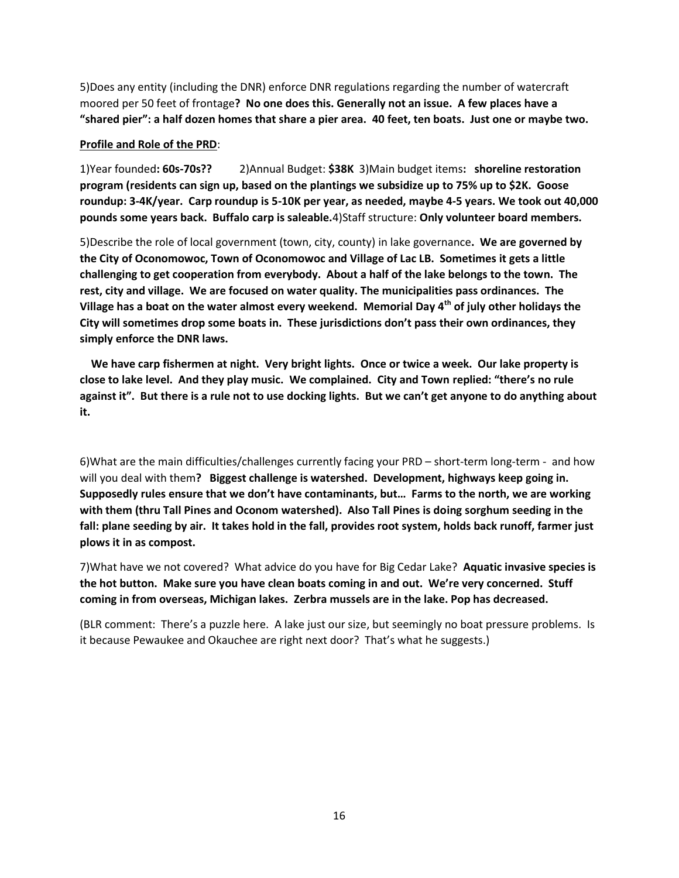5)Does any entity (including the DNR) enforce DNR regulations regarding the number of watercraft moored per 50 feet of frontage**? No one does this. Generally not an issue. A few places have a "shared pier": a half dozen homes that share a pier area. 40 feet, ten boats. Just one or maybe two.**

<u>**Profile and Role of the PRD**</u>:

1)Year founded**: 60s-70s??** 2)Annual Budget: **$38K** 3)Main budget items**: shoreline restoration program (residents can sign up, based on the plantings we subsidize up to 75% up to $2K. Goose roundup: 3-4K/year. Carp roundup is 5-10K per year, as needed, maybe 4-5 years. We took out 40,000 pounds some years back. Buffalo carp is saleable.**4)Staff structure: **Only volunteer board members.**

5)Describe the role of local government (town, city, county) in lake governance**. We are governed by the City of Oconomowoc, Town of Oconomowoc and Village of Lac LB. Sometimes it gets a little challenging to get cooperation from everybody. About a half of the lake belongs to the town. The rest, city and village. We are focused on water quality. The municipalities pass ordinances. The Village has a boat on the water almost every weekend. Memorial Day 4th of july other holidays the City will sometimes drop some boats in. These jurisdictions don't pass their own ordinances, they simply enforce the DNR laws.**

**We have carp fishermen at night. Very bright lights. Once or twice a week. Our lake property is close to lake level. And they play music. We complained. City and Town replied: "there's no rule against it". But there is a rule not to use docking lights. But we can't get anyone to do anything about it.**

6)What are the main difficulties/challenges currently facing your PRD – short-term long-term - and how will you deal with them**? Biggest challenge is watershed. Development, highways keep going in. Supposedly rules ensure that we don't have contaminants, but… Farms to the north, we are working with them (thru Tall Pines and Oconom watershed). Also Tall Pines is doing sorghum seeding in the fall: plane seeding by air. It takes hold in the fall, provides root system, holds back runoff, farmer just plows it in as compost.**

7)What have we not covered? What advice do you have for Big Cedar Lake? **Aquatic invasive species is the hot button. Make sure you have clean boats coming in and out. We're very concerned. Stuff coming in from overseas, Michigan lakes. Zerbra mussels are in the lake. Pop has decreased.**

(BLR comment: There's a puzzle here. A lake just our size, but seemingly no boat pressure problems. Is it because Pewaukee and Okauchee are right next door? That's what he suggests.)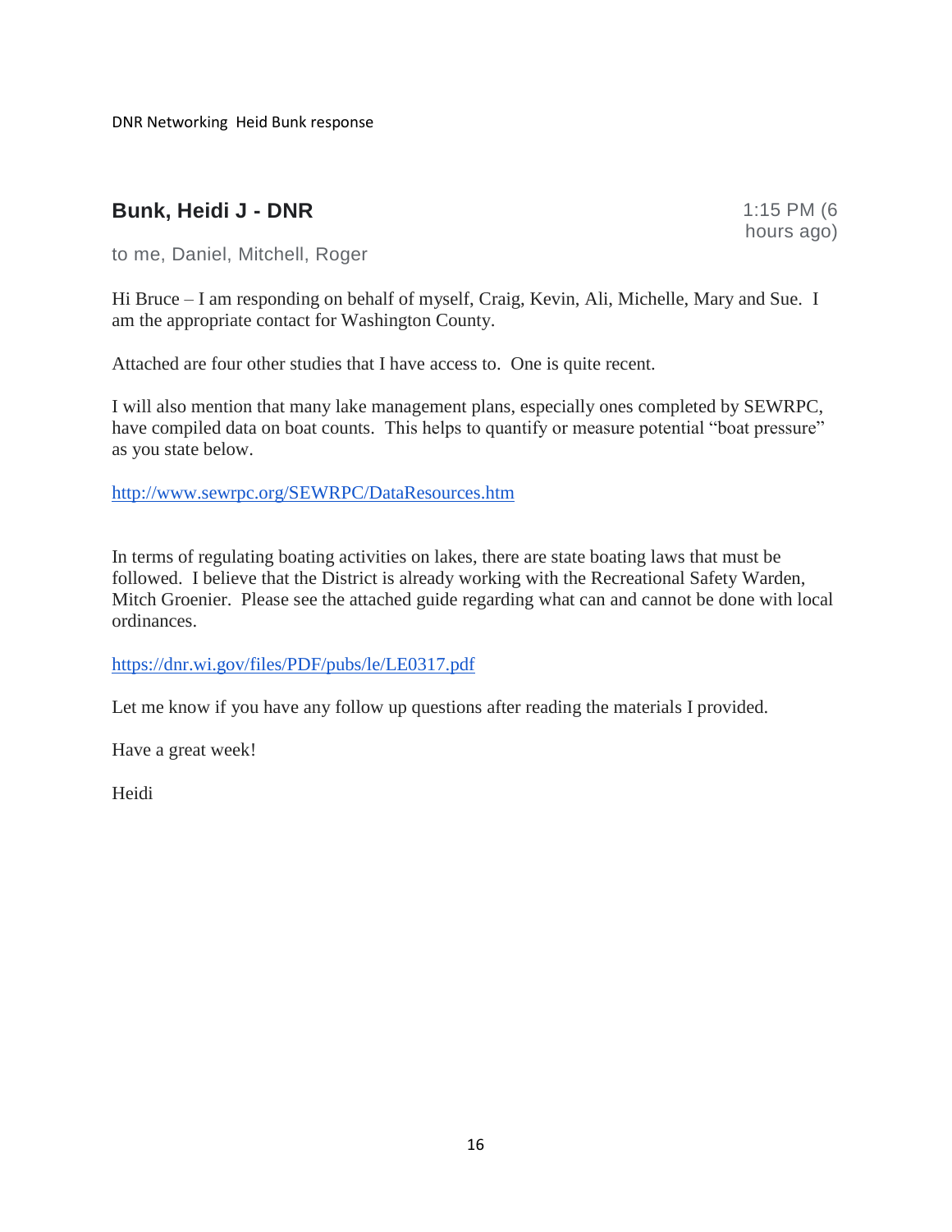DNR Networking Heid Bunk response

## Bunk, Heidi J - DNR

1:15 PM (6 hours ago)

to me, Daniel, Mitchell, Roger

Hi Bruce – I am responding on behalf of myself, Craig, Kevin, Ali, Michelle, Mary and Sue. I am the appropriate contact for Washington County.

Attached are four other studies that I have access to. One is quite recent.

I will also mention that many lake management plans, especially ones completed by SEWRPC, have compiled data on boat counts. This helps to quantify or measure potential "boat pressure" as you state below.

[http://www.sewrpc.org/SEWRPC/DataResources.htm](http://www.sewrpc.org/SEWRPC/DataResources.htm)

In terms of regulating boating activities on lakes, there are state boating laws that must be followed. I believe that the District is already working with the Recreational Safety Warden, Mitch Groenier. Please see the attached guide regarding what can and cannot be done with local ordinances.

[https://dnr.wi.gov/files/PDF/pubs/le/LE0317.pdf](https://dnr.wi.gov/files/PDF/pubs/le/LE0317.pdf)

Let me know if you have any follow up questions after reading the materials I provided.

Have a great week!

Heidi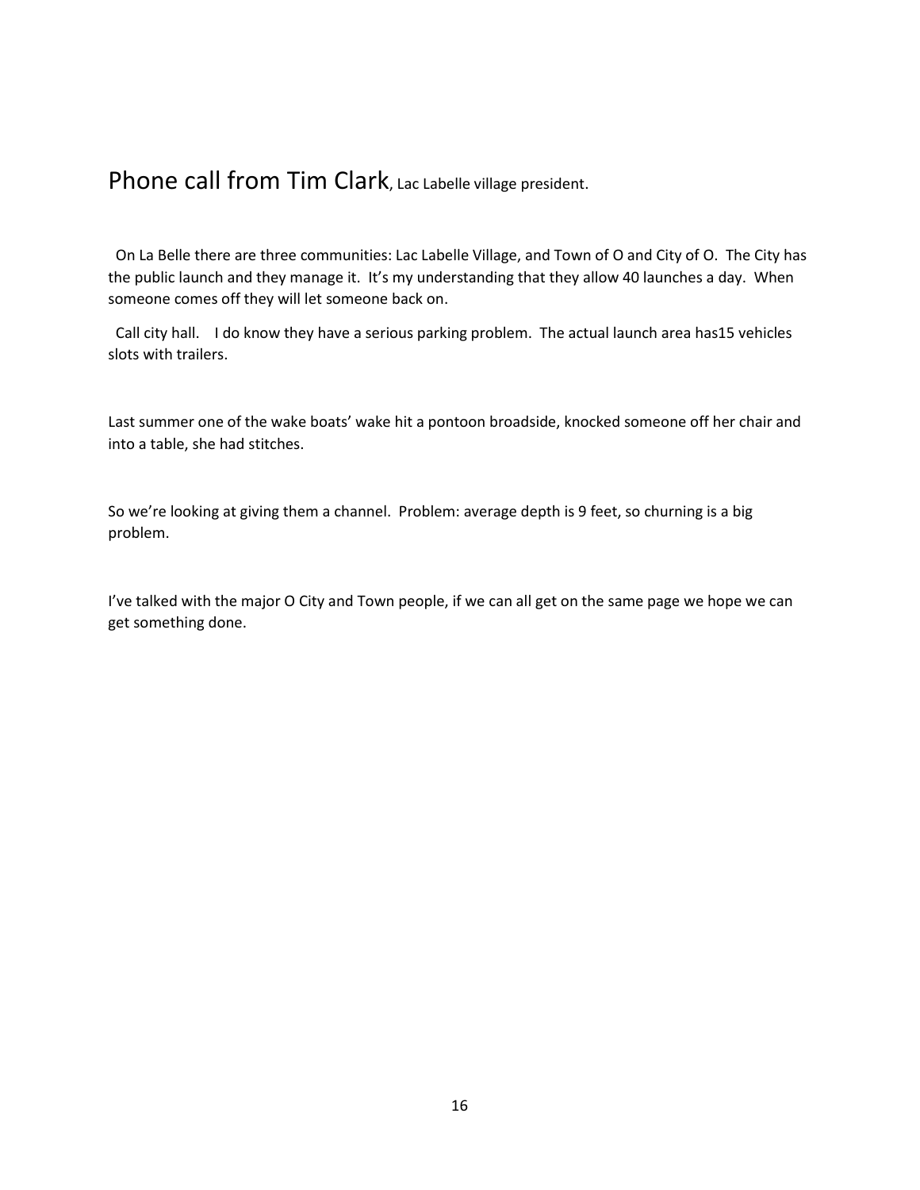## Phone call from Tim Clark, Lac Labelle village president.

On La Belle there are three communities: Lac Labelle Village, and Town of O and City of O. The City has the public launch and they manage it. It's my understanding that they allow 40 launches a day. When someone comes off they will let someone back on.

Call city hall. I do know they have a serious parking problem. The actual launch area has15 vehicles slots with trailers.

Last summer one of the wake boats' wake hit a pontoon broadside, knocked someone off her chair and into a table, she had stitches.

So we're looking at giving them a channel. Problem: average depth is 9 feet, so churning is a big problem.

I've talked with the major O City and Town people, if we can all get on the same page we hope we can get something done.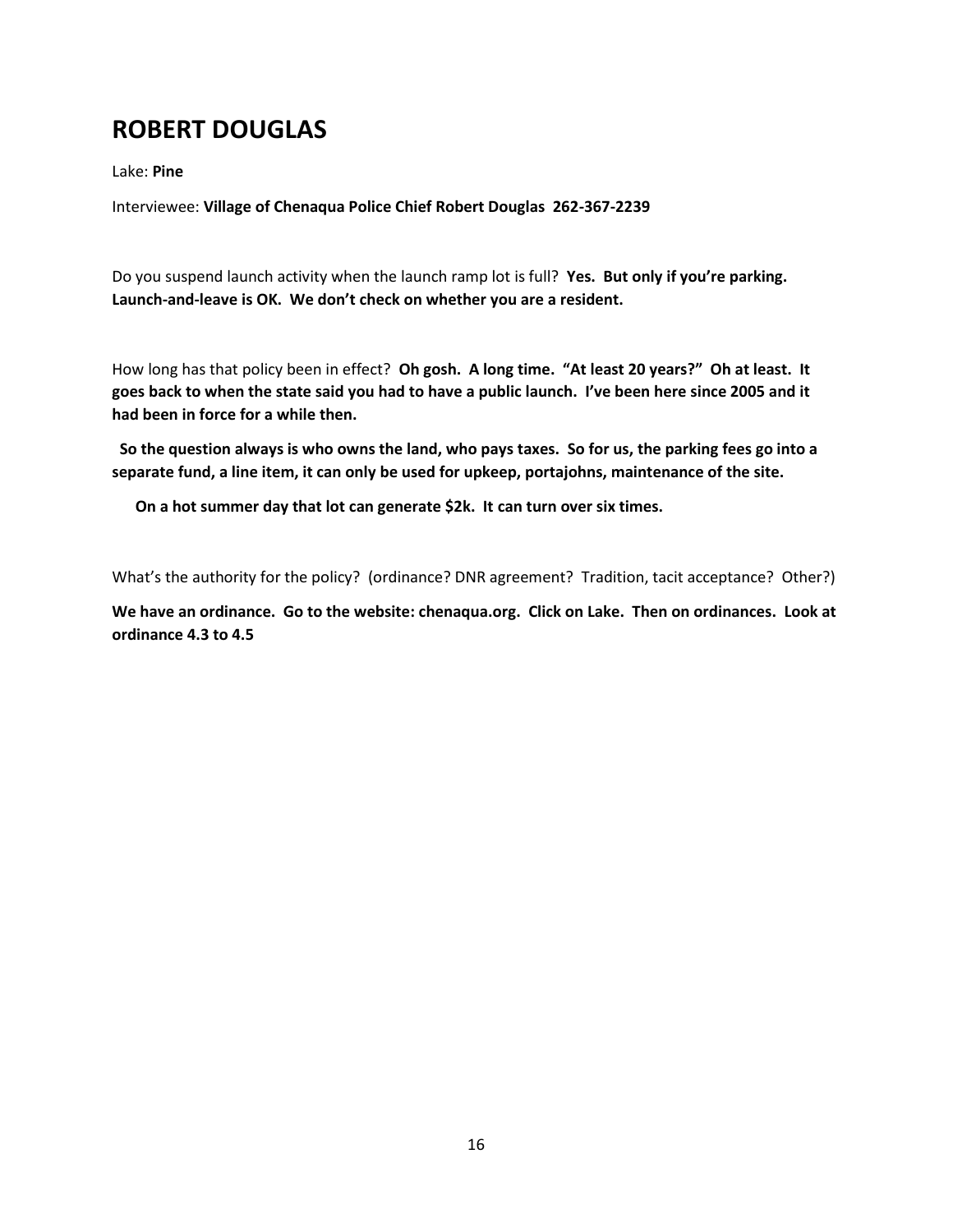## ROBERT DOUGLAS

Lake: **Pine**

Interviewee: **Village of Chenaqua Police Chief Robert Douglas 262-367-2239**

Do you suspend launch activity when the launch ramp lot is full? **Yes. But only if you're parking. Launch-and-leave is OK. We don't check on whether you are a resident.**

How long has that policy been in effect? **Oh gosh. A long time. "At least 20 years?" Oh at least. It goes back to when the state said you had to have a public launch. I've been here since 2005 and it had been in force for a while then.**

**So the question always is who owns the land, who pays taxes. So for us, the parking fees go into a separate fund, a line item, it can only be used for upkeep, portajohns, maintenance of the site.**

**On a hot summer day that lot can generate $2k. It can turn over six times.**

What's the authority for the policy? (ordinance? DNR agreement? Tradition, tacit acceptance? Other?)

**We have an ordinance. Go to the website: chenaqua.org. Click on Lake. Then on ordinances. Look at ordinance 4.3 to 4.5**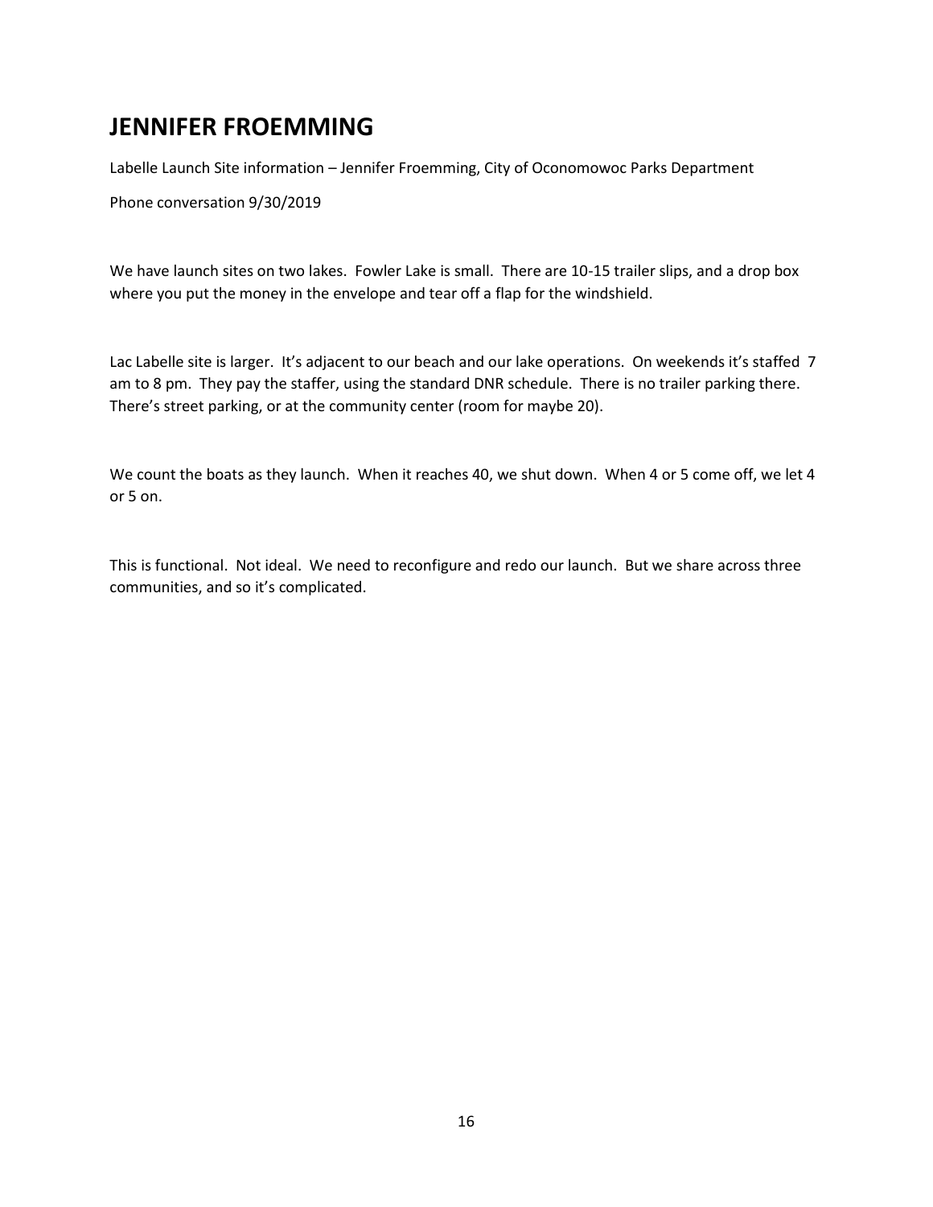## JENNIFER FROEMMING

Labelle Launch Site information – Jennifer Froemming, City of Oconomowoc Parks Department

Phone conversation 9/30/2019

We have launch sites on two lakes. Fowler Lake is small. There are 10-15 trailer slips, and a drop box where you put the money in the envelope and tear off a flap for the windshield.

Lac Labelle site is larger. It's adjacent to our beach and our lake operations. On weekends it's staffed 7 am to 8 pm. They pay the staffer, using the standard DNR schedule. There is no trailer parking there. There's street parking, or at the community center (room for maybe 20).

We count the boats as they launch. When it reaches 40, we shut down. When 4 or 5 come off, we let 4 or 5 on.

This is functional. Not ideal. We need to reconfigure and redo our launch. But we share across three communities, and so it's complicated.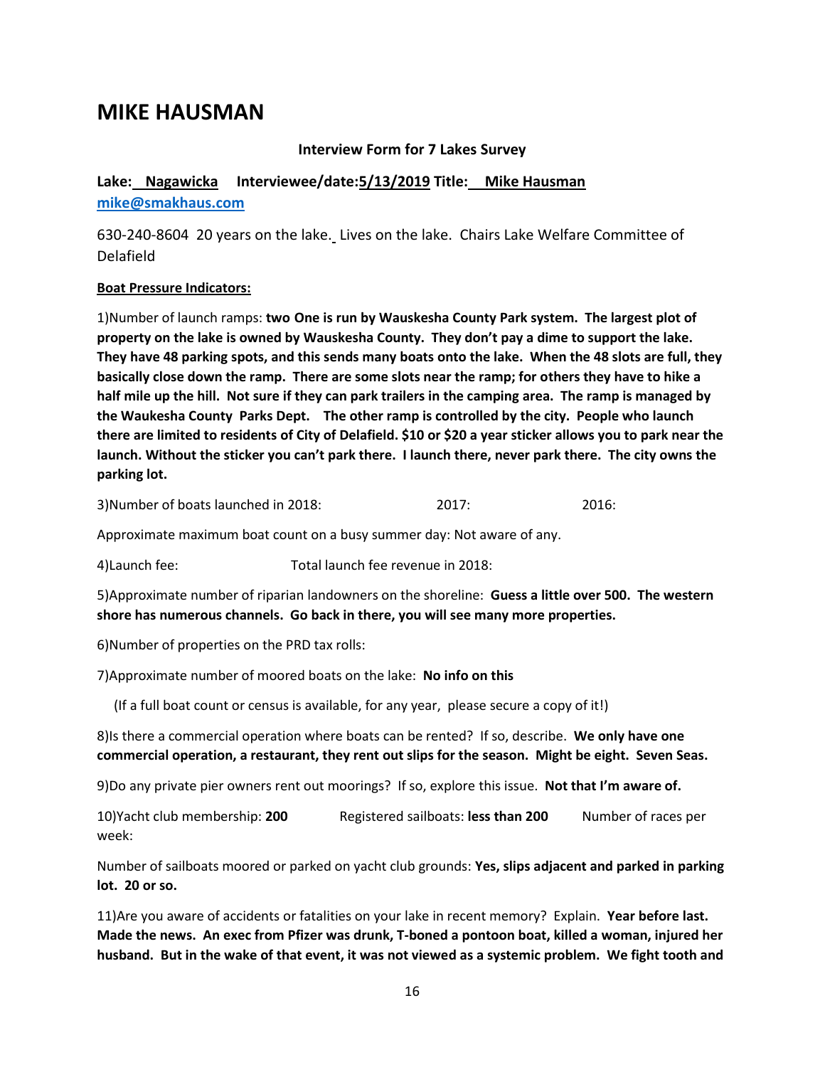# MIKE HAUSMAN

**Interview Form for 7 Lakes Survey**

**Lake: Nagawicka Interviewee/date:5/13/2019 Title: Mike Hausman**
**mike@smakhaus.com**

630-240-8604 20 years on the lake. Lives on the lake. Chairs Lake Welfare Committee of Delafield

**Boat Pressure Indicators:**

1)Number of launch ramps: **two One is run by Wauskesha County Park system. The largest plot of property on the lake is owned by Wauskesha County. They don't pay a dime to support the lake. They have 48 parking spots, and this sends many boats onto the lake. When the 48 slots are full, they basically close down the ramp. There are some slots near the ramp; for others they have to hike a half mile up the hill. Not sure if they can park trailers in the camping area. The ramp is managed by the Waukesha County Parks Dept. The other ramp is controlled by the city. People who launch there are limited to residents of City of Delafield. $10 or $20 a year sticker allows you to park near the launch. Without the sticker you can't park there. I launch there, never park there. The city owns the parking lot.**

3)Number of boats launched in 2018: 2017: 2016:

Approximate maximum boat count on a busy summer day: Not aware of any.

4)Launch fee: Total launch fee revenue in 2018:

5)Approximate number of riparian landowners on the shoreline: **Guess a little over 500. The western shore has numerous channels. Go back in there, you will see many more properties.**

6)Number of properties on the PRD tax rolls:

7)Approximate number of moored boats on the lake: **No info on this**

(If a full boat count or census is available, for any year, please secure a copy of it!)

8)Is there a commercial operation where boats can be rented? If so, describe. **We only have one commercial operation, a restaurant, they rent out slips for the season. Might be eight. Seven Seas.**

9)Do any private pier owners rent out moorings? If so, explore this issue. **Not that I'm aware of.**

10)Yacht club membership: **200** Registered sailboats: **less than 200** Number of races per week:

Number of sailboats moored or parked on yacht club grounds: **Yes, slips adjacent and parked in parking lot. 20 or so.**

11)Are you aware of accidents or fatalities on your lake in recent memory? Explain. **Year before last. Made the news. An exec from Pfizer was drunk, T-boned a pontoon boat, killed a woman, injured her husband. But in the wake of that event, it was not viewed as a systemic problem. We fight tooth and**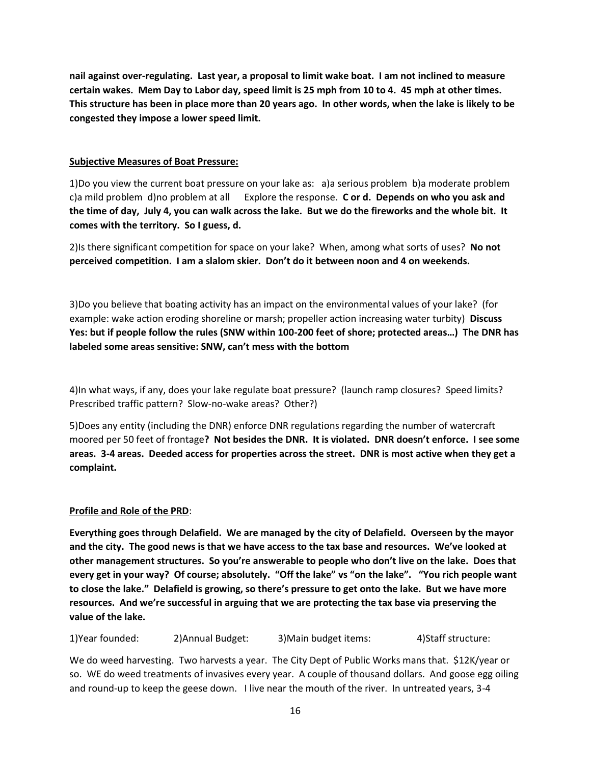**nail against over-regulating. Last year, a proposal to limit wake boat. I am not inclined to measure certain wakes. Mem Day to Labor day, speed limit is 25 mph from 10 to 4. 45 mph at other times. This structure has been in place more than 20 years ago. In other words, when the lake is likely to be congested they impose a lower speed limit.**

**Subjective Measures of Boat Pressure:**

1)Do you view the current boat pressure on your lake as: a)a serious problem b)a moderate problem c)a mild problem d)no problem at all Explore the response. **C or d. Depends on who you ask and the time of day, July 4, you can walk across the lake. But we do the fireworks and the whole bit. It comes with the territory. So I guess, d.**

2)Is there significant competition for space on your lake? When, among what sorts of uses? **No not perceived competition. I am a slalom skier. Don't do it between noon and 4 on weekends.**

3)Do you believe that boating activity has an impact on the environmental values of your lake? (for example: wake action eroding shoreline or marsh; propeller action increasing water turbity) **Discuss Yes: but if people follow the rules (SNW within 100-200 feet of shore; protected areas…) The DNR has labeled some areas sensitive: SNW, can't mess with the bottom**

4)In what ways, if any, does your lake regulate boat pressure? (launch ramp closures? Speed limits? Prescribed traffic pattern? Slow-no-wake areas? Other?)

5)Does any entity (including the DNR) enforce DNR regulations regarding the number of watercraft moored per 50 feet of frontage**? Not besides the DNR. It is violated. DNR doesn't enforce. I see some areas. 3-4 areas. Deeded access for properties across the street. DNR is most active when they get a complaint.**

**Profile and Role of the PRD**:

**Everything goes through Delafield. We are managed by the city of Delafield. Overseen by the mayor and the city. The good news is that we have access to the tax base and resources. We've looked at other management structures. So you're answerable to people who don't live on the lake. Does that every get in your way? Of course; absolutely. "Off the lake" vs "on the lake". "You rich people want to close the lake." Delafield is growing, so there's pressure to get onto the lake. But we have more resources. And we're successful in arguing that we are protecting the tax base via preserving the value of the lake.**

1)Year founded: 2)Annual Budget: 3)Main budget items: 4)Staff structure:

We do weed harvesting. Two harvests a year. The City Dept of Public Works mans that. $12K/year or so. WE do weed treatments of invasives every year. A couple of thousand dollars. And goose egg oiling and round-up to keep the geese down. I live near the mouth of the river. In untreated years, 3-4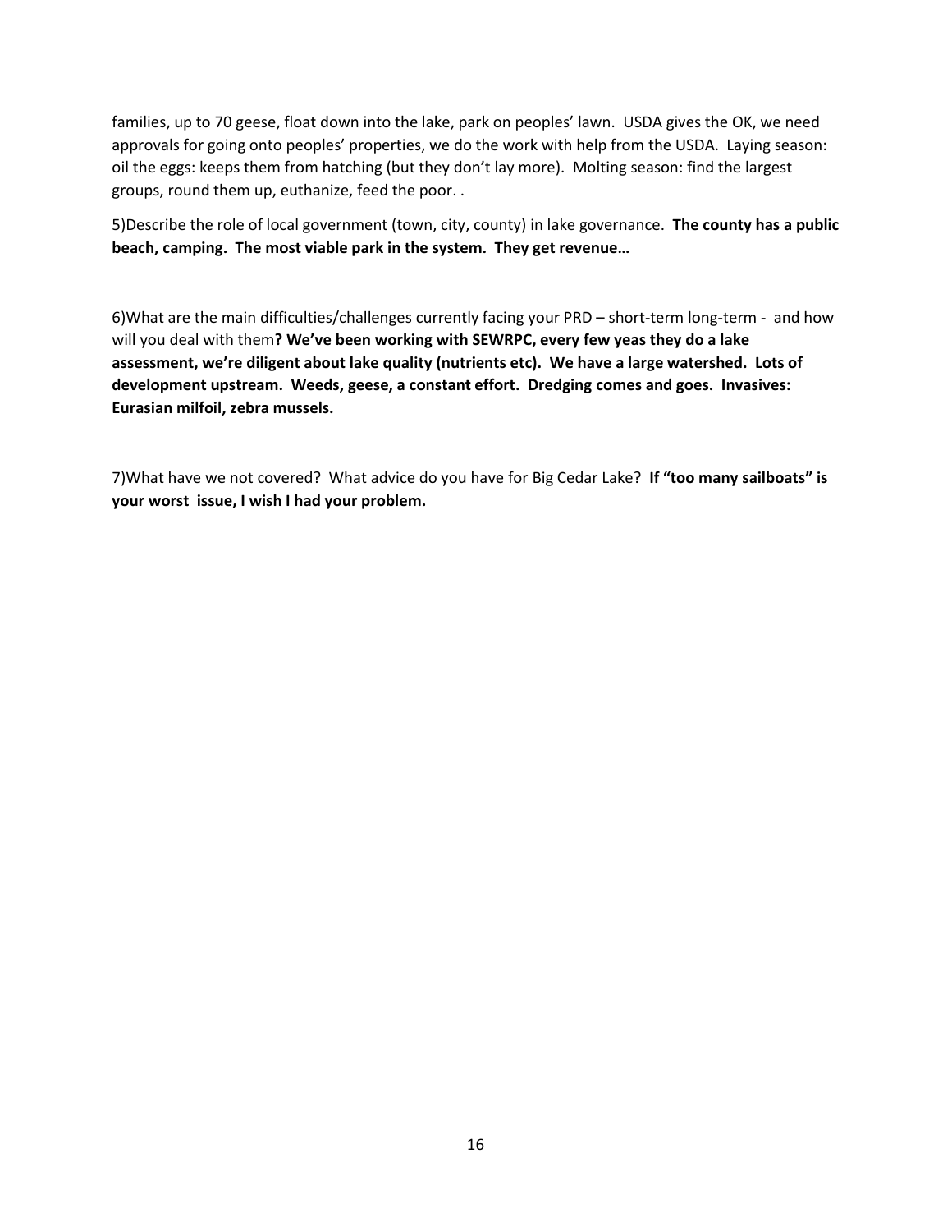families, up to 70 geese, float down into the lake, park on peoples' lawn. USDA gives the OK, we need approvals for going onto peoples' properties, we do the work with help from the USDA. Laying season: oil the eggs: keeps them from hatching (but they don't lay more). Molting season: find the largest groups, round them up, euthanize, feed the poor. .

5)Describe the role of local government (town, city, county) in lake governance. **The county has a public beach, camping. The most viable park in the system. They get revenue…**

6)What are the main difficulties/challenges currently facing your PRD – short-term long-term - and how will you deal with them**? We've been working with SEWRPC, every few yeas they do a lake assessment, we're diligent about lake quality (nutrients etc). We have a large watershed. Lots of development upstream. Weeds, geese, a constant effort. Dredging comes and goes. Invasives: Eurasian milfoil, zebra mussels.**

7)What have we not covered? What advice do you have for Big Cedar Lake? **If "too many sailboats" is your worst issue, I wish I had your problem.**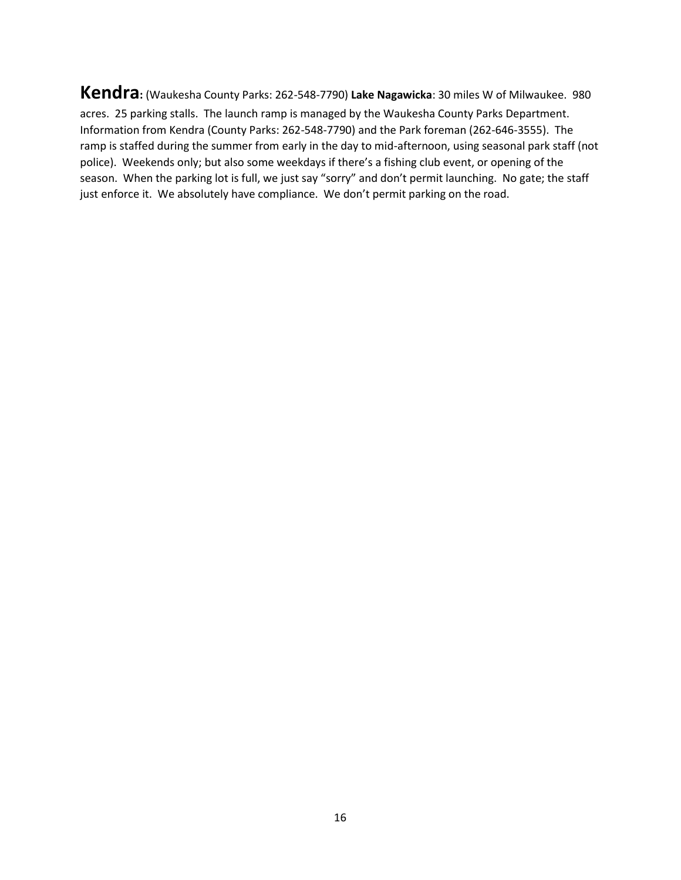**Kendra:** (Waukesha County Parks: 262-548-7790) **Lake Nagawicka**: 30 miles W of Milwaukee. 980 acres. 25 parking stalls. The launch ramp is managed by the Waukesha County Parks Department. Information from Kendra (County Parks: 262-548-7790) and the Park foreman (262-646-3555). The ramp is staffed during the summer from early in the day to mid-afternoon, using seasonal park staff (not police). Weekends only; but also some weekdays if there's a fishing club event, or opening of the season. When the parking lot is full, we just say "sorry" and don't permit launching. No gate; the staff just enforce it. We absolutely have compliance. We don't permit parking on the road.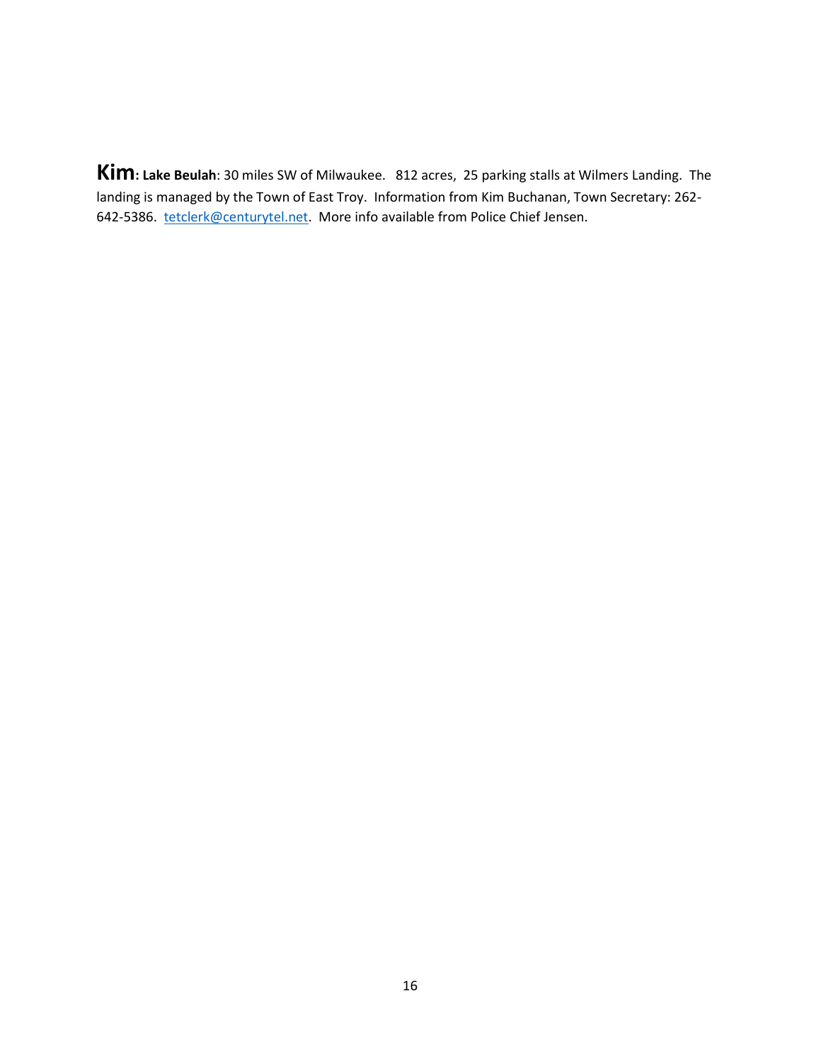**Kim: Lake Beulah**: 30 miles SW of Milwaukee. 812 acres, 25 parking stalls at Wilmers Landing. The landing is managed by the Town of East Troy. Information from Kim Buchanan, Town Secretary: 262-642-5386. [tetclerk@centurytel.net](mailto:tetclerk@centurytel.net). More info available from Police Chief Jensen.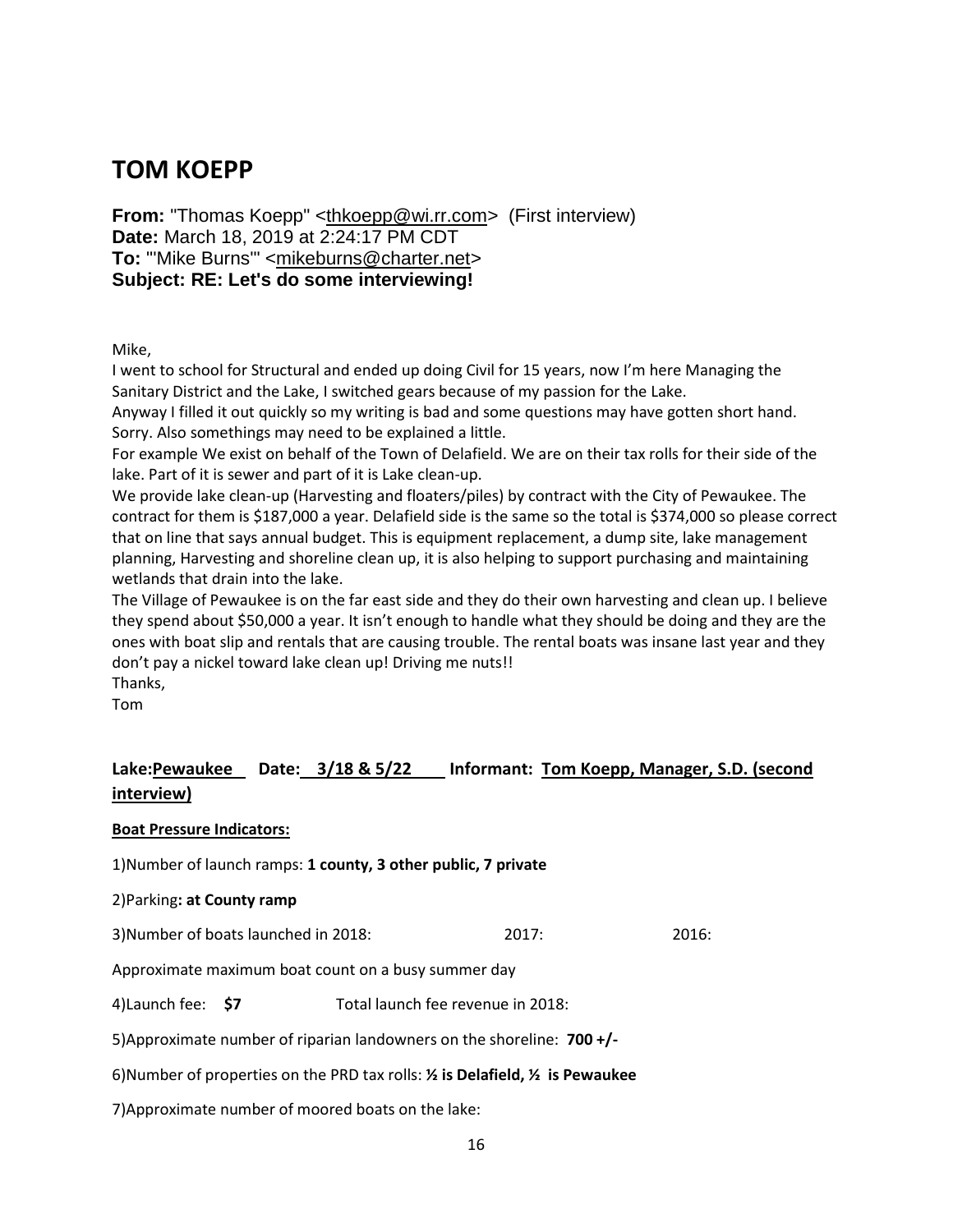## TOM KOEPP

**From:** "Thomas Koepp" <thkoepp@wi.rr.com> (First interview)
**Date:** March 18, 2019 at 2:24:17 PM CDT
**To:** "'Mike Burns'" <mikeburns@charter.net>
**Subject: RE: Let's do some interviewing!**

Mike,
I went to school for Structural and ended up doing Civil for 15 years, now I'm here Managing the Sanitary District and the Lake, I switched gears because of my passion for the Lake.
Anyway I filled it out quickly so my writing is bad and some questions may have gotten short hand. Sorry. Also somethings may need to be explained a little.
For example We exist on behalf of the Town of Delafield. We are on their tax rolls for their side of the lake. Part of it is sewer and part of it is Lake clean-up.
We provide lake clean-up (Harvesting and floaters/piles) by contract with the City of Pewaukee. The contract for them is $187,000 a year. Delafield side is the same so the total is $374,000 so please correct that on line that says annual budget. This is equipment replacement, a dump site, lake management planning, Harvesting and shoreline clean up, it is also helping to support purchasing and maintaining wetlands that drain into the lake.
The Village of Pewaukee is on the far east side and they do their own harvesting and clean up. I believe they spend about $50,000 a year. It isn't enough to handle what they should be doing and they are the ones with boat slip and rentals that are causing trouble. The rental boats was insane last year and they don't pay a nickel toward lake clean up! Driving me nuts!!
Thanks,
Tom

**Lake:Pewaukee Date: 3/18 & 5/22 Informant: Tom Koepp, Manager, S.D. (second interview)**

**Boat Pressure Indicators:**

1)Number of launch ramps: **1 county, 3 other public, 7 private**

2)Parking**: at County ramp**

3)Number of boats launched in 2018: 2017: 2016:

Approximate maximum boat count on a busy summer day

4)Launch fee: **$7** Total launch fee revenue in 2018:

5)Approximate number of riparian landowners on the shoreline: **700 +/-**

6)Number of properties on the PRD tax rolls: **½ is Delafield, ½ is Pewaukee**

7)Approximate number of moored boats on the lake: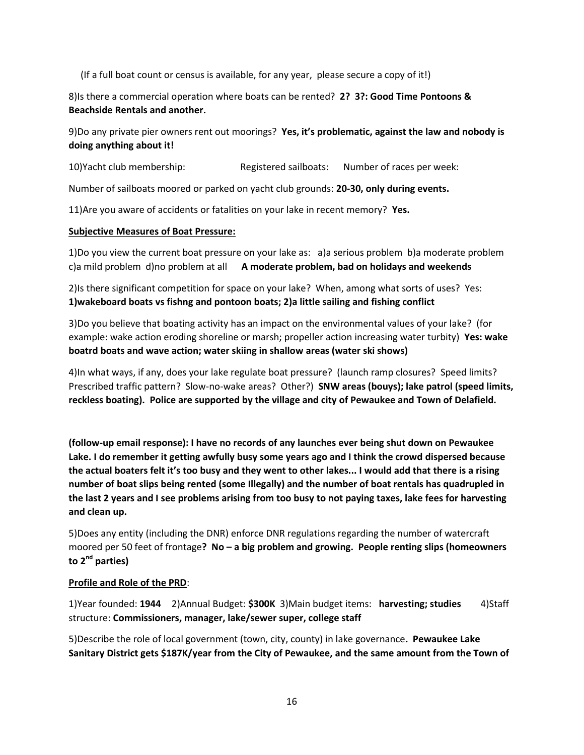(If a full boat count or census is available, for any year, please secure a copy of it!)

8)Is there a commercial operation where boats can be rented? **2? 3?: Good Time Pontoons & Beachside Rentals and another.**

9)Do any private pier owners rent out moorings? **Yes, it's problematic, against the law and nobody is doing anything about it!**

10)Yacht club membership: Registered sailboats: Number of races per week:

Number of sailboats moored or parked on yacht club grounds: **20-30, only during events.**

11)Are you aware of accidents or fatalities on your lake in recent memory? **Yes.**

**Subjective Measures of Boat Pressure:**

1)Do you view the current boat pressure on your lake as: a)a serious problem b)a moderate problem c)a mild problem d)no problem at all **A moderate problem, bad on holidays and weekends**

2)Is there significant competition for space on your lake? When, among what sorts of uses? Yes: **1)wakeboard boats vs fishng and pontoon boats; 2)a little sailing and fishing conflict**

3)Do you believe that boating activity has an impact on the environmental values of your lake? (for example: wake action eroding shoreline or marsh; propeller action increasing water turbity) **Yes: wake boatrd boats and wave action; water skiing in shallow areas (water ski shows)**

4)In what ways, if any, does your lake regulate boat pressure? (launch ramp closures? Speed limits? Prescribed traffic pattern? Slow-no-wake areas? Other?) **SNW areas (bouys); lake patrol (speed limits, reckless boating). Police are supported by the village and city of Pewaukee and Town of Delafield.**

**(follow-up email response): I have no records of any launches ever being shut down on Pewaukee Lake. I do remember it getting awfully busy some years ago and I think the crowd dispersed because the actual boaters felt it's too busy and they went to other lakes... I would add that there is a rising number of boat slips being rented (some Illegally) and the number of boat rentals has quadrupled in the last 2 years and I see problems arising from too busy to not paying taxes, lake fees for harvesting and clean up.**

5)Does any entity (including the DNR) enforce DNR regulations regarding the number of watercraft moored per 50 feet of frontage**? No – a big problem and growing. People renting slips (homeowners to 2nd parties)**

**Profile and Role of the PRD**:

1)Year founded: **1944** 2)Annual Budget: **$300K** 3)Main budget items: **harvesting; studies** 4)Staff structure: **Commissioners, manager, lake/sewer super, college staff**

5)Describe the role of local government (town, city, county) in lake governance**. Pewaukee Lake Sanitary District gets $187K/year from the City of Pewaukee, and the same amount from the Town of**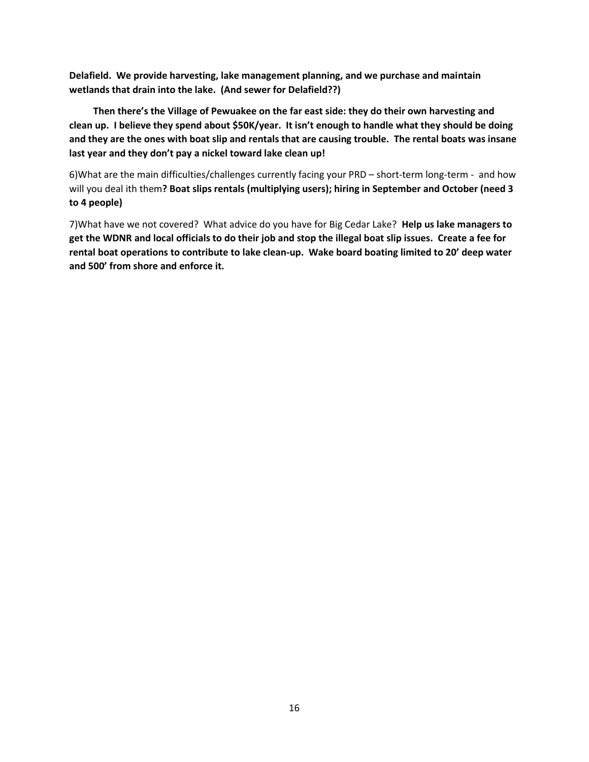**Delafield. We provide harvesting, lake management planning, and we purchase and maintain wetlands that drain into the lake. (And sewer for Delafield??)**

**Then there's the Village of Pewuakee on the far east side: they do their own harvesting and clean up. I believe they spend about $50K/year. It isn't enough to handle what they should be doing and they are the ones with boat slip and rentals that are causing trouble. The rental boats was insane last year and they don't pay a nickel toward lake clean up!**

6)What are the main difficulties/challenges currently facing your PRD – short-term long-term - and how will you deal ith them**? Boat slips rentals (multiplying users); hiring in September and October (need 3 to 4 people)**

7)What have we not covered? What advice do you have for Big Cedar Lake? **Help us lake managers to get the WDNR and local officials to do their job and stop the illegal boat slip issues. Create a fee for rental boat operations to contribute to lake clean-up. Wake board boating limited to 20' deep water and 500' from shore and enforce it.**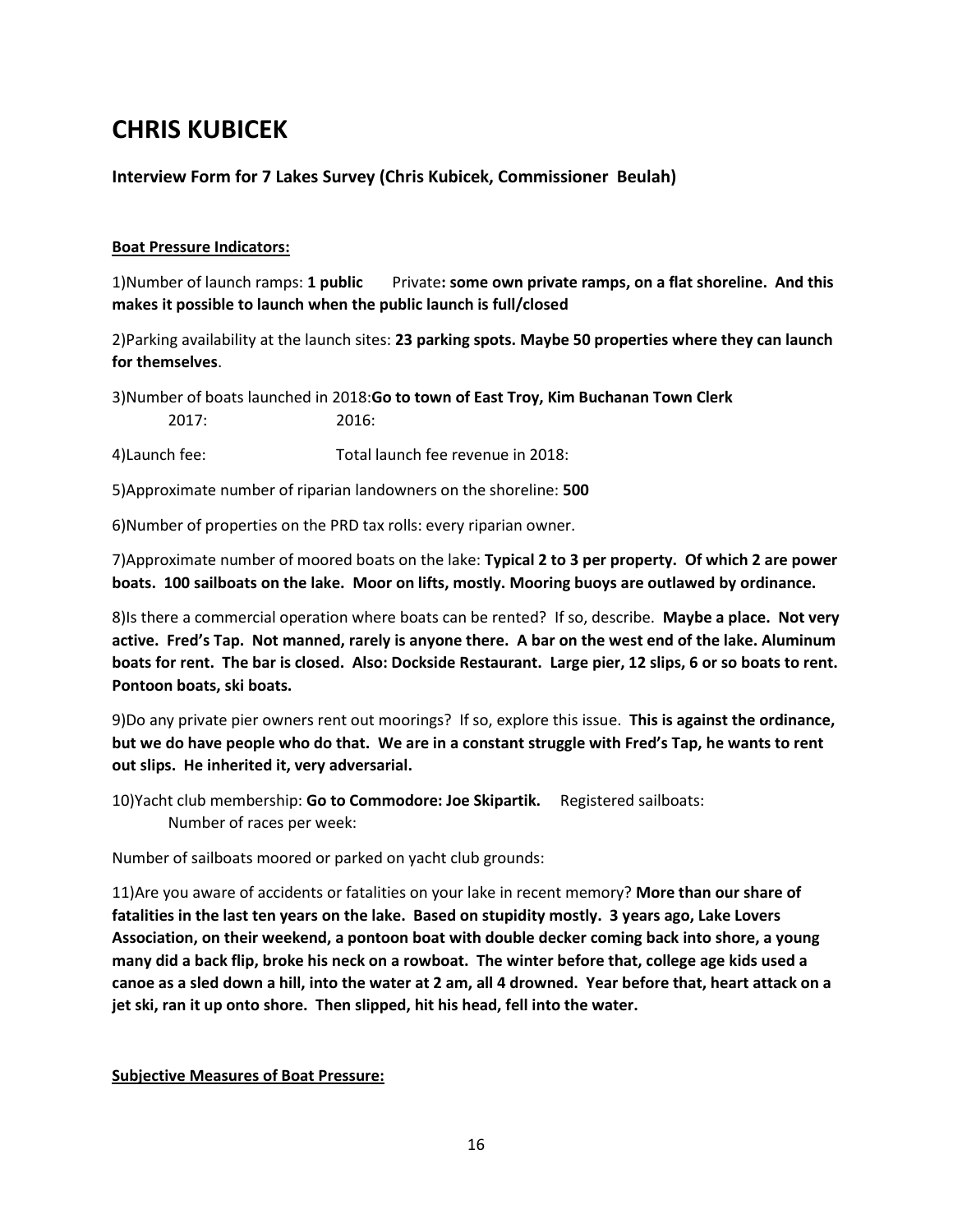# CHRIS KUBICEK

### Interview Form for 7 Lakes Survey (Chris Kubicek, Commissioner  Beulah)

**Boat Pressure Indicators:**

1)Number of launch ramps: **1 public**  Private**: some own private ramps, on a flat shoreline.  And this makes it possible to launch when the public launch is full/closed**

2)Parking availability at the launch sites: **23 parking spots. Maybe 50 properties where they can launch for themselves**.

3)Number of boats launched in 2018:**Go to town of East Troy, Kim Buchanan Town Clerk**
  2017:  2016:

4)Launch fee:  Total launch fee revenue in 2018:

5)Approximate number of riparian landowners on the shoreline: **500**

6)Number of properties on the PRD tax rolls: every riparian owner.

7)Approximate number of moored boats on the lake: **Typical 2 to 3 per property.  Of which 2 are power boats.  100 sailboats on the lake.  Moor on lifts, mostly. Mooring buoys are outlawed by ordinance.**

8)Is there a commercial operation where boats can be rented?  If so, describe.  **Maybe a place.  Not very active.  Fred's Tap.  Not manned, rarely is anyone there.  A bar on the west end of the lake. Aluminum boats for rent.  The bar is closed.  Also: Dockside Restaurant.  Large pier, 12 slips, 6 or so boats to rent.  Pontoon boats, ski boats.**

9)Do any private pier owners rent out moorings?  If so, explore this issue.  **This is against the ordinance, but we do have people who do that.  We are in a constant struggle with Fred's Tap, he wants to rent out slips.  He inherited it, very adversarial.**

10)Yacht club membership: **Go to Commodore: Joe Skipartik.**  Registered sailboats:
  Number of races per week:

Number of sailboats moored or parked on yacht club grounds:

11)Are you aware of accidents or fatalities on your lake in recent memory? **More than our share of fatalities in the last ten years on the lake.  Based on stupidity mostly.  3 years ago, Lake Lovers Association, on their weekend, a pontoon boat with double decker coming back into shore, a young many did a back flip, broke his neck on a rowboat.  The winter before that, college age kids used a canoe as a sled down a hill, into the water at 2 am, all 4 drowned.  Year before that, heart attack on a jet ski, ran it up onto shore.  Then slipped, hit his head, fell into the water.**

**Subjective Measures of Boat Pressure:**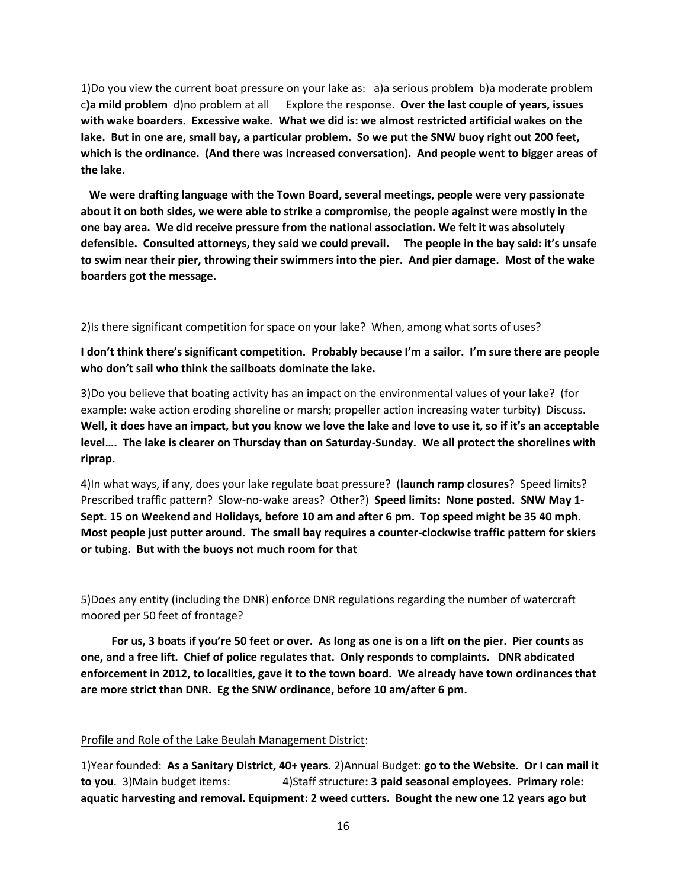1)Do you view the current boat pressure on your lake as: a)a serious problem b)a moderate problem c**)a mild problem** d)no problem at all Explore the response. **Over the last couple of years, issues with wake boarders. Excessive wake. What we did is: we almost restricted artificial wakes on the lake. But in one are, small bay, a particular problem. So we put the SNW buoy right out 200 feet, which is the ordinance. (And there was increased conversation). And people went to bigger areas of the lake.**

**We were drafting language with the Town Board, several meetings, people were very passionate about it on both sides, we were able to strike a compromise, the people against were mostly in the one bay area. We did receive pressure from the national association. We felt it was absolutely defensible. Consulted attorneys, they said we could prevail. The people in the bay said: it's unsafe to swim near their pier, throwing their swimmers into the pier. And pier damage. Most of the wake boarders got the message.**

2)Is there significant competition for space on your lake? When, among what sorts of uses?

**I don't think there's significant competition. Probably because I'm a sailor. I'm sure there are people who don't sail who think the sailboats dominate the lake.**

3)Do you believe that boating activity has an impact on the environmental values of your lake? (for example: wake action eroding shoreline or marsh; propeller action increasing water turbity) Discuss. **Well, it does have an impact, but you know we love the lake and love to use it, so if it's an acceptable level…. The lake is clearer on Thursday than on Saturday-Sunday. We all protect the shorelines with riprap.**

4)In what ways, if any, does your lake regulate boat pressure? (**launch ramp closures**? Speed limits? Prescribed traffic pattern? Slow-no-wake areas? Other?) **Speed limits: None posted. SNW May 1-Sept. 15 on Weekend and Holidays, before 10 am and after 6 pm. Top speed might be 35 40 mph. Most people just putter around. The small bay requires a counter-clockwise traffic pattern for skiers or tubing. But with the buoys not much room for that**

5)Does any entity (including the DNR) enforce DNR regulations regarding the number of watercraft moored per 50 feet of frontage?

**For us, 3 boats if you're 50 feet or over. As long as one is on a lift on the pier. Pier counts as one, and a free lift. Chief of police regulates that. Only responds to complaints. DNR abdicated enforcement in 2012, to localities, gave it to the town board. We already have town ordinances that are more strict than DNR. Eg the SNW ordinance, before 10 am/after 6 pm.**

<u>Profile and Role of the Lake Beulah Management District</u>:

1)Year founded: **As a Sanitary District, 40+ years.** 2)Annual Budget: **go to the Website. Or I can mail it to you**. 3)Main budget items: 4)Staff structure**: 3 paid seasonal employees. Primary role: aquatic harvesting and removal. Equipment: 2 weed cutters. Bought the new one 12 years ago but**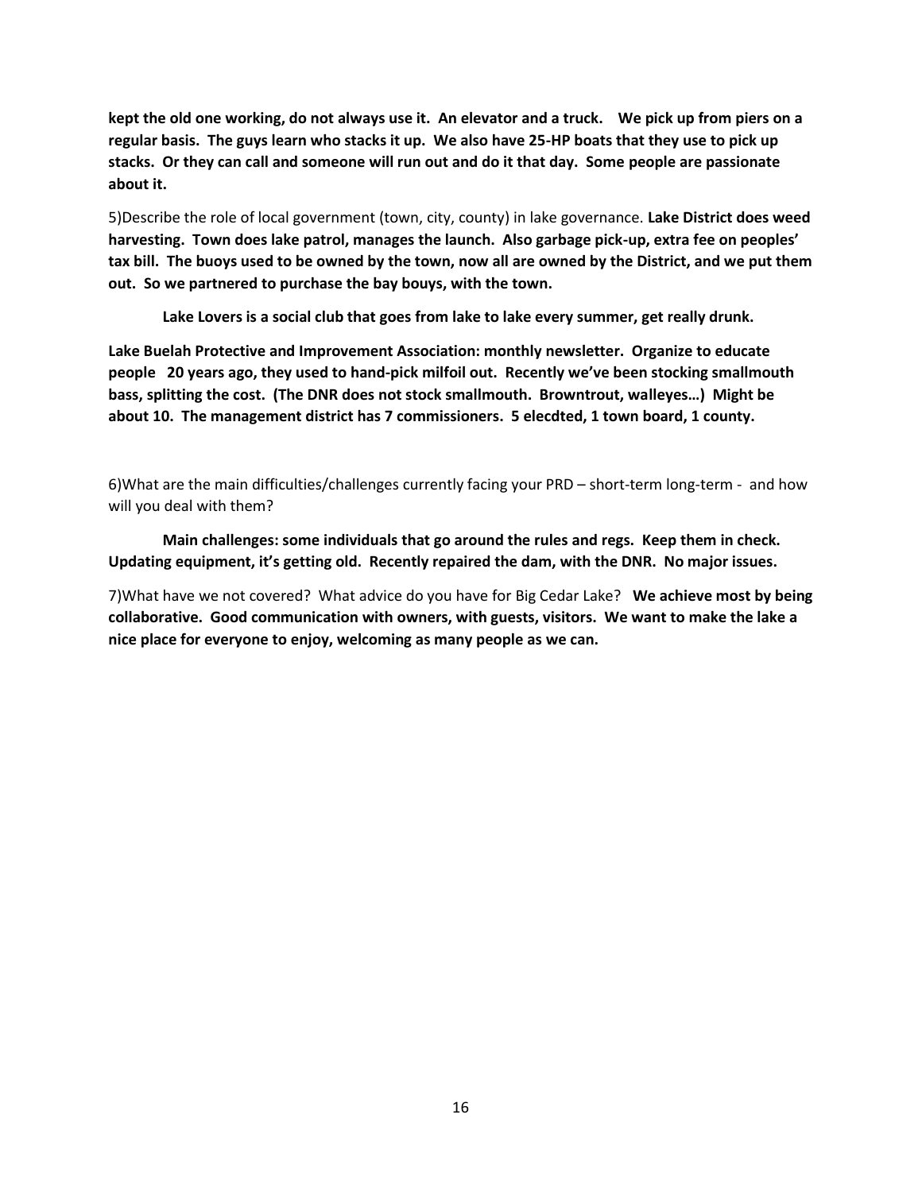**kept the old one working, do not always use it. An elevator and a truck. We pick up from piers on a regular basis. The guys learn who stacks it up. We also have 25-HP boats that they use to pick up stacks. Or they can call and someone will run out and do it that day. Some people are passionate about it.**

5)Describe the role of local government (town, city, county) in lake governance. **Lake District does weed harvesting. Town does lake patrol, manages the launch. Also garbage pick-up, extra fee on peoples' tax bill. The buoys used to be owned by the town, now all are owned by the District, and we put them out. So we partnered to purchase the bay bouys, with the town.**

**Lake Lovers is a social club that goes from lake to lake every summer, get really drunk.**

**Lake Buelah Protective and Improvement Association: monthly newsletter. Organize to educate people 20 years ago, they used to hand-pick milfoil out. Recently we've been stocking smallmouth bass, splitting the cost. (The DNR does not stock smallmouth. Browntrout, walleyes…) Might be about 10. The management district has 7 commissioners. 5 elecdted, 1 town board, 1 county.**

6)What are the main difficulties/challenges currently facing your PRD – short-term long-term - and how will you deal with them?

**Main challenges: some individuals that go around the rules and regs. Keep them in check. Updating equipment, it's getting old. Recently repaired the dam, with the DNR. No major issues.**

7)What have we not covered? What advice do you have for Big Cedar Lake? **We achieve most by being collaborative. Good communication with owners, with guests, visitors. We want to make the lake a nice place for everyone to enjoy, welcoming as many people as we can.**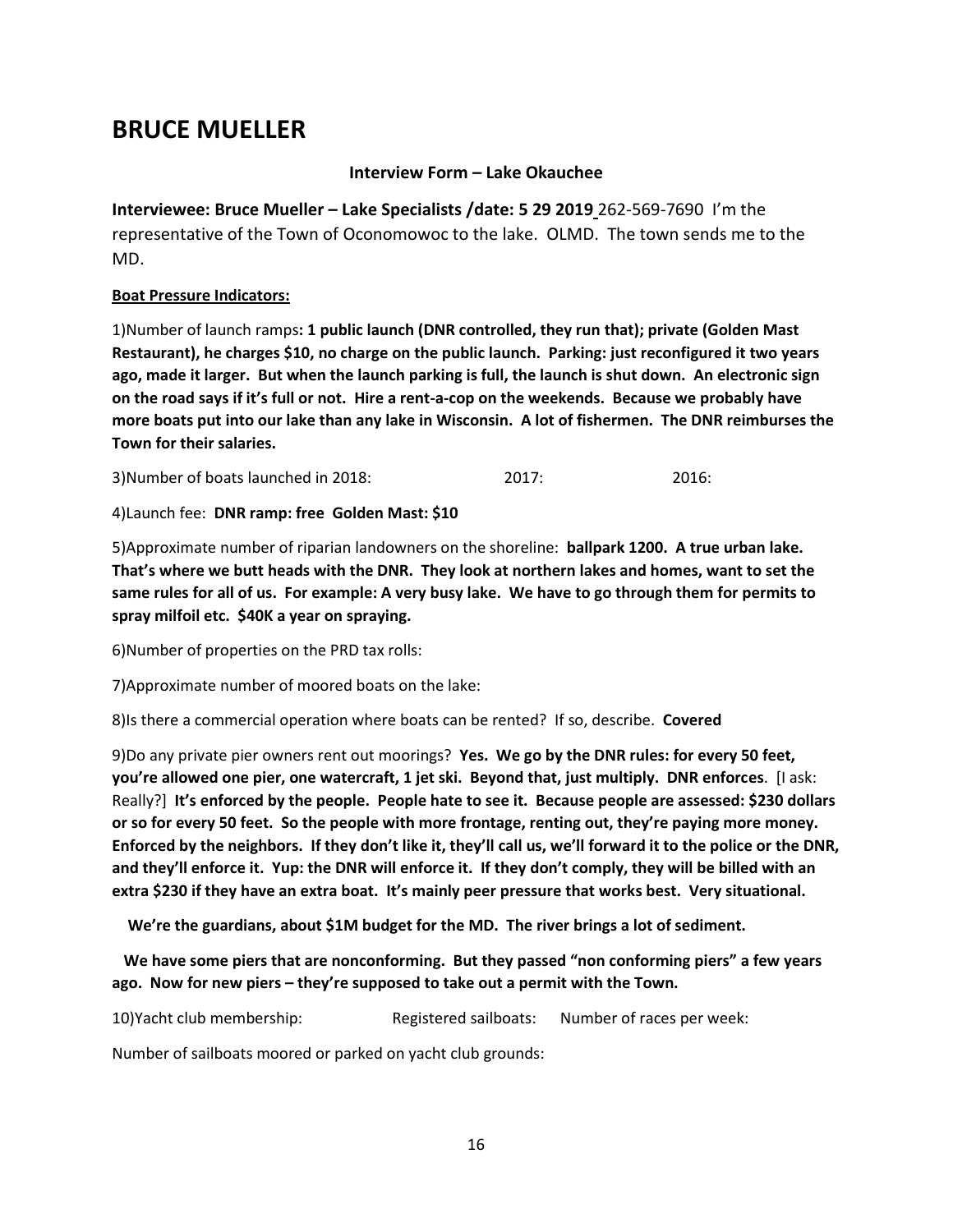# BRUCE MUELLER

**Interview Form – Lake Okauchee**

**Interviewee: Bruce Mueller – Lake Specialists /date: 5 29 2019** 262-569-7690 I'm the representative of the Town of Oconomowoc to the lake. OLMD. The town sends me to the MD.

**Boat Pressure Indicators:**

1)Number of launch ramps**: 1 public launch (DNR controlled, they run that); private (Golden Mast Restaurant), he charges $10, no charge on the public launch. Parking: just reconfigured it two years ago, made it larger. But when the launch parking is full, the launch is shut down. An electronic sign on the road says if it's full or not. Hire a rent-a-cop on the weekends. Because we probably have more boats put into our lake than any lake in Wisconsin. A lot of fishermen. The DNR reimburses the Town for their salaries.**

3)Number of boats launched in 2018: 2017: 2016:

4)Launch fee: **DNR ramp: free Golden Mast: $10**

5)Approximate number of riparian landowners on the shoreline: **ballpark 1200. A true urban lake. That's where we butt heads with the DNR. They look at northern lakes and homes, want to set the same rules for all of us. For example: A very busy lake. We have to go through them for permits to spray milfoil etc. $40K a year on spraying.**

6)Number of properties on the PRD tax rolls:

7)Approximate number of moored boats on the lake:

8)Is there a commercial operation where boats can be rented? If so, describe. **Covered**

9)Do any private pier owners rent out moorings? **Yes. We go by the DNR rules: for every 50 feet, you're allowed one pier, one watercraft, 1 jet ski. Beyond that, just multiply. DNR enforces**. [I ask: Really?] **It's enforced by the people. People hate to see it. Because people are assessed: $230 dollars or so for every 50 feet. So the people with more frontage, renting out, they're paying more money. Enforced by the neighbors. If they don't like it, they'll call us, we'll forward it to the police or the DNR, and they'll enforce it. Yup: the DNR will enforce it. If they don't comply, they will be billed with an extra $230 if they have an extra boat. It's mainly peer pressure that works best. Very situational.**

**We're the guardians, about $1M budget for the MD. The river brings a lot of sediment.**

**We have some piers that are nonconforming. But they passed "non conforming piers" a few years ago. Now for new piers – they're supposed to take out a permit with the Town.**

10)Yacht club membership: Registered sailboats: Number of races per week:

Number of sailboats moored or parked on yacht club grounds: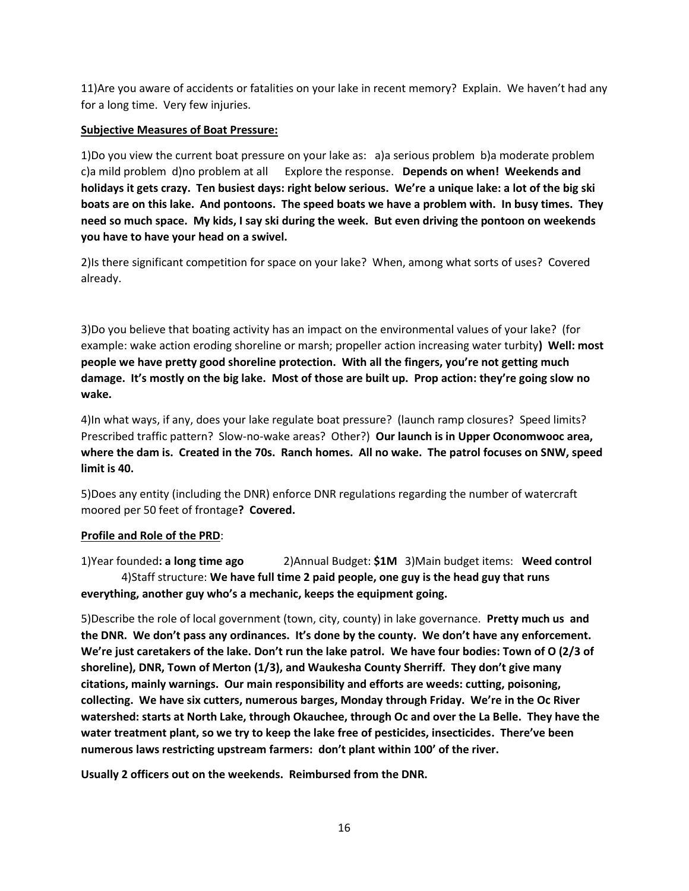11)Are you aware of accidents or fatalities on your lake in recent memory? Explain. We haven't had any for a long time. Very few injuries.

**Subjective Measures of Boat Pressure:**

1)Do you view the current boat pressure on your lake as: a)a serious problem b)a moderate problem c)a mild problem d)no problem at all Explore the response. **Depends on when! Weekends and holidays it gets crazy. Ten busiest days: right below serious. We're a unique lake: a lot of the big ski boats are on this lake. And pontoons. The speed boats we have a problem with. In busy times. They need so much space. My kids, I say ski during the week. But even driving the pontoon on weekends you have to have your head on a swivel.**

2)Is there significant competition for space on your lake? When, among what sorts of uses? Covered already.

3)Do you believe that boating activity has an impact on the environmental values of your lake? (for example: wake action eroding shoreline or marsh; propeller action increasing water turbity**) Well: most people we have pretty good shoreline protection. With all the fingers, you're not getting much damage. It's mostly on the big lake. Most of those are built up. Prop action: they're going slow no wake.**

4)In what ways, if any, does your lake regulate boat pressure? (launch ramp closures? Speed limits? Prescribed traffic pattern? Slow-no-wake areas? Other?) **Our launch is in Upper Oconomwooc area, where the dam is. Created in the 70s. Ranch homes. All no wake. The patrol focuses on SNW, speed limit is 40.**

5)Does any entity (including the DNR) enforce DNR regulations regarding the number of watercraft moored per 50 feet of frontage**? Covered.**

**Profile and Role of the PRD**:

1)Year founded**: a long time ago** 2)Annual Budget: **$1M** 3)Main budget items: **Weed control** 4)Staff structure: **We have full time 2 paid people, one guy is the head guy that runs everything, another guy who's a mechanic, keeps the equipment going.**

5)Describe the role of local government (town, city, county) in lake governance. **Pretty much us and the DNR. We don't pass any ordinances. It's done by the county. We don't have any enforcement. We're just caretakers of the lake. Don't run the lake patrol. We have four bodies: Town of O (2/3 of shoreline), DNR, Town of Merton (1/3), and Waukesha County Sherriff. They don't give many citations, mainly warnings. Our main responsibility and efforts are weeds: cutting, poisoning, collecting. We have six cutters, numerous barges, Monday through Friday. We're in the Oc River watershed: starts at North Lake, through Okauchee, through Oc and over the La Belle. They have the water treatment plant, so we try to keep the lake free of pesticides, insecticides. There've been numerous laws restricting upstream farmers: don't plant within 100' of the river.**

**Usually 2 officers out on the weekends. Reimbursed from the DNR.**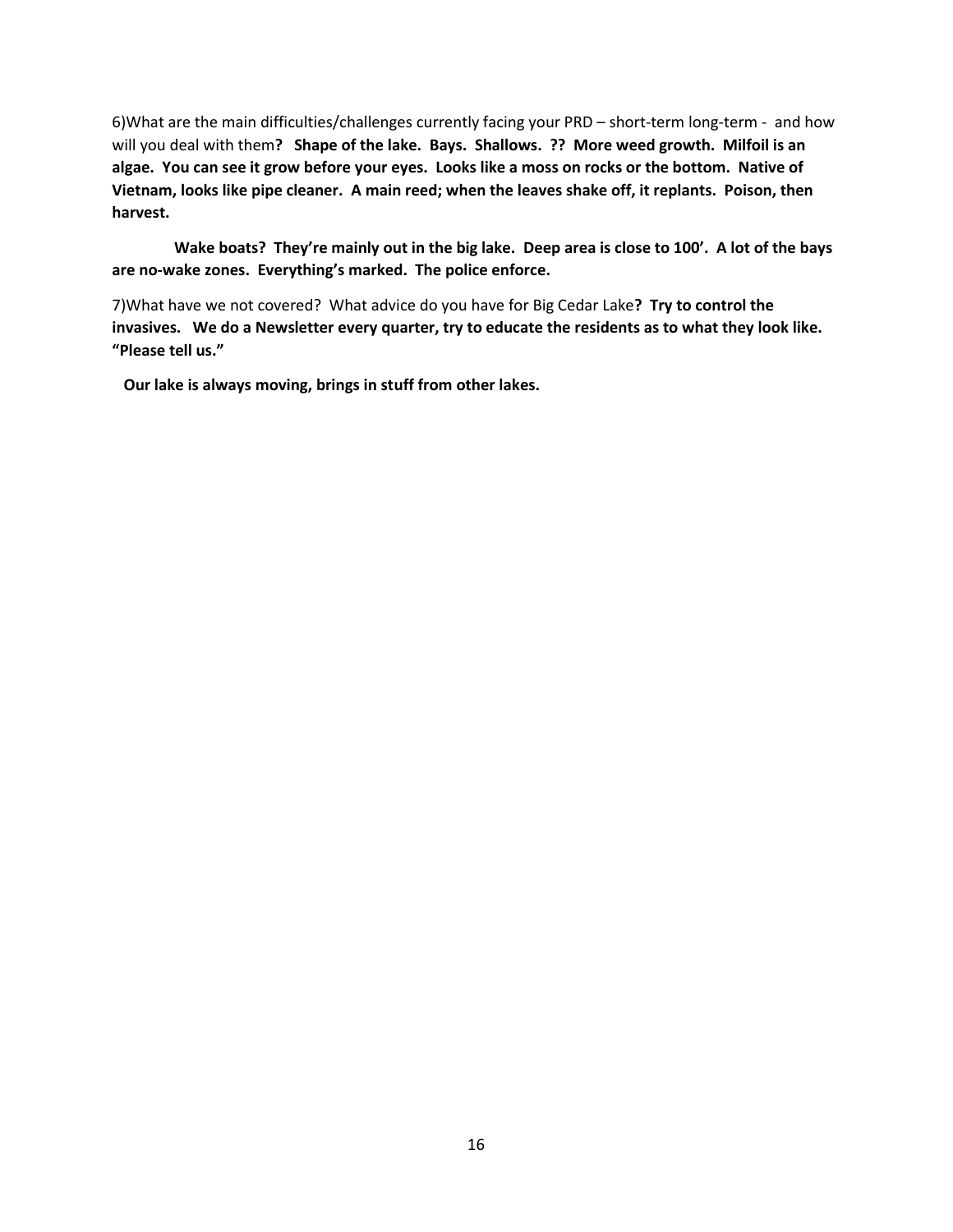6)What are the main difficulties/challenges currently facing your PRD – short-term long-term - and how will you deal with them**? Shape of the lake. Bays. Shallows. ?? More weed growth. Milfoil is an algae. You can see it grow before your eyes. Looks like a moss on rocks or the bottom. Native of Vietnam, looks like pipe cleaner. A main reed; when the leaves shake off, it replants. Poison, then harvest.**

**Wake boats? They're mainly out in the big lake. Deep area is close to 100'. A lot of the bays are no-wake zones. Everything's marked. The police enforce.**

7)What have we not covered? What advice do you have for Big Cedar Lake**? Try to control the invasives. We do a Newsletter every quarter, try to educate the residents as to what they look like. "Please tell us."**

**Our lake is always moving, brings in stuff from other lakes.**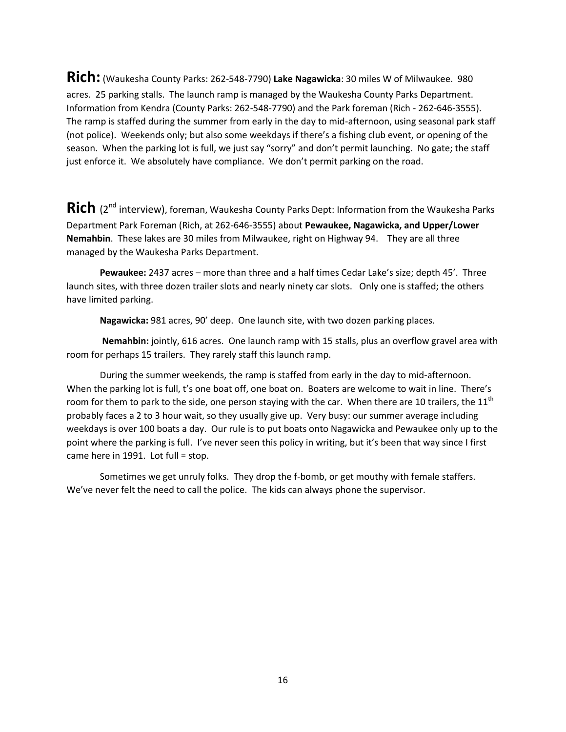**Rich:** (Waukesha County Parks: 262-548-7790) **Lake Nagawicka**: 30 miles W of Milwaukee. 980 acres. 25 parking stalls. The launch ramp is managed by the Waukesha County Parks Department. Information from Kendra (County Parks: 262-548-7790) and the Park foreman (Rich - 262-646-3555). The ramp is staffed during the summer from early in the day to mid-afternoon, using seasonal park staff (not police). Weekends only; but also some weekdays if there's a fishing club event, or opening of the season. When the parking lot is full, we just say "sorry" and don't permit launching. No gate; the staff just enforce it. We absolutely have compliance. We don't permit parking on the road.

**Rich** (2nd interview), foreman, Waukesha County Parks Dept: Information from the Waukesha Parks Department Park Foreman (Rich, at 262-646-3555) about **Pewaukee, Nagawicka, and Upper/Lower Nemahbin**. These lakes are 30 miles from Milwaukee, right on Highway 94. They are all three managed by the Waukesha Parks Department.

**Pewaukee:** 2437 acres – more than three and a half times Cedar Lake's size; depth 45'. Three launch sites, with three dozen trailer slots and nearly ninety car slots. Only one is staffed; the others have limited parking.

**Nagawicka:** 981 acres, 90' deep. One launch site, with two dozen parking places.

**Nemahbin:** jointly, 616 acres. One launch ramp with 15 stalls, plus an overflow gravel area with room for perhaps 15 trailers. They rarely staff this launch ramp.

During the summer weekends, the ramp is staffed from early in the day to mid-afternoon. When the parking lot is full, t's one boat off, one boat on. Boaters are welcome to wait in line. There's room for them to park to the side, one person staying with the car. When there are 10 trailers, the 11th probably faces a 2 to 3 hour wait, so they usually give up. Very busy: our summer average including weekdays is over 100 boats a day. Our rule is to put boats onto Nagawicka and Pewaukee only up to the point where the parking is full. I've never seen this policy in writing, but it's been that way since I first came here in 1991. Lot full = stop.

Sometimes we get unruly folks. They drop the f-bomb, or get mouthy with female staffers. We've never felt the need to call the police. The kids can always phone the supervisor.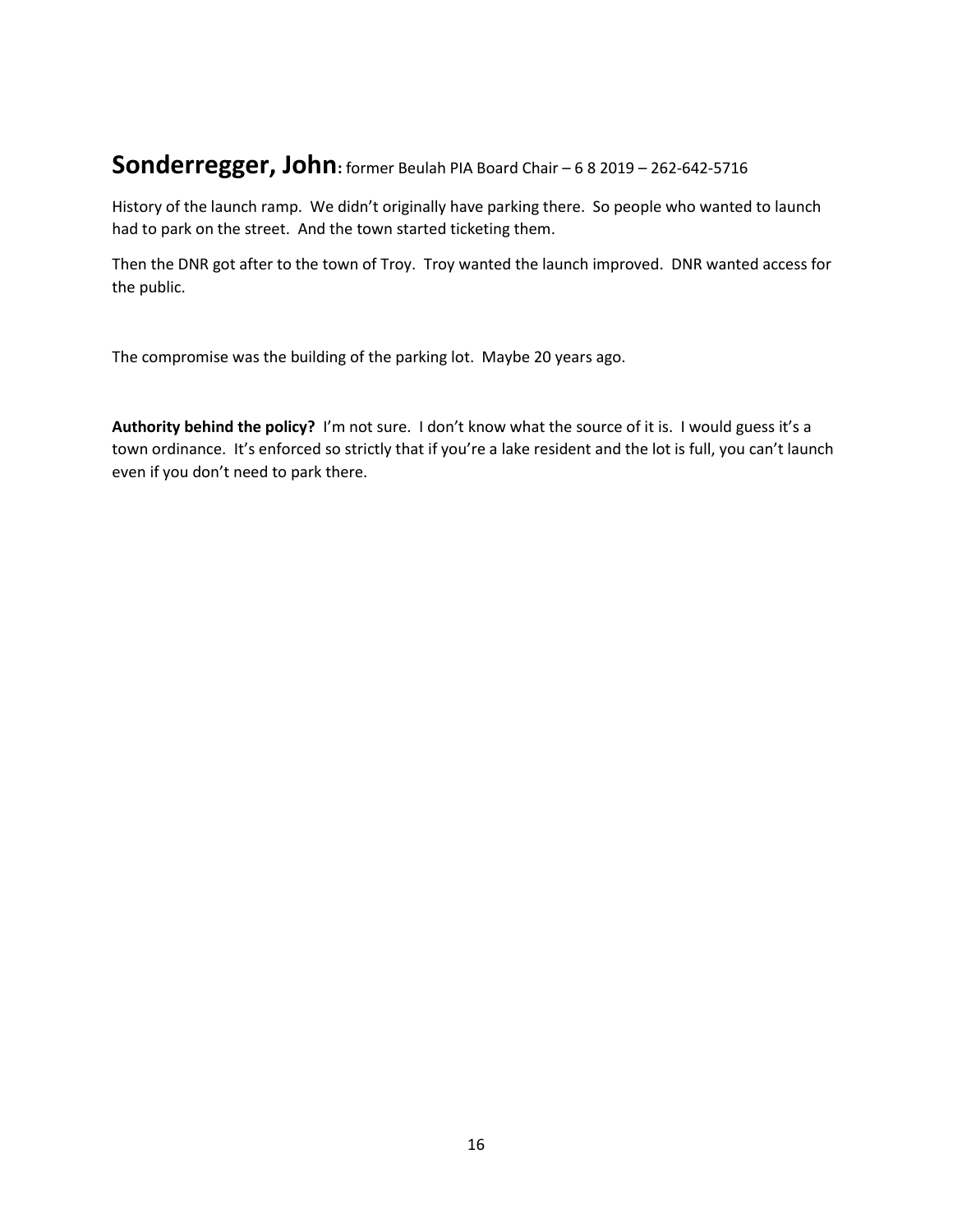## **Sonderregger, John:** former Beulah PIA Board Chair – 6 8 2019 – 262-642-5716

History of the launch ramp. We didn't originally have parking there. So people who wanted to launch had to park on the street. And the town started ticketing them.

Then the DNR got after to the town of Troy. Troy wanted the launch improved. DNR wanted access for the public.

The compromise was the building of the parking lot. Maybe 20 years ago.

**Authority behind the policy?** I'm not sure. I don't know what the source of it is. I would guess it's a town ordinance. It's enforced so strictly that if you're a lake resident and the lot is full, you can't launch even if you don't need to park there.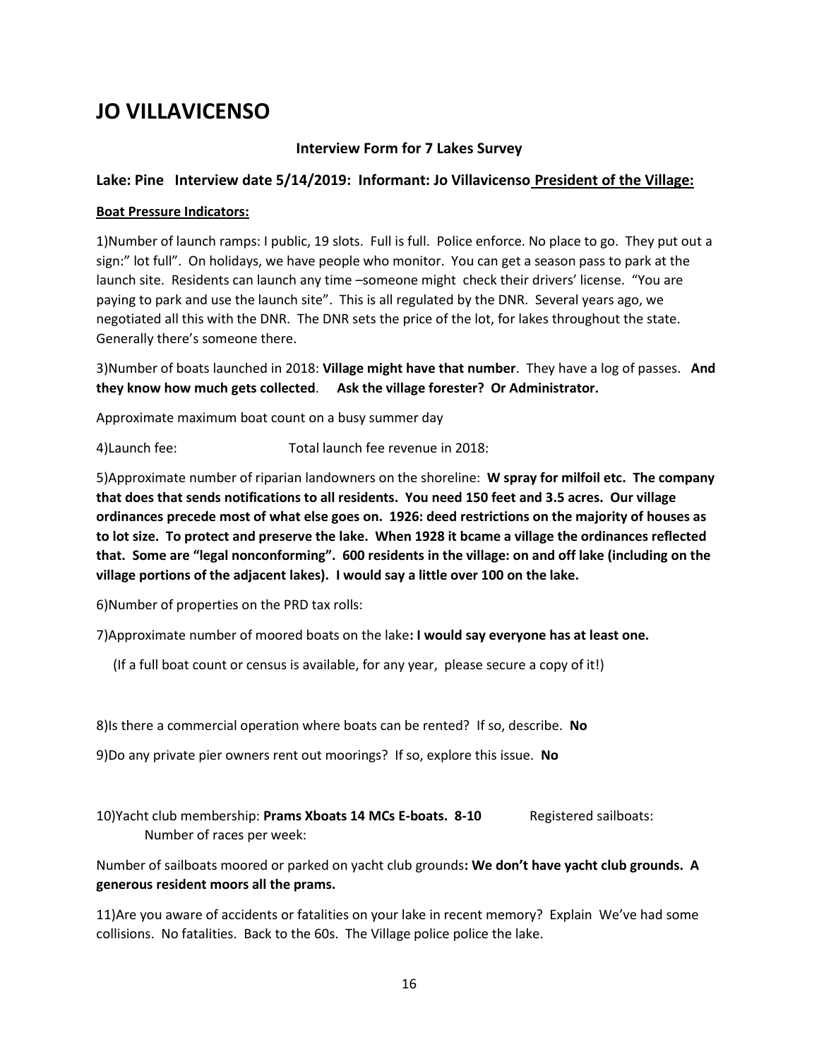# JO VILLAVICENSO

**Interview Form for 7 Lakes Survey**

**Lake: Pine Interview date 5/14/2019: Informant: Jo Villavicenso <u>President of the Village:</u>**

**<u>Boat Pressure Indicators:</u>**

1)Number of launch ramps: I public, 19 slots. Full is full. Police enforce. No place to go. They put out a sign:" lot full". On holidays, we have people who monitor. You can get a season pass to park at the launch site. Residents can launch any time –someone might check their drivers' license. "You are paying to park and use the launch site". This is all regulated by the DNR. Several years ago, we negotiated all this with the DNR. The DNR sets the price of the lot, for lakes throughout the state. Generally there's someone there.

3)Number of boats launched in 2018: **Village might have that number**. They have a log of passes. **And they know how much gets collected**. **Ask the village forester? Or Administrator.**

Approximate maximum boat count on a busy summer day

4)Launch fee: Total launch fee revenue in 2018:

5)Approximate number of riparian landowners on the shoreline: **W spray for milfoil etc. The company that does that sends notifications to all residents. You need 150 feet and 3.5 acres. Our village ordinances precede most of what else goes on. 1926: deed restrictions on the majority of houses as to lot size. To protect and preserve the lake. When 1928 it bcame a village the ordinances reflected that. Some are "legal nonconforming". 600 residents in the village: on and off lake (including on the village portions of the adjacent lakes). I would say a little over 100 on the lake.**

6)Number of properties on the PRD tax rolls:

7)Approximate number of moored boats on the lake**: I would say everyone has at least one.**

(If a full boat count or census is available, for any year, please secure a copy of it!)

8)Is there a commercial operation where boats can be rented? If so, describe. **No**

9)Do any private pier owners rent out moorings? If so, explore this issue. **No**

10)Yacht club membership: **Prams Xboats 14 MCs E-boats. 8-10** Registered sailboats: Number of races per week:

Number of sailboats moored or parked on yacht club grounds**: We don't have yacht club grounds. A generous resident moors all the prams.**

11)Are you aware of accidents or fatalities on your lake in recent memory? Explain We've had some collisions. No fatalities. Back to the 60s. The Village police police the lake.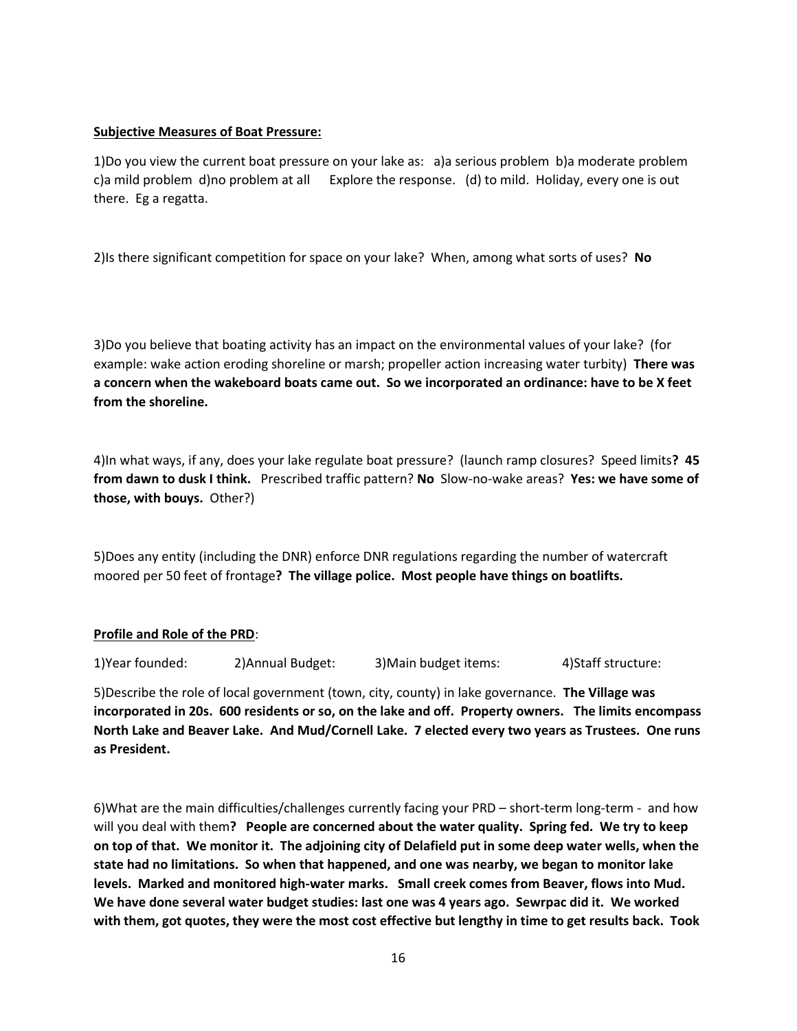**Subjective Measures of Boat Pressure:**

1)Do you view the current boat pressure on your lake as: a)a serious problem b)a moderate problem c)a mild problem d)no problem at all Explore the response. (d) to mild. Holiday, every one is out there. Eg a regatta.

2)Is there significant competition for space on your lake? When, among what sorts of uses? **No**

3)Do you believe that boating activity has an impact on the environmental values of your lake? (for example: wake action eroding shoreline or marsh; propeller action increasing water turbity) **There was a concern when the wakeboard boats came out. So we incorporated an ordinance: have to be X feet from the shoreline.**

4)In what ways, if any, does your lake regulate boat pressure? (launch ramp closures? Speed limits**? 45 from dawn to dusk I think.** Prescribed traffic pattern? **No** Slow-no-wake areas? **Yes: we have some of those, with bouys.** Other?)

5)Does any entity (including the DNR) enforce DNR regulations regarding the number of watercraft moored per 50 feet of frontage**? The village police. Most people have things on boatlifts.**

**Profile and Role of the PRD**:

1)Year founded: 2)Annual Budget: 3)Main budget items: 4)Staff structure:

5)Describe the role of local government (town, city, county) in lake governance. **The Village was incorporated in 20s. 600 residents or so, on the lake and off. Property owners. The limits encompass North Lake and Beaver Lake. And Mud/Cornell Lake. 7 elected every two years as Trustees. One runs as President.**

6)What are the main difficulties/challenges currently facing your PRD – short-term long-term - and how will you deal with them**? People are concerned about the water quality. Spring fed. We try to keep on top of that. We monitor it. The adjoining city of Delafield put in some deep water wells, when the state had no limitations. So when that happened, and one was nearby, we began to monitor lake levels. Marked and monitored high-water marks. Small creek comes from Beaver, flows into Mud. We have done several water budget studies: last one was 4 years ago. Sewrpac did it. We worked with them, got quotes, they were the most cost effective but lengthy in time to get results back. Took**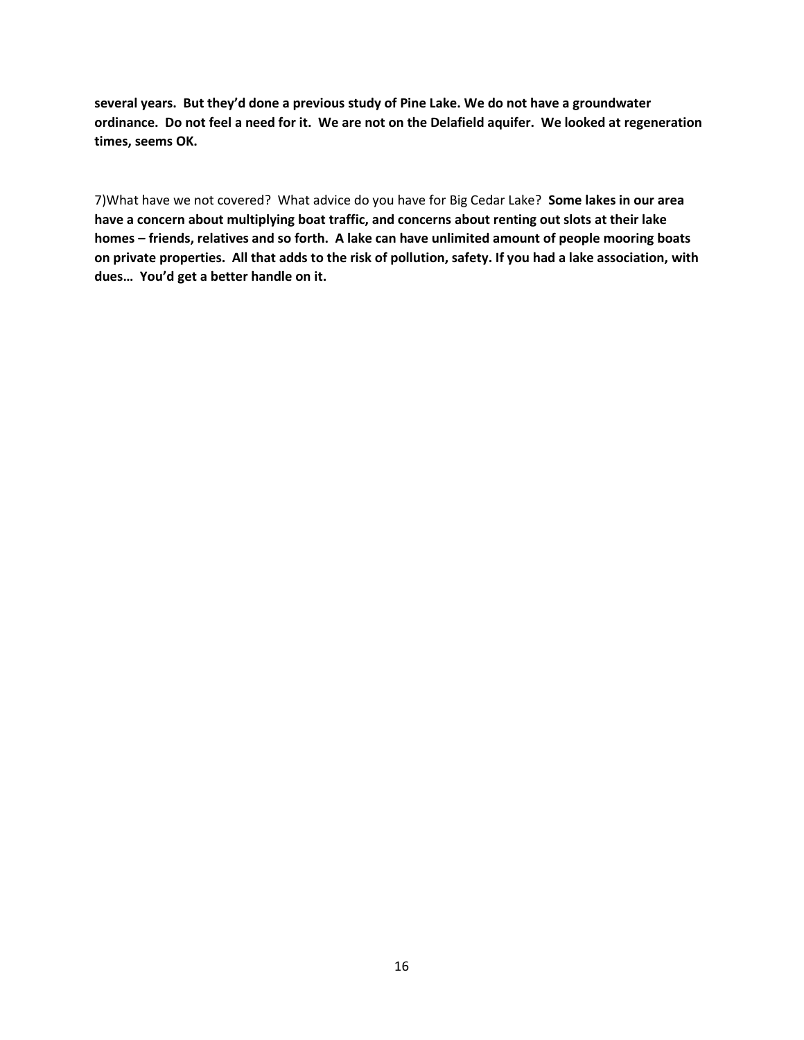**several years. But they'd done a previous study of Pine Lake. We do not have a groundwater ordinance. Do not feel a need for it. We are not on the Delafield aquifer. We looked at regeneration times, seems OK.**

7)What have we not covered? What advice do you have for Big Cedar Lake? **Some lakes in our area have a concern about multiplying boat traffic, and concerns about renting out slots at their lake homes – friends, relatives and so forth. A lake can have unlimited amount of people mooring boats on private properties. All that adds to the risk of pollution, safety. If you had a lake association, with dues… You'd get a better handle on it.**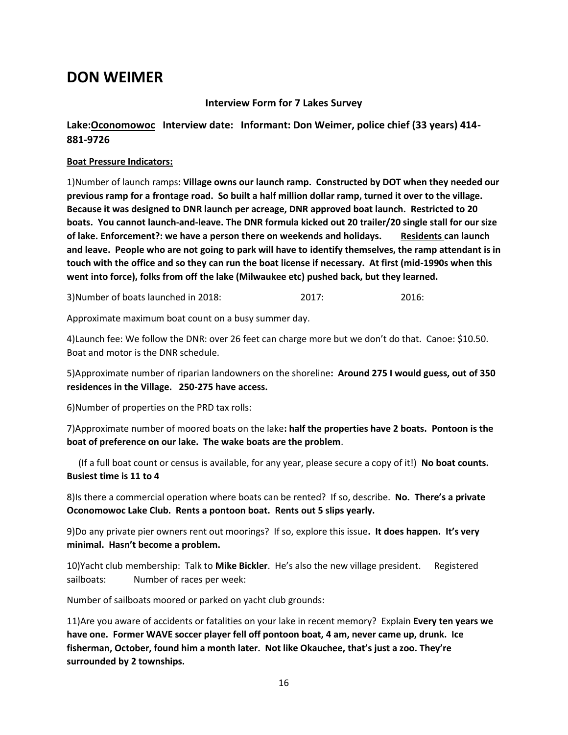# DON WEIMER

**Interview Form for 7 Lakes Survey**

**Lake:<u>Oconomowoc</u> Interview date: Informant: Don Weimer, police chief (33 years) 414-881-9726**

**<u>Boat Pressure Indicators:</u>**

1)Number of launch ramps**: Village owns our launch ramp. Constructed by DOT when they needed our previous ramp for a frontage road. So built a half million dollar ramp, turned it over to the village. Because it was designed to DNR launch per acreage, DNR approved boat launch. Restricted to 20 boats. You cannot launch-and-leave. The DNR formula kicked out 20 trailer/20 single stall for our size of lake. Enforcement?: we have a person there on weekends and holidays. <u>Residents</u> can launch and leave. People who are not going to park will have to identify themselves, the ramp attendant is in touch with the office and so they can run the boat license if necessary. At first (mid-1990s when this went into force), folks from off the lake (Milwaukee etc) pushed back, but they learned.**

3)Number of boats launched in 2018: 2017: 2016:

Approximate maximum boat count on a busy summer day.

4)Launch fee: We follow the DNR: over 26 feet can charge more but we don't do that. Canoe: $10.50. Boat and motor is the DNR schedule.

5)Approximate number of riparian landowners on the shoreline**: Around 275 I would guess, out of 350 residences in the Village. 250-275 have access.**

6)Number of properties on the PRD tax rolls:

7)Approximate number of moored boats on the lake**: half the properties have 2 boats. Pontoon is the boat of preference on our lake. The wake boats are the problem**.

(If a full boat count or census is available, for any year, please secure a copy of it!) **No boat counts. Busiest time is 11 to 4**

8)Is there a commercial operation where boats can be rented? If so, describe. **No. There's a private Oconomowoc Lake Club. Rents a pontoon boat. Rents out 5 slips yearly.**

9)Do any private pier owners rent out moorings? If so, explore this issue**. It does happen. It's very minimal. Hasn't become a problem.**

10)Yacht club membership: Talk to **Mike Bickler**. He's also the new village president. Registered sailboats: Number of races per week:

Number of sailboats moored or parked on yacht club grounds:

11)Are you aware of accidents or fatalities on your lake in recent memory? Explain **Every ten years we have one. Former WAVE soccer player fell off pontoon boat, 4 am, never came up, drunk. Ice fisherman, October, found him a month later. Not like Okauchee, that's just a zoo. They're surrounded by 2 townships.**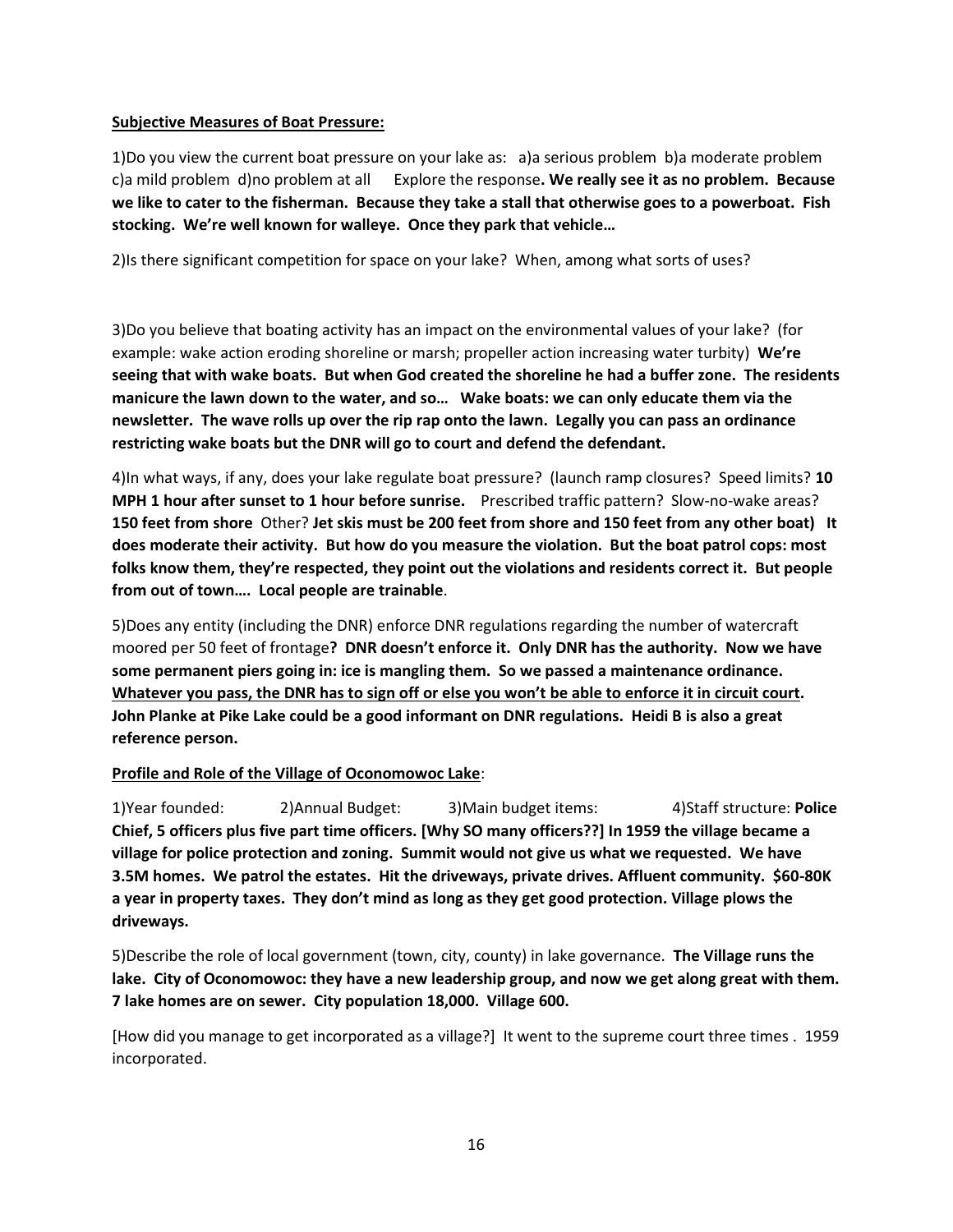**Subjective Measures of Boat Pressure:**

1)Do you view the current boat pressure on your lake as: a)a serious problem b)a moderate problem c)a mild problem d)no problem at all Explore the response**. We really see it as no problem. Because we like to cater to the fisherman. Because they take a stall that otherwise goes to a powerboat. Fish stocking. We're well known for walleye. Once they park that vehicle…**

2)Is there significant competition for space on your lake? When, among what sorts of uses?

3)Do you believe that boating activity has an impact on the environmental values of your lake? (for example: wake action eroding shoreline or marsh; propeller action increasing water turbity) **We're seeing that with wake boats. But when God created the shoreline he had a buffer zone. The residents manicure the lawn down to the water, and so… Wake boats: we can only educate them via the newsletter. The wave rolls up over the rip rap onto the lawn. Legally you can pass an ordinance restricting wake boats but the DNR will go to court and defend the defendant.**

4)In what ways, if any, does your lake regulate boat pressure? (launch ramp closures? Speed limits? **10 MPH 1 hour after sunset to 1 hour before sunrise.** Prescribed traffic pattern? Slow-no-wake areas? **150 feet from shore** Other? **Jet skis must be 200 feet from shore and 150 feet from any other boat) It does moderate their activity. But how do you measure the violation. But the boat patrol cops: most folks know them, they're respected, they point out the violations and residents correct it. But people from out of town…. Local people are trainable**.

5)Does any entity (including the DNR) enforce DNR regulations regarding the number of watercraft moored per 50 feet of frontage**? DNR doesn't enforce it. Only DNR has the authority. Now we have some permanent piers going in: ice is mangling them. So we passed a maintenance ordinance. <u>Whatever you pass, the DNR has to sign off or else you won't be able to enforce it in circuit court</u>. John Planke at Pike Lake could be a good informant on DNR regulations. Heidi B is also a great reference person.**

**<u>Profile and Role of the Village of Oconomowoc Lake</u>**:

1)Year founded: 2)Annual Budget: 3)Main budget items: 4)Staff structure: **Police Chief, 5 officers plus five part time officers. [Why SO many officers??] In 1959 the village became a village for police protection and zoning. Summit would not give us what we requested. We have 3.5M homes. We patrol the estates. Hit the driveways, private drives. Affluent community. $60-80K a year in property taxes. They don't mind as long as they get good protection. Village plows the driveways.**

5)Describe the role of local government (town, city, county) in lake governance. **The Village runs the lake. City of Oconomowoc: they have a new leadership group, and now we get along great with them. 7 lake homes are on sewer. City population 18,000. Village 600.**

[How did you manage to get incorporated as a village?] It went to the supreme court three times . 1959 incorporated.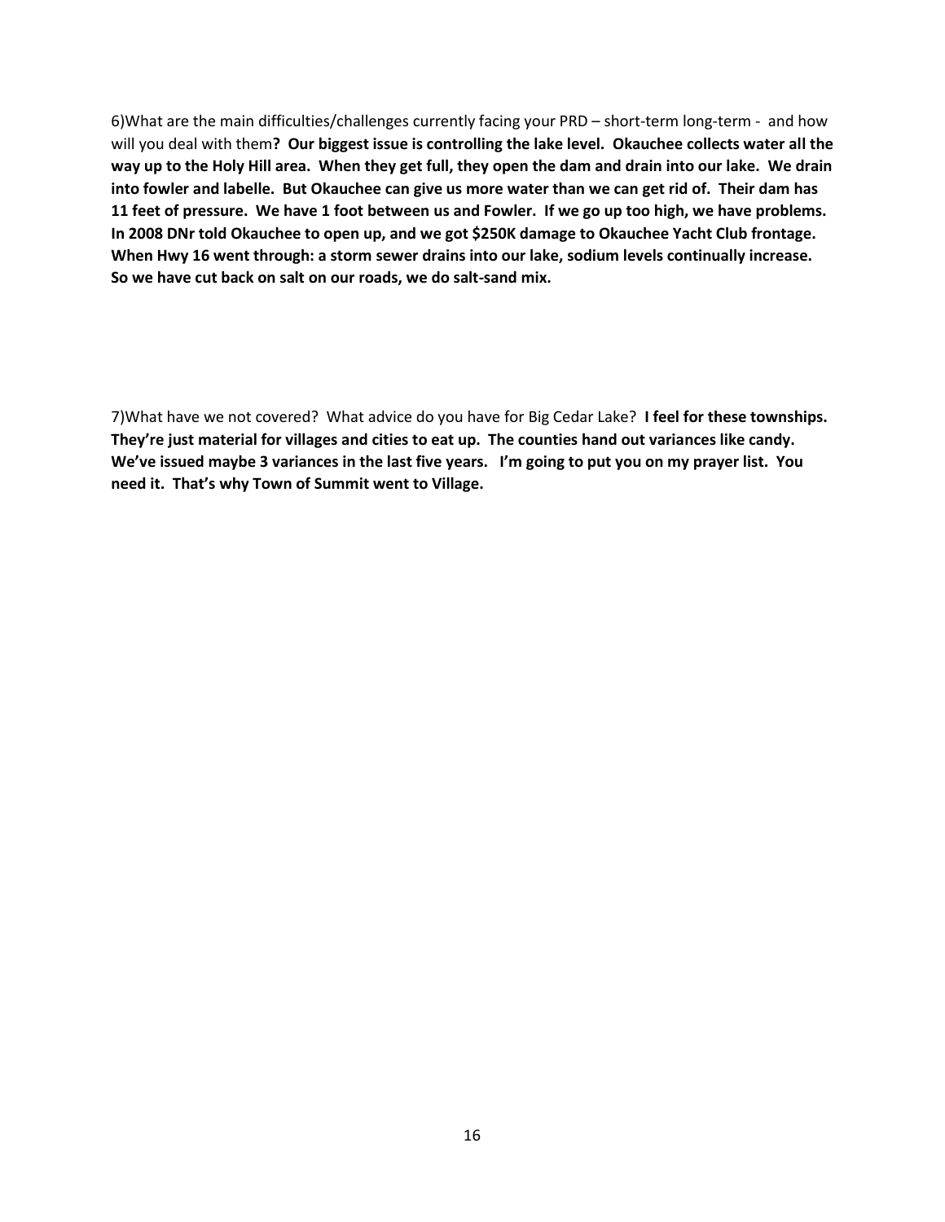6)What are the main difficulties/challenges currently facing your PRD – short-term long-term - and how will you deal with them**? Our biggest issue is controlling the lake level. Okauchee collects water all the way up to the Holy Hill area. When they get full, they open the dam and drain into our lake. We drain into fowler and labelle. But Okauchee can give us more water than we can get rid of. Their dam has 11 feet of pressure. We have 1 foot between us and Fowler. If we go up too high, we have problems. In 2008 DNr told Okauchee to open up, and we got $250K damage to Okauchee Yacht Club frontage. When Hwy 16 went through: a storm sewer drains into our lake, sodium levels continually increase. So we have cut back on salt on our roads, we do salt-sand mix.**

7)What have we not covered? What advice do you have for Big Cedar Lake? **I feel for these townships. They're just material for villages and cities to eat up. The counties hand out variances like candy. We've issued maybe 3 variances in the last five years. I'm going to put you on my prayer list. You need it. That's why Town of Summit went to Village.**